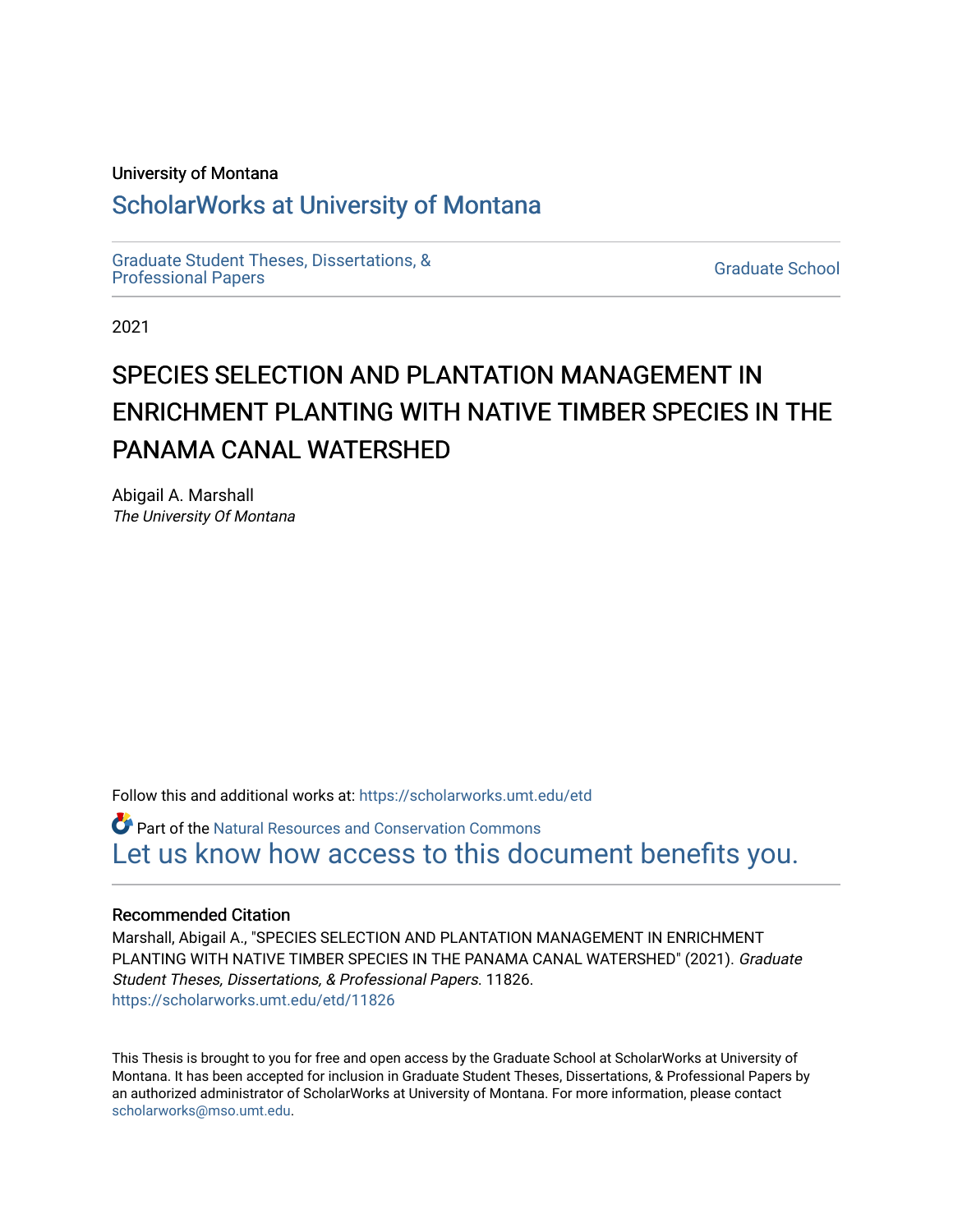University of Montana

# ScholarWorks at University of Montana

Graduate Student Theses, Dissertations, & Professional Papers

Graduate School

2021

# SPECIES SELECTION AND PLANTATION MANAGEMENT IN ENRICHMENT PLANTING WITH NATIVE TIMBER SPECIES IN THE PANAMA CANAL WATERSHED

Abigail A. Marshall
*The University Of Montana*

Follow this and additional works at: https://scholarworks.umt.edu/etd

Part of the Natural Resources and Conservation Commons

Let us know how access to this document benefits you.

## Recommended Citation

Marshall, Abigail A., "SPECIES SELECTION AND PLANTATION MANAGEMENT IN ENRICHMENT PLANTING WITH NATIVE TIMBER SPECIES IN THE PANAMA CANAL WATERSHED" (2021). *Graduate Student Theses, Dissertations, & Professional Papers*. 11826.
https://scholarworks.umt.edu/etd/11826

This Thesis is brought to you for free and open access by the Graduate School at ScholarWorks at University of Montana. It has been accepted for inclusion in Graduate Student Theses, Dissertations, & Professional Papers by an authorized administrator of ScholarWorks at University of Montana. For more information, please contact scholarworks@mso.umt.edu.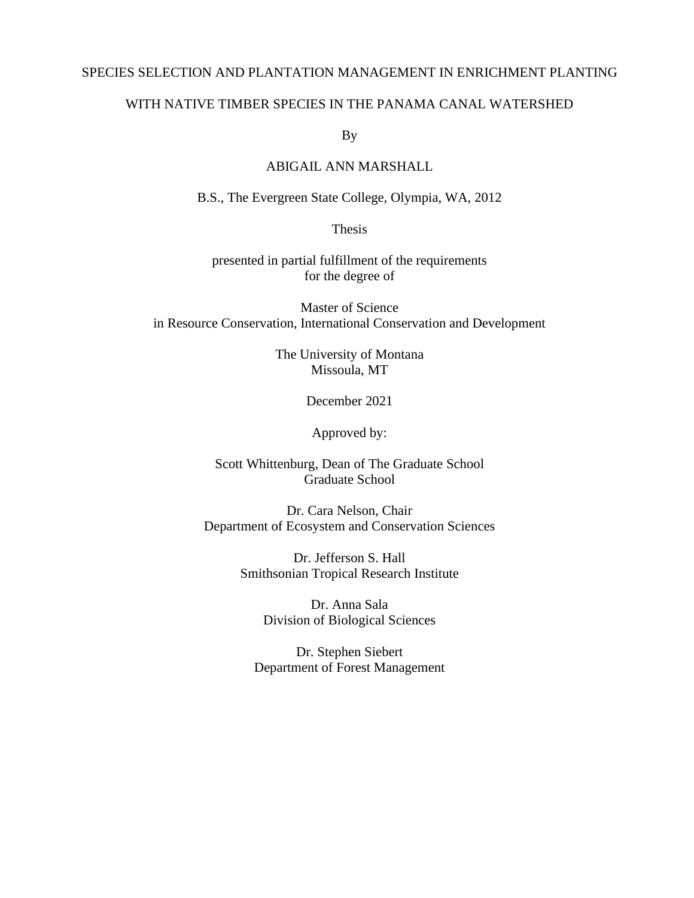# SPECIES SELECTION AND PLANTATION MANAGEMENT IN ENRICHMENT PLANTING WITH NATIVE TIMBER SPECIES IN THE PANAMA CANAL WATERSHED

By

ABIGAIL ANN MARSHALL

B.S., The Evergreen State College, Olympia, WA, 2012

Thesis

presented in partial fulfillment of the requirements
for the degree of

Master of Science
in Resource Conservation, International Conservation and Development

The University of Montana
Missoula, MT

December 2021

Approved by:

Scott Whittenburg, Dean of The Graduate School
Graduate School

Dr. Cara Nelson, Chair
Department of Ecosystem and Conservation Sciences

Dr. Jefferson S. Hall
Smithsonian Tropical Research Institute

Dr. Anna Sala
Division of Biological Sciences

Dr. Stephen Siebert
Department of Forest Management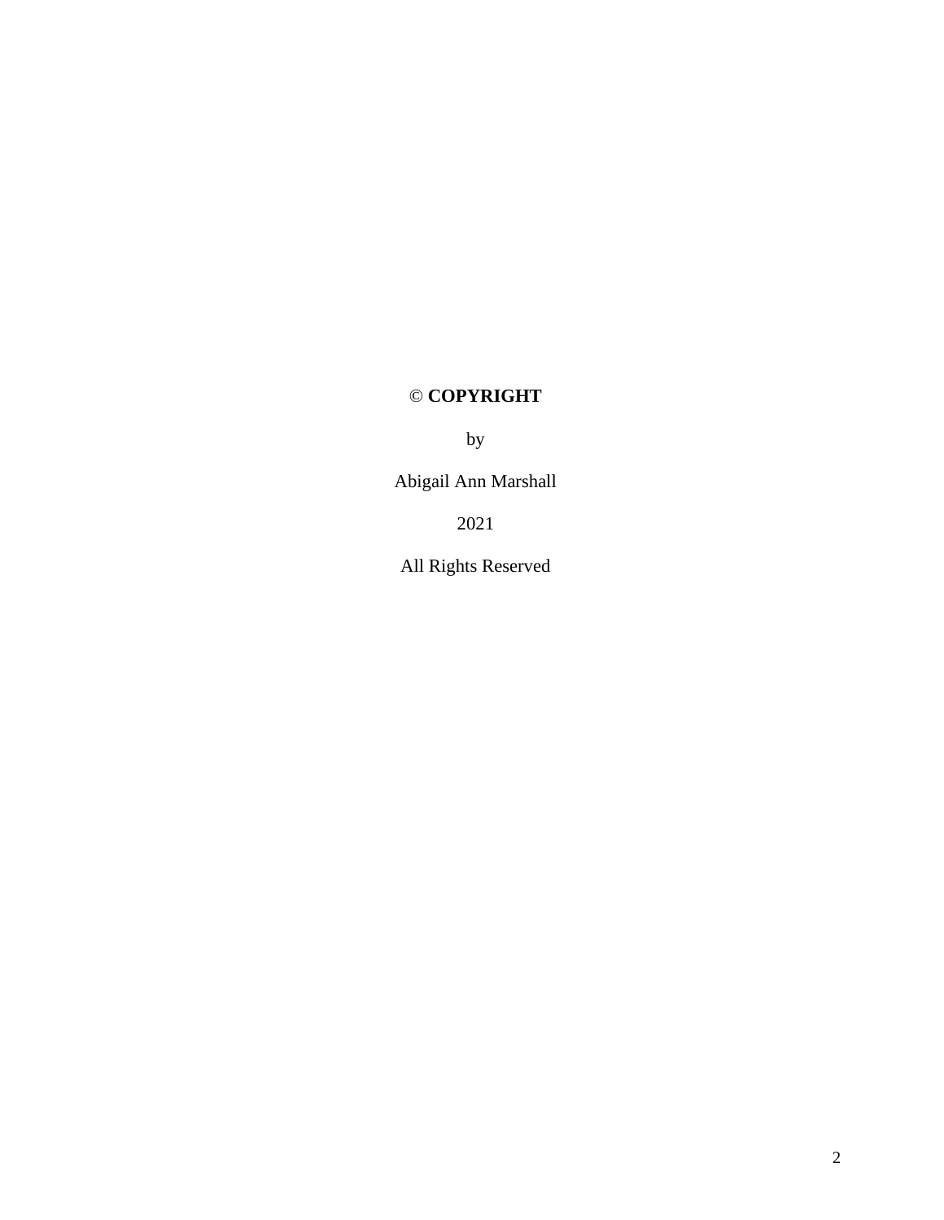© **COPYRIGHT**

by

Abigail Ann Marshall

2021

All Rights Reserved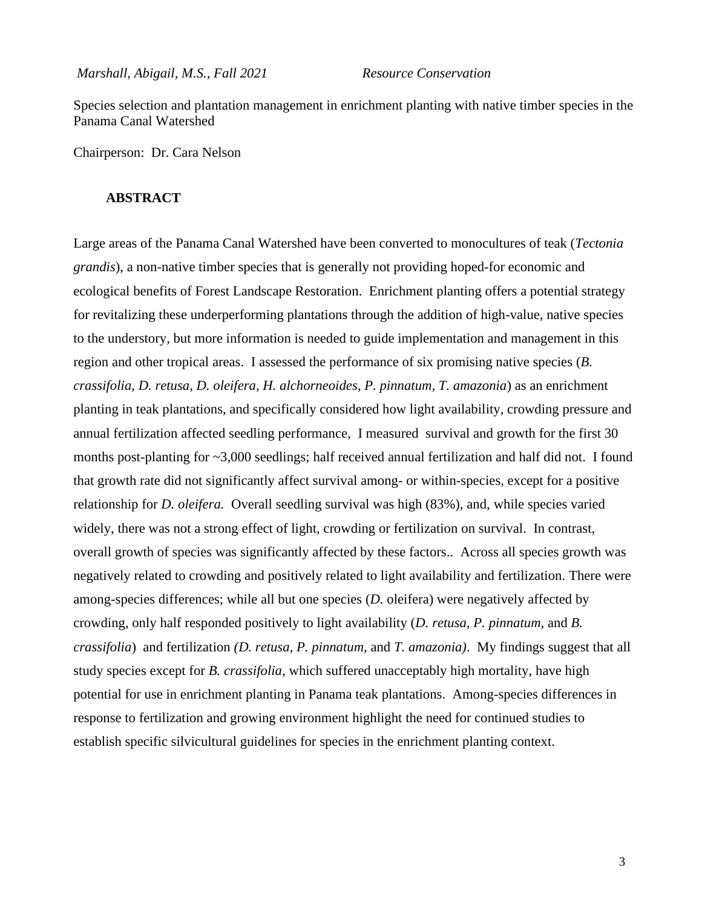*Marshall, Abigail, M.S., Fall 2021* *Resource Conservation*

Species selection and plantation management in enrichment planting with native timber species in the Panama Canal Watershed

Chairperson: Dr. Cara Nelson

## ABSTRACT

Large areas of the Panama Canal Watershed have been converted to monocultures of teak (*Tectonia grandis*), a non-native timber species that is generally not providing hoped-for economic and ecological benefits of Forest Landscape Restoration. Enrichment planting offers a potential strategy for revitalizing these underperforming plantations through the addition of high-value, native species to the understory, but more information is needed to guide implementation and management in this region and other tropical areas. I assessed the performance of six promising native species (*B. crassifolia, D. retusa, D. oleifera, H. alchorneoides, P. pinnatum, T. amazonia*) as an enrichment planting in teak plantations, and specifically considered how light availability, crowding pressure and annual fertilization affected seedling performance, I measured survival and growth for the first 30 months post-planting for ~3,000 seedlings; half received annual fertilization and half did not. I found that growth rate did not significantly affect survival among- or within-species, except for a positive relationship for *D. oleifera.* Overall seedling survival was high (83%), and, while species varied widely, there was not a strong effect of light, crowding or fertilization on survival. In contrast, overall growth of species was significantly affected by these factors.. Across all species growth was negatively related to crowding and positively related to light availability and fertilization. There were among-species differences; while all but one species (*D.* oleifera) were negatively affected by crowding, only half responded positively to light availability (*D. retusa, P. pinnatum,* and *B. crassifolia*) and fertilization *(D. retusa, P. pinnatum,* and *T. amazonia)*. My findings suggest that all study species except for *B. crassifolia*, which suffered unacceptably high mortality, have high potential for use in enrichment planting in Panama teak plantations. Among-species differences in response to fertilization and growing environment highlight the need for continued studies to establish specific silvicultural guidelines for species in the enrichment planting context.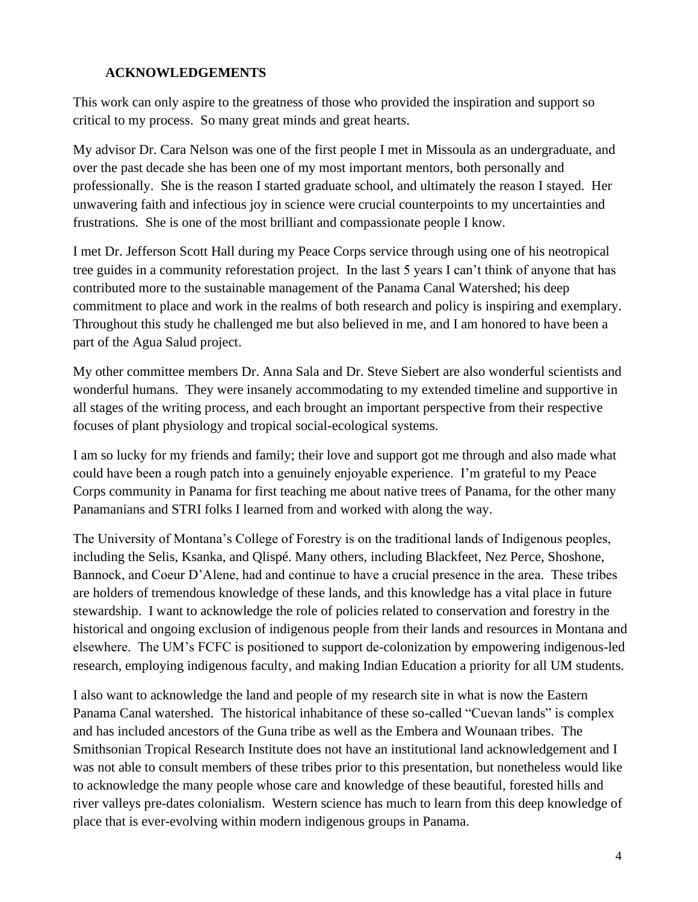## ACKNOWLEDGEMENTS

This work can only aspire to the greatness of those who provided the inspiration and support so critical to my process. So many great minds and great hearts.

My advisor Dr. Cara Nelson was one of the first people I met in Missoula as an undergraduate, and over the past decade she has been one of my most important mentors, both personally and professionally. She is the reason I started graduate school, and ultimately the reason I stayed. Her unwavering faith and infectious joy in science were crucial counterpoints to my uncertainties and frustrations. She is one of the most brilliant and compassionate people I know.

I met Dr. Jefferson Scott Hall during my Peace Corps service through using one of his neotropical tree guides in a community reforestation project. In the last 5 years I can't think of anyone that has contributed more to the sustainable management of the Panama Canal Watershed; his deep commitment to place and work in the realms of both research and policy is inspiring and exemplary. Throughout this study he challenged me but also believed in me, and I am honored to have been a part of the Agua Salud project.

My other committee members Dr. Anna Sala and Dr. Steve Siebert are also wonderful scientists and wonderful humans. They were insanely accommodating to my extended timeline and supportive in all stages of the writing process, and each brought an important perspective from their respective focuses of plant physiology and tropical social-ecological systems.

I am so lucky for my friends and family; their love and support got me through and also made what could have been a rough patch into a genuinely enjoyable experience. I'm grateful to my Peace Corps community in Panama for first teaching me about native trees of Panama, for the other many Panamanians and STRI folks I learned from and worked with along the way.

The University of Montana's College of Forestry is on the traditional lands of Indigenous peoples, including the Selis, Ksanka, and Qlispé. Many others, including Blackfeet, Nez Perce, Shoshone, Bannock, and Coeur D'Alene, had and continue to have a crucial presence in the area. These tribes are holders of tremendous knowledge of these lands, and this knowledge has a vital place in future stewardship. I want to acknowledge the role of policies related to conservation and forestry in the historical and ongoing exclusion of indigenous people from their lands and resources in Montana and elsewhere. The UM's FCFC is positioned to support de-colonization by empowering indigenous-led research, employing indigenous faculty, and making Indian Education a priority for all UM students.

I also want to acknowledge the land and people of my research site in what is now the Eastern Panama Canal watershed. The historical inhabitance of these so-called "Cuevan lands" is complex and has included ancestors of the Guna tribe as well as the Embera and Wounaan tribes. The Smithsonian Tropical Research Institute does not have an institutional land acknowledgement and I was not able to consult members of these tribes prior to this presentation, but nonetheless would like to acknowledge the many people whose care and knowledge of these beautiful, forested hills and river valleys pre-dates colonialism. Western science has much to learn from this deep knowledge of place that is ever-evolving within modern indigenous groups in Panama.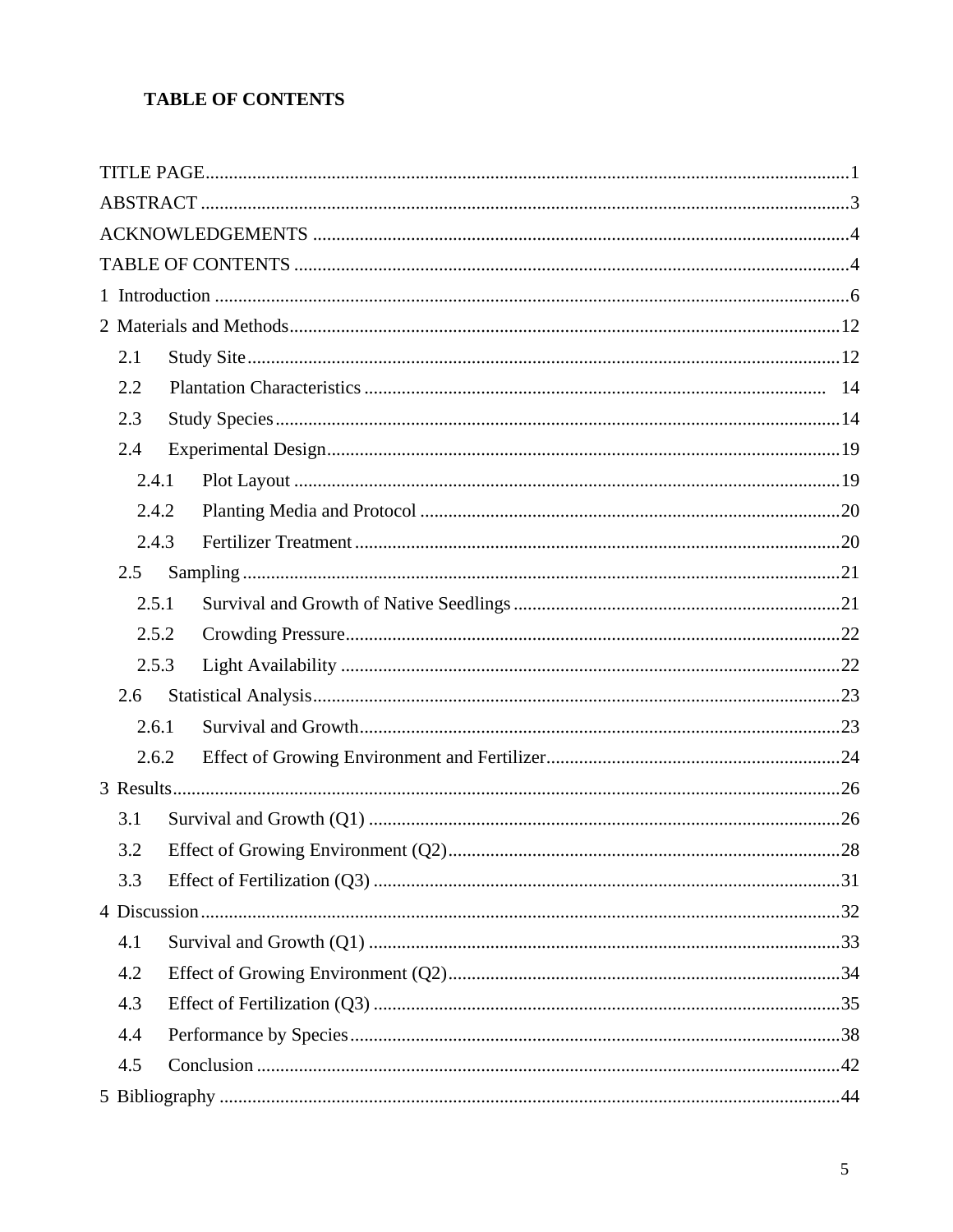# TABLE OF CONTENTS

TITLE PAGE........................................................................................................................1

ABSTRACT .........................................................................................................................3

ACKNOWLEDGEMENTS .................................................................................................4

TABLE OF CONTENTS ....................................................................................................4

1 Introduction ......................................................................................................................6

2 Materials and Methods.....................................................................................................12

- 2.1 Study Site.............................................................................................................12
- 2.2 Plantation Characteristics ................................................................................... 14
- 2.3 Study Species........................................................................................................14
- 2.4 Experimental Design............................................................................................19
  - 2.4.1 Plot Layout ....................................................................................................19
  - 2.4.2 Planting Media and Protocol .........................................................................20
  - 2.4.3 Fertilizer Treatment .......................................................................................20
- 2.5 Sampling ..............................................................................................................21
  - 2.5.1 Survival and Growth of Native Seedlings .....................................................21
  - 2.5.2 Crowding Pressure.........................................................................................22
  - 2.5.3 Light Availability ..........................................................................................22
- 2.6 Statistical Analysis................................................................................................23
  - 2.6.1 Survival and Growth......................................................................................23
  - 2.6.2 Effect of Growing Environment and Fertilizer..............................................24

3 Results..............................................................................................................................26

- 3.1 Survival and Growth (Q1) ...................................................................................26
- 3.2 Effect of Growing Environment (Q2)...................................................................28
- 3.3 Effect of Fertilization (Q3) ...................................................................................31

4 Discussion.........................................................................................................................32

- 4.1 Survival and Growth (Q1) ...................................................................................33
- 4.2 Effect of Growing Environment (Q2)...................................................................34
- 4.3 Effect of Fertilization (Q3) ...................................................................................35
- 4.4 Performance by Species........................................................................................38
- 4.5 Conclusion ............................................................................................................42

5 Bibliography ....................................................................................................................44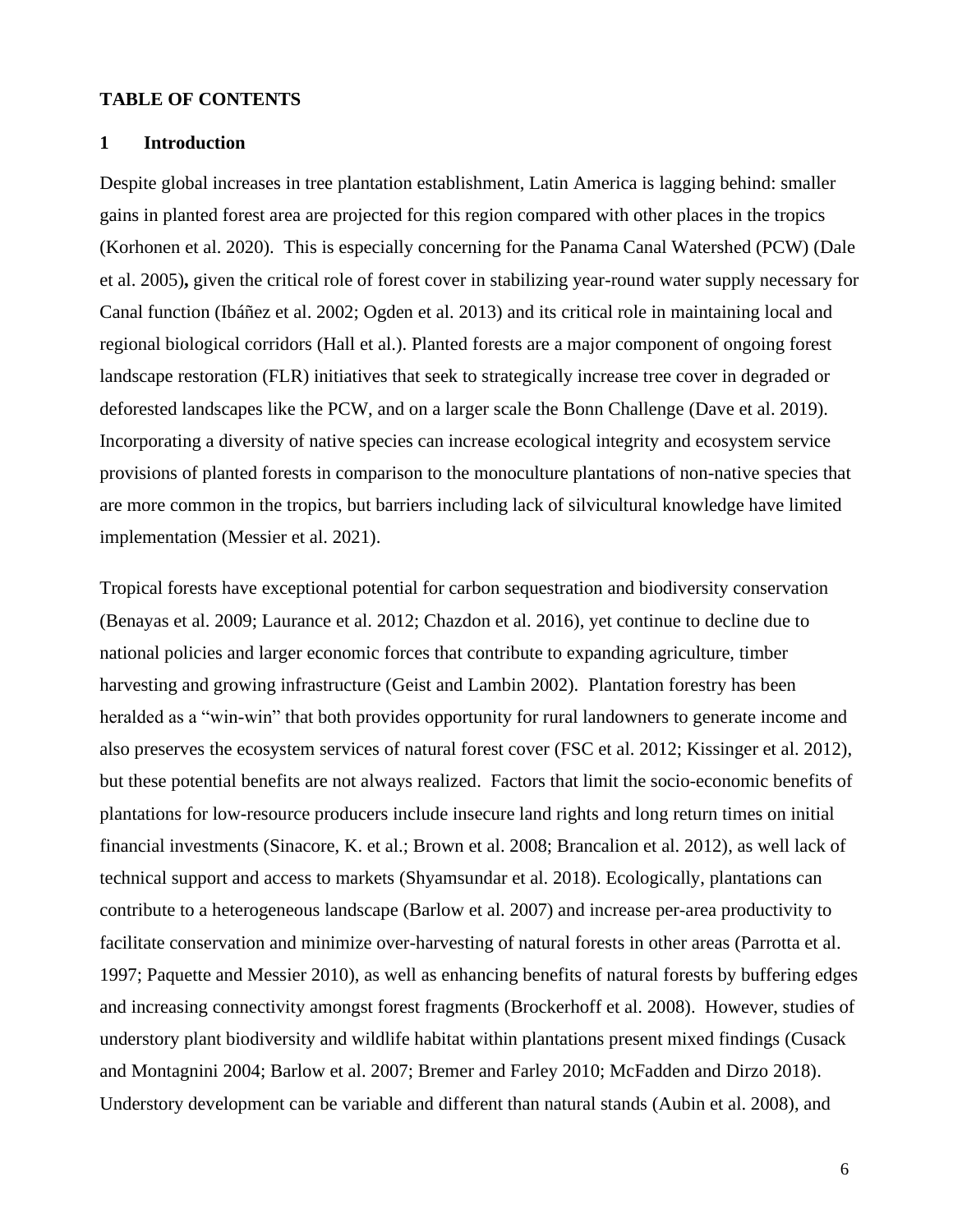**TABLE OF CONTENTS**

# 1 Introduction

Despite global increases in tree plantation establishment, Latin America is lagging behind: smaller gains in planted forest area are projected for this region compared with other places in the tropics (Korhonen et al. 2020). This is especially concerning for the Panama Canal Watershed (PCW) (Dale et al. 2005)**,** given the critical role of forest cover in stabilizing year-round water supply necessary for Canal function (Ibáñez et al. 2002; Ogden et al. 2013) and its critical role in maintaining local and regional biological corridors (Hall et al.). Planted forests are a major component of ongoing forest landscape restoration (FLR) initiatives that seek to strategically increase tree cover in degraded or deforested landscapes like the PCW, and on a larger scale the Bonn Challenge (Dave et al. 2019). Incorporating a diversity of native species can increase ecological integrity and ecosystem service provisions of planted forests in comparison to the monoculture plantations of non-native species that are more common in the tropics, but barriers including lack of silvicultural knowledge have limited implementation (Messier et al. 2021).

Tropical forests have exceptional potential for carbon sequestration and biodiversity conservation (Benayas et al. 2009; Laurance et al. 2012; Chazdon et al. 2016), yet continue to decline due to national policies and larger economic forces that contribute to expanding agriculture, timber harvesting and growing infrastructure (Geist and Lambin 2002). Plantation forestry has been heralded as a "win-win" that both provides opportunity for rural landowners to generate income and also preserves the ecosystem services of natural forest cover (FSC et al. 2012; Kissinger et al. 2012), but these potential benefits are not always realized. Factors that limit the socio-economic benefits of plantations for low-resource producers include insecure land rights and long return times on initial financial investments (Sinacore, K. et al.; Brown et al. 2008; Brancalion et al. 2012), as well lack of technical support and access to markets (Shyamsundar et al. 2018). Ecologically, plantations can contribute to a heterogeneous landscape (Barlow et al. 2007) and increase per-area productivity to facilitate conservation and minimize over-harvesting of natural forests in other areas (Parrotta et al. 1997; Paquette and Messier 2010), as well as enhancing benefits of natural forests by buffering edges and increasing connectivity amongst forest fragments (Brockerhoff et al. 2008). However, studies of understory plant biodiversity and wildlife habitat within plantations present mixed findings (Cusack and Montagnini 2004; Barlow et al. 2007; Bremer and Farley 2010; McFadden and Dirzo 2018). Understory development can be variable and different than natural stands (Aubin et al. 2008), and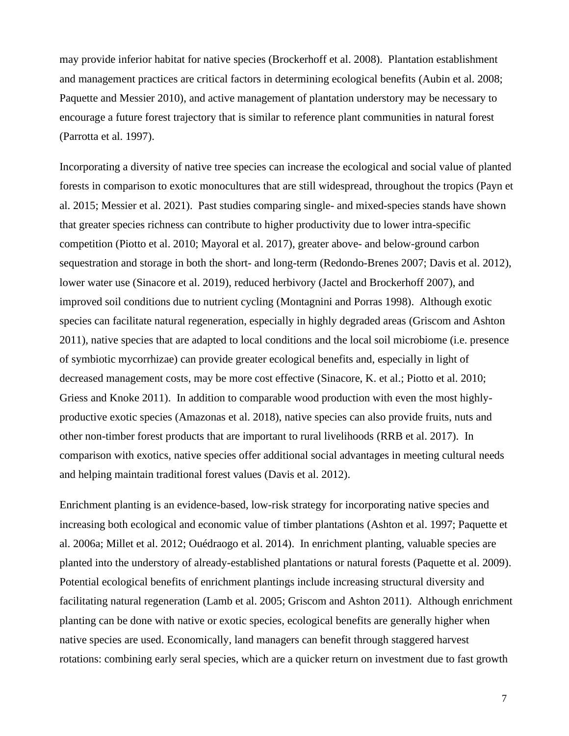may provide inferior habitat for native species (Brockerhoff et al. 2008). Plantation establishment and management practices are critical factors in determining ecological benefits (Aubin et al. 2008; Paquette and Messier 2010), and active management of plantation understory may be necessary to encourage a future forest trajectory that is similar to reference plant communities in natural forest (Parrotta et al. 1997).

Incorporating a diversity of native tree species can increase the ecological and social value of planted forests in comparison to exotic monocultures that are still widespread, throughout the tropics (Payn et al. 2015; Messier et al. 2021). Past studies comparing single- and mixed-species stands have shown that greater species richness can contribute to higher productivity due to lower intra-specific competition (Piotto et al. 2010; Mayoral et al. 2017), greater above- and below-ground carbon sequestration and storage in both the short- and long-term (Redondo-Brenes 2007; Davis et al. 2012), lower water use (Sinacore et al. 2019), reduced herbivory (Jactel and Brockerhoff 2007), and improved soil conditions due to nutrient cycling (Montagnini and Porras 1998). Although exotic species can facilitate natural regeneration, especially in highly degraded areas (Griscom and Ashton 2011), native species that are adapted to local conditions and the local soil microbiome (i.e. presence of symbiotic mycorrhizae) can provide greater ecological benefits and, especially in light of decreased management costs, may be more cost effective (Sinacore, K. et al.; Piotto et al. 2010; Griess and Knoke 2011). In addition to comparable wood production with even the most highly-productive exotic species (Amazonas et al. 2018), native species can also provide fruits, nuts and other non-timber forest products that are important to rural livelihoods (RRB et al. 2017). In comparison with exotics, native species offer additional social advantages in meeting cultural needs and helping maintain traditional forest values (Davis et al. 2012).

Enrichment planting is an evidence-based, low-risk strategy for incorporating native species and increasing both ecological and economic value of timber plantations (Ashton et al. 1997; Paquette et al. 2006a; Millet et al. 2012; Ouédraogo et al. 2014). In enrichment planting, valuable species are planted into the understory of already-established plantations or natural forests (Paquette et al. 2009). Potential ecological benefits of enrichment plantings include increasing structural diversity and facilitating natural regeneration (Lamb et al. 2005; Griscom and Ashton 2011). Although enrichment planting can be done with native or exotic species, ecological benefits are generally higher when native species are used. Economically, land managers can benefit through staggered harvest rotations: combining early seral species, which are a quicker return on investment due to fast growth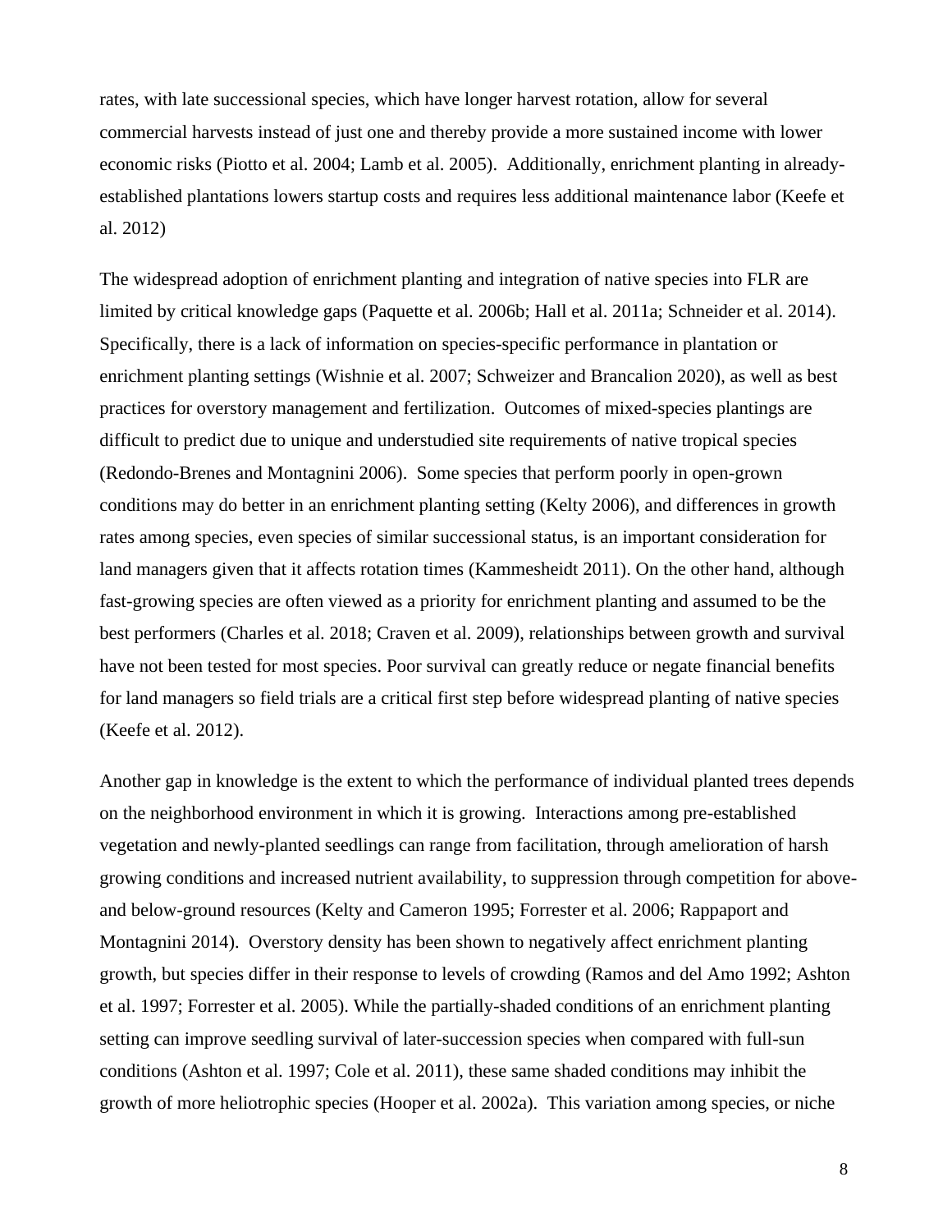rates, with late successional species, which have longer harvest rotation, allow for several commercial harvests instead of just one and thereby provide a more sustained income with lower economic risks (Piotto et al. 2004; Lamb et al. 2005). Additionally, enrichment planting in already-established plantations lowers startup costs and requires less additional maintenance labor (Keefe et al. 2012)

The widespread adoption of enrichment planting and integration of native species into FLR are limited by critical knowledge gaps (Paquette et al. 2006b; Hall et al. 2011a; Schneider et al. 2014). Specifically, there is a lack of information on species-specific performance in plantation or enrichment planting settings (Wishnie et al. 2007; Schweizer and Brancalion 2020), as well as best practices for overstory management and fertilization. Outcomes of mixed-species plantings are difficult to predict due to unique and understudied site requirements of native tropical species (Redondo-Brenes and Montagnini 2006). Some species that perform poorly in open-grown conditions may do better in an enrichment planting setting (Kelty 2006), and differences in growth rates among species, even species of similar successional status, is an important consideration for land managers given that it affects rotation times (Kammesheidt 2011). On the other hand, although fast-growing species are often viewed as a priority for enrichment planting and assumed to be the best performers (Charles et al. 2018; Craven et al. 2009), relationships between growth and survival have not been tested for most species. Poor survival can greatly reduce or negate financial benefits for land managers so field trials are a critical first step before widespread planting of native species (Keefe et al. 2012).

Another gap in knowledge is the extent to which the performance of individual planted trees depends on the neighborhood environment in which it is growing. Interactions among pre-established vegetation and newly-planted seedlings can range from facilitation, through amelioration of harsh growing conditions and increased nutrient availability, to suppression through competition for above- and below-ground resources (Kelty and Cameron 1995; Forrester et al. 2006; Rappaport and Montagnini 2014). Overstory density has been shown to negatively affect enrichment planting growth, but species differ in their response to levels of crowding (Ramos and del Amo 1992; Ashton et al. 1997; Forrester et al. 2005). While the partially-shaded conditions of an enrichment planting setting can improve seedling survival of later-succession species when compared with full-sun conditions (Ashton et al. 1997; Cole et al. 2011), these same shaded conditions may inhibit the growth of more heliotrophic species (Hooper et al. 2002a). This variation among species, or niche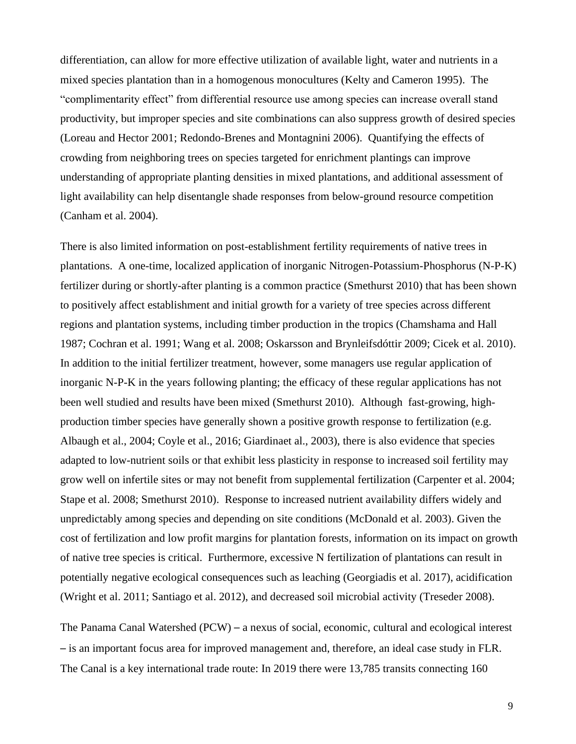differentiation, can allow for more effective utilization of available light, water and nutrients in a mixed species plantation than in a homogenous monocultures (Kelty and Cameron 1995). The "complimentarity effect" from differential resource use among species can increase overall stand productivity, but improper species and site combinations can also suppress growth of desired species (Loreau and Hector 2001; Redondo-Brenes and Montagnini 2006). Quantifying the effects of crowding from neighboring trees on species targeted for enrichment plantings can improve understanding of appropriate planting densities in mixed plantations, and additional assessment of light availability can help disentangle shade responses from below-ground resource competition (Canham et al. 2004).

There is also limited information on post-establishment fertility requirements of native trees in plantations. A one-time, localized application of inorganic Nitrogen-Potassium-Phosphorus (N-P-K) fertilizer during or shortly-after planting is a common practice (Smethurst 2010) that has been shown to positively affect establishment and initial growth for a variety of tree species across different regions and plantation systems, including timber production in the tropics (Chamshama and Hall 1987; Cochran et al. 1991; Wang et al. 2008; Oskarsson and Brynleifsdóttir 2009; Cicek et al. 2010). In addition to the initial fertilizer treatment, however, some managers use regular application of inorganic N-P-K in the years following planting; the efficacy of these regular applications has not been well studied and results have been mixed (Smethurst 2010). Although fast-growing, high-production timber species have generally shown a positive growth response to fertilization (e.g. Albaugh et al., 2004; Coyle et al., 2016; Giardinaet al., 2003), there is also evidence that species adapted to low-nutrient soils or that exhibit less plasticity in response to increased soil fertility may grow well on infertile sites or may not benefit from supplemental fertilization (Carpenter et al. 2004; Stape et al. 2008; Smethurst 2010). Response to increased nutrient availability differs widely and unpredictably among species and depending on site conditions (McDonald et al. 2003). Given the cost of fertilization and low profit margins for plantation forests, information on its impact on growth of native tree species is critical. Furthermore, excessive N fertilization of plantations can result in potentially negative ecological consequences such as leaching (Georgiadis et al. 2017), acidification (Wright et al. 2011; Santiago et al. 2012), and decreased soil microbial activity (Treseder 2008).

The Panama Canal Watershed (PCW) – a nexus of social, economic, cultural and ecological interest – is an important focus area for improved management and, therefore, an ideal case study in FLR. The Canal is a key international trade route: In 2019 there were 13,785 transits connecting 160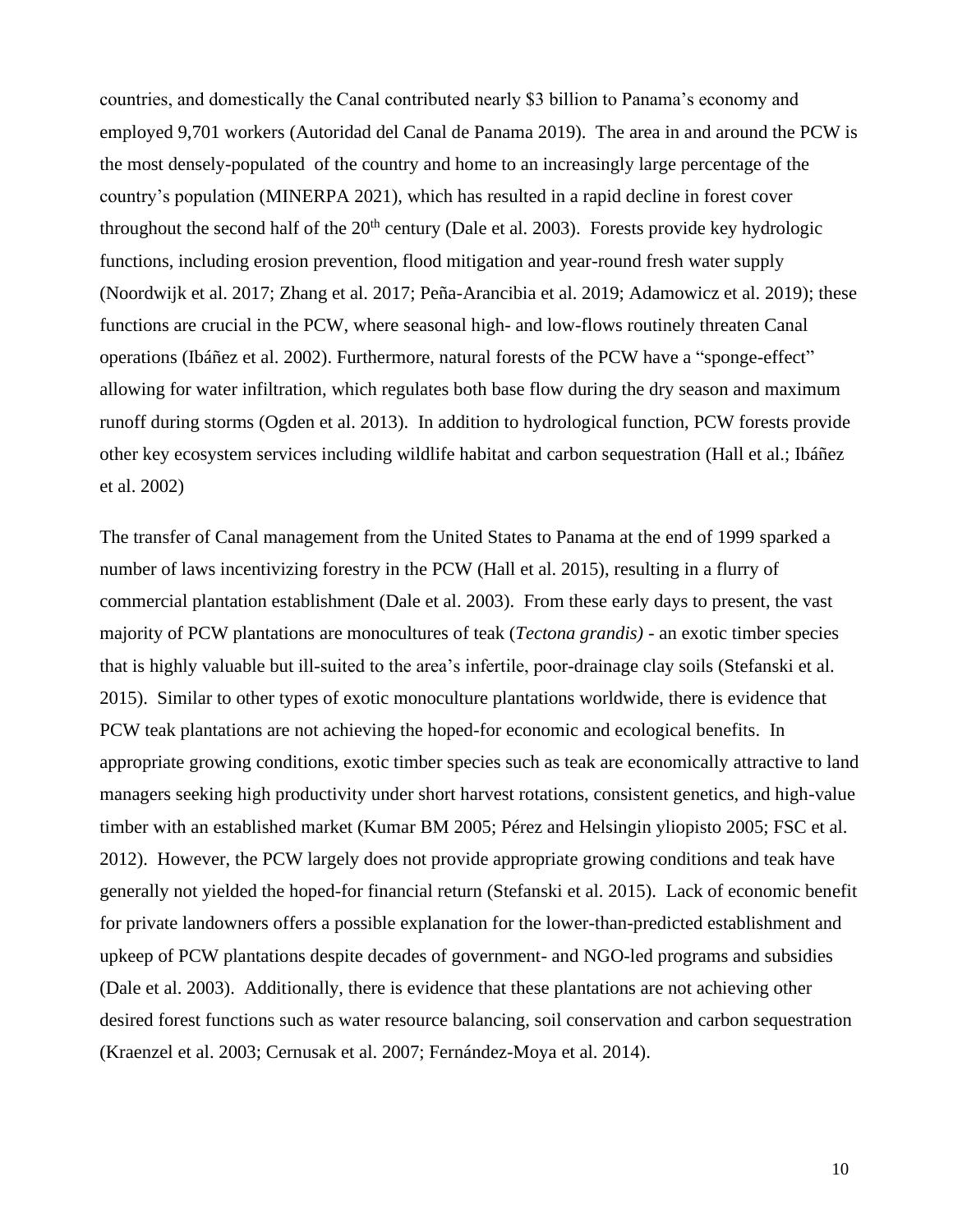countries, and domestically the Canal contributed nearly $3 billion to Panama's economy and employed 9,701 workers (Autoridad del Canal de Panama 2019). The area in and around the PCW is the most densely-populated of the country and home to an increasingly large percentage of the country's population (MINERPA 2021), which has resulted in a rapid decline in forest cover throughout the second half of the 20$^{th}$ century (Dale et al. 2003). Forests provide key hydrologic functions, including erosion prevention, flood mitigation and year-round fresh water supply (Noordwijk et al. 2017; Zhang et al. 2017; Peña-Arancibia et al. 2019; Adamowicz et al. 2019); these functions are crucial in the PCW, where seasonal high- and low-flows routinely threaten Canal operations (Ibáñez et al. 2002). Furthermore, natural forests of the PCW have a "sponge-effect" allowing for water infiltration, which regulates both base flow during the dry season and maximum runoff during storms (Ogden et al. 2013). In addition to hydrological function, PCW forests provide other key ecosystem services including wildlife habitat and carbon sequestration (Hall et al.; Ibáñez et al. 2002)

The transfer of Canal management from the United States to Panama at the end of 1999 sparked a number of laws incentivizing forestry in the PCW (Hall et al. 2015), resulting in a flurry of commercial plantation establishment (Dale et al. 2003). From these early days to present, the vast majority of PCW plantations are monocultures of teak (*Tectona grandis)* - an exotic timber species that is highly valuable but ill-suited to the area's infertile, poor-drainage clay soils (Stefanski et al. 2015). Similar to other types of exotic monoculture plantations worldwide, there is evidence that PCW teak plantations are not achieving the hoped-for economic and ecological benefits. In appropriate growing conditions, exotic timber species such as teak are economically attractive to land managers seeking high productivity under short harvest rotations, consistent genetics, and high-value timber with an established market (Kumar BM 2005; Pérez and Helsingin yliopisto 2005; FSC et al. 2012). However, the PCW largely does not provide appropriate growing conditions and teak have generally not yielded the hoped-for financial return (Stefanski et al. 2015). Lack of economic benefit for private landowners offers a possible explanation for the lower-than-predicted establishment and upkeep of PCW plantations despite decades of government- and NGO-led programs and subsidies (Dale et al. 2003). Additionally, there is evidence that these plantations are not achieving other desired forest functions such as water resource balancing, soil conservation and carbon sequestration (Kraenzel et al. 2003; Cernusak et al. 2007; Fernández-Moya et al. 2014).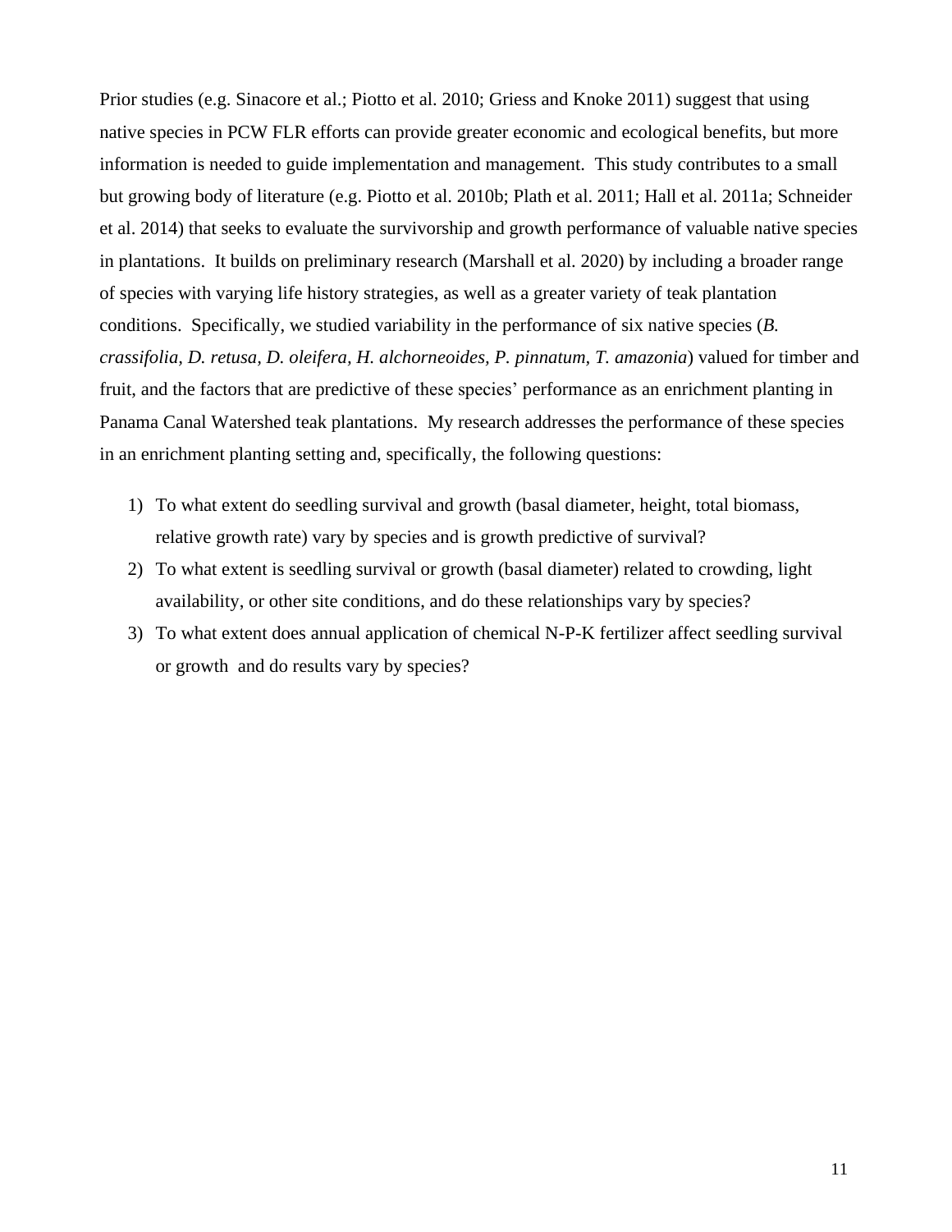Prior studies (e.g. Sinacore et al.; Piotto et al. 2010; Griess and Knoke 2011) suggest that using native species in PCW FLR efforts can provide greater economic and ecological benefits, but more information is needed to guide implementation and management. This study contributes to a small but growing body of literature (e.g. Piotto et al. 2010b; Plath et al. 2011; Hall et al. 2011a; Schneider et al. 2014) that seeks to evaluate the survivorship and growth performance of valuable native species in plantations. It builds on preliminary research (Marshall et al. 2020) by including a broader range of species with varying life history strategies, as well as a greater variety of teak plantation conditions. Specifically, we studied variability in the performance of six native species (*B. crassifolia, D. retusa, D. oleifera, H. alchorneoides, P. pinnatum, T. amazonia*) valued for timber and fruit, and the factors that are predictive of these species' performance as an enrichment planting in Panama Canal Watershed teak plantations. My research addresses the performance of these species in an enrichment planting setting and, specifically, the following questions:

1) To what extent do seedling survival and growth (basal diameter, height, total biomass, relative growth rate) vary by species and is growth predictive of survival?
2) To what extent is seedling survival or growth (basal diameter) related to crowding, light availability, or other site conditions, and do these relationships vary by species?
3) To what extent does annual application of chemical N-P-K fertilizer affect seedling survival or growth and do results vary by species?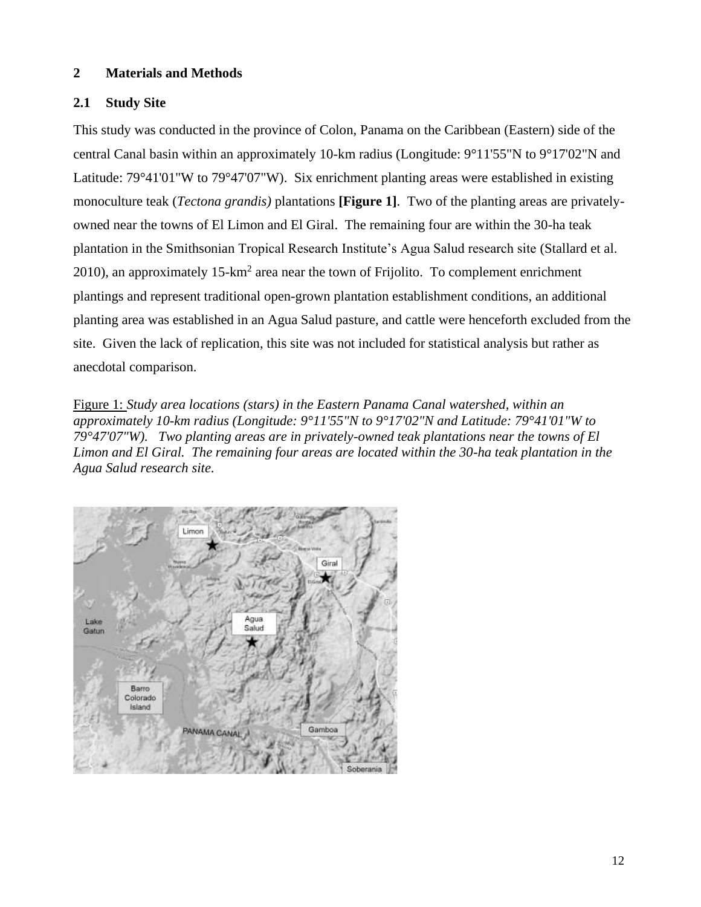## 2 Materials and Methods

### 2.1 Study Site

This study was conducted in the province of Colon, Panama on the Caribbean (Eastern) side of the central Canal basin within an approximately 10-km radius (Longitude: 9°11'55"N to 9°17'02"N and Latitude: 79°41'01"W to 79°47'07"W). Six enrichment planting areas were established in existing monoculture teak (*Tectona grandis)* plantations **[Figure 1]**. Two of the planting areas are privately-owned near the towns of El Limon and El Giral. The remaining four are within the 30-ha teak plantation in the Smithsonian Tropical Research Institute's Agua Salud research site (Stallard et al. 2010), an approximately 15-$km^2$ area near the town of Frijolito. To complement enrichment plantings and represent traditional open-grown plantation establishment conditions, an additional planting area was established in an Agua Salud pasture, and cattle were henceforth excluded from the site. Given the lack of replication, this site was not included for statistical analysis but rather as anecdotal comparison.

Figure 1: *Study area locations (stars) in the Eastern Panama Canal watershed, within an approximately 10-km radius (Longitude: 9°11'55"N to 9°17'02"N and Latitude: 79°41'01"W to 79°47'07"W). Two planting areas are in privately-owned teak plantations near the towns of El Limon and El Giral. The remaining four areas are located within the 30-ha teak plantation in the Agua Salud research site.*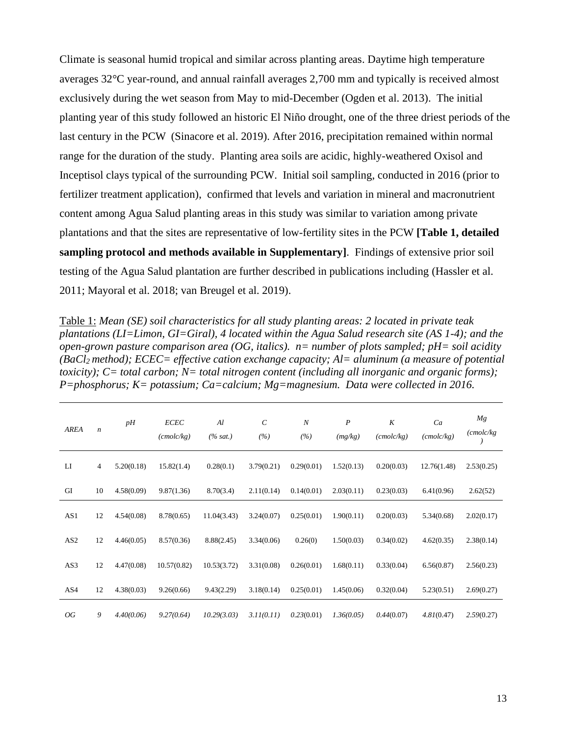Climate is seasonal humid tropical and similar across planting areas. Daytime high temperature averages 32°C year-round, and annual rainfall averages 2,700 mm and typically is received almost exclusively during the wet season from May to mid-December (Ogden et al. 2013). The initial planting year of this study followed an historic El Niño drought, one of the three driest periods of the last century in the PCW (Sinacore et al. 2019). After 2016, precipitation remained within normal range for the duration of the study. Planting area soils are acidic, highly-weathered Oxisol and Inceptisol clays typical of the surrounding PCW. Initial soil sampling, conducted in 2016 (prior to fertilizer treatment application), confirmed that levels and variation in mineral and macronutrient content among Agua Salud planting areas in this study was similar to variation among private plantations and that the sites are representative of low-fertility sites in the PCW **[Table 1, detailed sampling protocol and methods available in Supplementary]**. Findings of extensive prior soil testing of the Agua Salud plantation are further described in publications including (Hassler et al. 2011; Mayoral et al. 2018; van Breugel et al. 2019).

Table 1: *Mean (SE) soil characteristics for all study planting areas: 2 located in private teak plantations (LI=Limon, GI=Giral), 4 located within the Agua Salud research site (AS 1-4); and the open-grown pasture comparison area (OG, italics). n= number of plots sampled; pH= soil acidity ($BaCl_2$ method); ECEC= effective cation exchange capacity; Al= aluminum (a measure of potential toxicity); C= total carbon; N= total nitrogen content (including all inorganic and organic forms); P=phosphorus; K= potassium; Ca=calcium; Mg=magnesium. Data were collected in 2016.*

| *AREA* | *n* | *pH* | *ECEC (cmolc/kg)* | *Al (% sat.)* | *C (%)* | *N (%)* | *P (mg/kg)* | *K (cmolc/kg)* | *Ca (cmolc/kg)* | *Mg (cmolc/kg)* |
|---|---|---|---|---|---|---|---|---|---|---|
| LI | 4 | 5.20(0.18) | 15.82(1.4) | 0.28(0.1) | 3.79(0.21) | 0.29(0.01) | 1.52(0.13) | 0.20(0.03) | 12.76(1.48) | 2.53(0.25) |
| GI | 10 | 4.58(0.09) | 9.87(1.36) | 8.70(3.4) | 2.11(0.14) | 0.14(0.01) | 2.03(0.11) | 0.23(0.03) | 6.41(0.96) | 2.62(52) |
| AS1 | 12 | 4.54(0.08) | 8.78(0.65) | 11.04(3.43) | 3.24(0.07) | 0.25(0.01) | 1.90(0.11) | 0.20(0.03) | 5.34(0.68) | 2.02(0.17) |
| AS2 | 12 | 4.46(0.05) | 8.57(0.36) | 8.88(2.45) | 3.34(0.06) | 0.26(0) | 1.50(0.03) | 0.34(0.02) | 4.62(0.35) | 2.38(0.14) |
| AS3 | 12 | 4.47(0.08) | 10.57(0.82) | 10.53(3.72) | 3.31(0.08) | 0.26(0.01) | 1.68(0.11) | 0.33(0.04) | 6.56(0.87) | 2.56(0.23) |
| AS4 | 12 | 4.38(0.03) | 9.26(0.66) | 9.43(2.29) | 3.18(0.14) | 0.25(0.01) | 1.45(0.06) | 0.32(0.04) | 5.23(0.51) | 2.69(0.27) |
| *OG* | *9* | *4.40(0.06)* | *9.27(0.64)* | *10.29(3.03)* | *3.11(0.11)* | *0.23*(0.01) | *1.36(0.05)* | *0.44*(0.07) | *4.81*(0.47) | *2.59*(0.27) |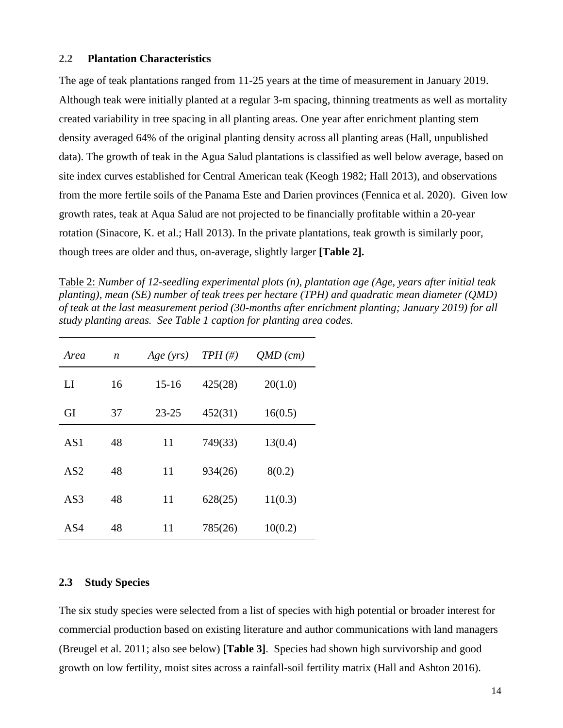## 2.2 Plantation Characteristics

The age of teak plantations ranged from 11-25 years at the time of measurement in January 2019. Although teak were initially planted at a regular 3-m spacing, thinning treatments as well as mortality created variability in tree spacing in all planting areas. One year after enrichment planting stem density averaged 64% of the original planting density across all planting areas (Hall, unpublished data). The growth of teak in the Agua Salud plantations is classified as well below average, based on site index curves established for Central American teak (Keogh 1982; Hall 2013), and observations from the more fertile soils of the Panama Este and Darien provinces (Fennica et al. 2020). Given low growth rates, teak at Aqua Salud are not projected to be financially profitable within a 20-year rotation (Sinacore, K. et al.; Hall 2013). In the private plantations, teak growth is similarly poor, though trees are older and thus, on-average, slightly larger **[Table 2].**

Table 2: *Number of 12-seedling experimental plots (n), plantation age (Age, years after initial teak planting), mean (SE) number of teak trees per hectare (TPH) and quadratic mean diameter (QMD) of teak at the last measurement period (30-months after enrichment planting; January 2019) for all study planting areas. See Table 1 caption for planting area codes.*

| *Area* | *n* | *Age (yrs)* | *TPH (#)* | *QMD (cm)* |
|---|---|---|---|---|
| LI | 16 | 15-16 | 425(28) | 20(1.0) |
| GI | 37 | 23-25 | 452(31) | 16(0.5) |
| AS1 | 48 | 11 | 749(33) | 13(0.4) |
| AS2 | 48 | 11 | 934(26) | 8(0.2) |
| AS3 | 48 | 11 | 628(25) | 11(0.3) |
| AS4 | 48 | 11 | 785(26) | 10(0.2) |

## 2.3 Study Species

The six study species were selected from a list of species with high potential or broader interest for commercial production based on existing literature and author communications with land managers (Breugel et al. 2011; also see below) **[Table 3]**. Species had shown high survivorship and good growth on low fertility, moist sites across a rainfall-soil fertility matrix (Hall and Ashton 2016).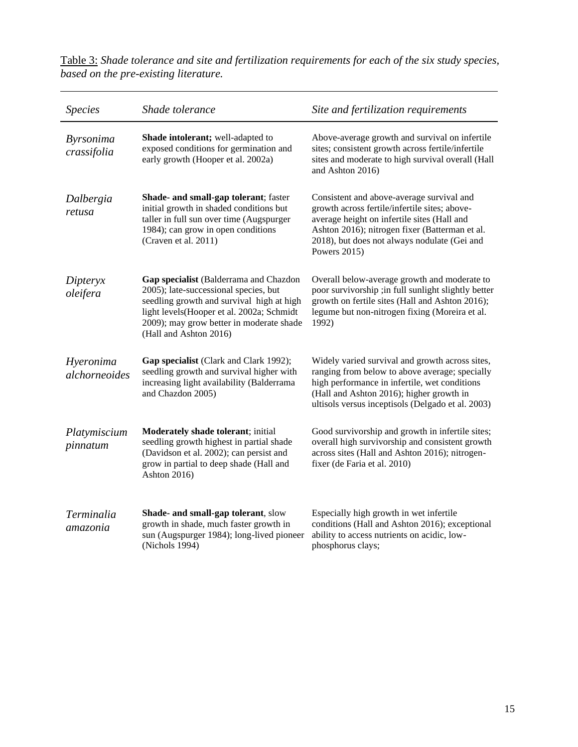<u>Table 3:</u> *Shade tolerance and site and fertilization requirements for each of the six study species, based on the pre-existing literature.*

| *Species* | *Shade tolerance* | *Site and fertilization requirements* |
|---|---|---|
| *Byrsonima crassifolia* | **Shade intolerant;** well-adapted to exposed conditions for germination and early growth (Hooper et al. 2002a) | Above-average growth and survival on infertile sites; consistent growth across fertile/infertile sites and moderate to high survival overall (Hall and Ashton 2016) |
| *Dalbergia retusa* | **Shade- and small-gap tolerant**; faster initial growth in shaded conditions but taller in full sun over time (Augspurger 1984); can grow in open conditions (Craven et al. 2011) | Consistent and above-average survival and growth across fertile/infertile sites; above-average height on infertile sites (Hall and Ashton 2016); nitrogen fixer (Batterman et al. 2018), but does not always nodulate (Gei and Powers 2015) |
| *Dipteryx oleifera* | **Gap specialist** (Balderrama and Chazdon 2005); late-successional species, but seedling growth and survival high at high light levels(Hooper et al. 2002a; Schmidt 2009); may grow better in moderate shade (Hall and Ashton 2016) | Overall below-average growth and moderate to poor survivorship ;in full sunlight slightly better growth on fertile sites (Hall and Ashton 2016); legume but non-nitrogen fixing (Moreira et al. 1992) |
| *Hyeronima alchorneoides* | **Gap specialist** (Clark and Clark 1992); seedling growth and survival higher with increasing light availability (Balderrama and Chazdon 2005) | Widely varied survival and growth across sites, ranging from below to above average; specially high performance in infertile, wet conditions (Hall and Ashton 2016); higher growth in ultisols versus inceptisols (Delgado et al. 2003) |
| *Platymiscium pinnatum* | **Moderately shade tolerant**; initial seedling growth highest in partial shade (Davidson et al. 2002); can persist and grow in partial to deep shade (Hall and Ashton 2016) | Good survivorship and growth in infertile sites; overall high survivorship and consistent growth across sites (Hall and Ashton 2016); nitrogen-fixer (de Faria et al. 2010) |
| *Terminalia amazonia* | **Shade- and small-gap tolerant**, slow growth in shade, much faster growth in sun (Augspurger 1984); long-lived pioneer (Nichols 1994) | Especially high growth in wet infertile conditions (Hall and Ashton 2016); exceptional ability to access nutrients on acidic, low-phosphorus clays; |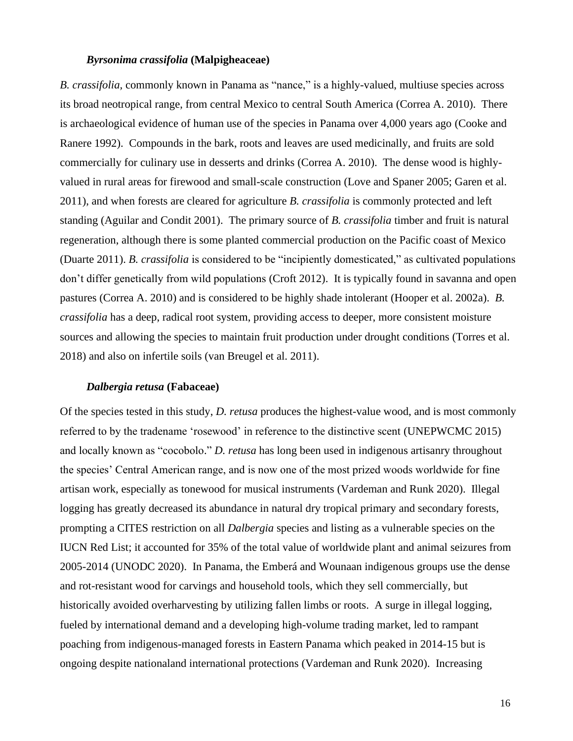### *Byrsonima crassifolia* (Malpigheaceae)

*B. crassifolia*, commonly known in Panama as "nance," is a highly-valued, multiuse species across its broad neotropical range, from central Mexico to central South America (Correa A. 2010). There is archaeological evidence of human use of the species in Panama over 4,000 years ago (Cooke and Ranere 1992). Compounds in the bark, roots and leaves are used medicinally, and fruits are sold commercially for culinary use in desserts and drinks (Correa A. 2010). The dense wood is highly-valued in rural areas for firewood and small-scale construction (Love and Spaner 2005; Garen et al. 2011), and when forests are cleared for agriculture *B. crassifolia* is commonly protected and left standing (Aguilar and Condit 2001). The primary source of *B. crassifolia* timber and fruit is natural regeneration, although there is some planted commercial production on the Pacific coast of Mexico (Duarte 2011). *B. crassifolia* is considered to be "incipiently domesticated," as cultivated populations don't differ genetically from wild populations (Croft 2012). It is typically found in savanna and open pastures (Correa A. 2010) and is considered to be highly shade intolerant (Hooper et al. 2002a). *B. crassifolia* has a deep, radical root system, providing access to deeper, more consistent moisture sources and allowing the species to maintain fruit production under drought conditions (Torres et al. 2018) and also on infertile soils (van Breugel et al. 2011).

### *Dalbergia retusa* (Fabaceae)

Of the species tested in this study, *D. retusa* produces the highest-value wood, and is most commonly referred to by the tradename 'rosewood' in reference to the distinctive scent (UNEPWCMC 2015) and locally known as "cocobolo." *D. retusa* has long been used in indigenous artisanry throughout the species' Central American range, and is now one of the most prized woods worldwide for fine artisan work, especially as tonewood for musical instruments (Vardeman and Runk 2020). Illegal logging has greatly decreased its abundance in natural dry tropical primary and secondary forests, prompting a CITES restriction on all *Dalbergia* species and listing as a vulnerable species on the IUCN Red List; it accounted for 35% of the total value of worldwide plant and animal seizures from 2005-2014 (UNODC 2020). In Panama, the Emberá and Wounaan indigenous groups use the dense and rot-resistant wood for carvings and household tools, which they sell commercially, but historically avoided overharvesting by utilizing fallen limbs or roots. A surge in illegal logging, fueled by international demand and a developing high-volume trading market, led to rampant poaching from indigenous-managed forests in Eastern Panama which peaked in 2014-15 but is ongoing despite nationaland international protections (Vardeman and Runk 2020). Increasing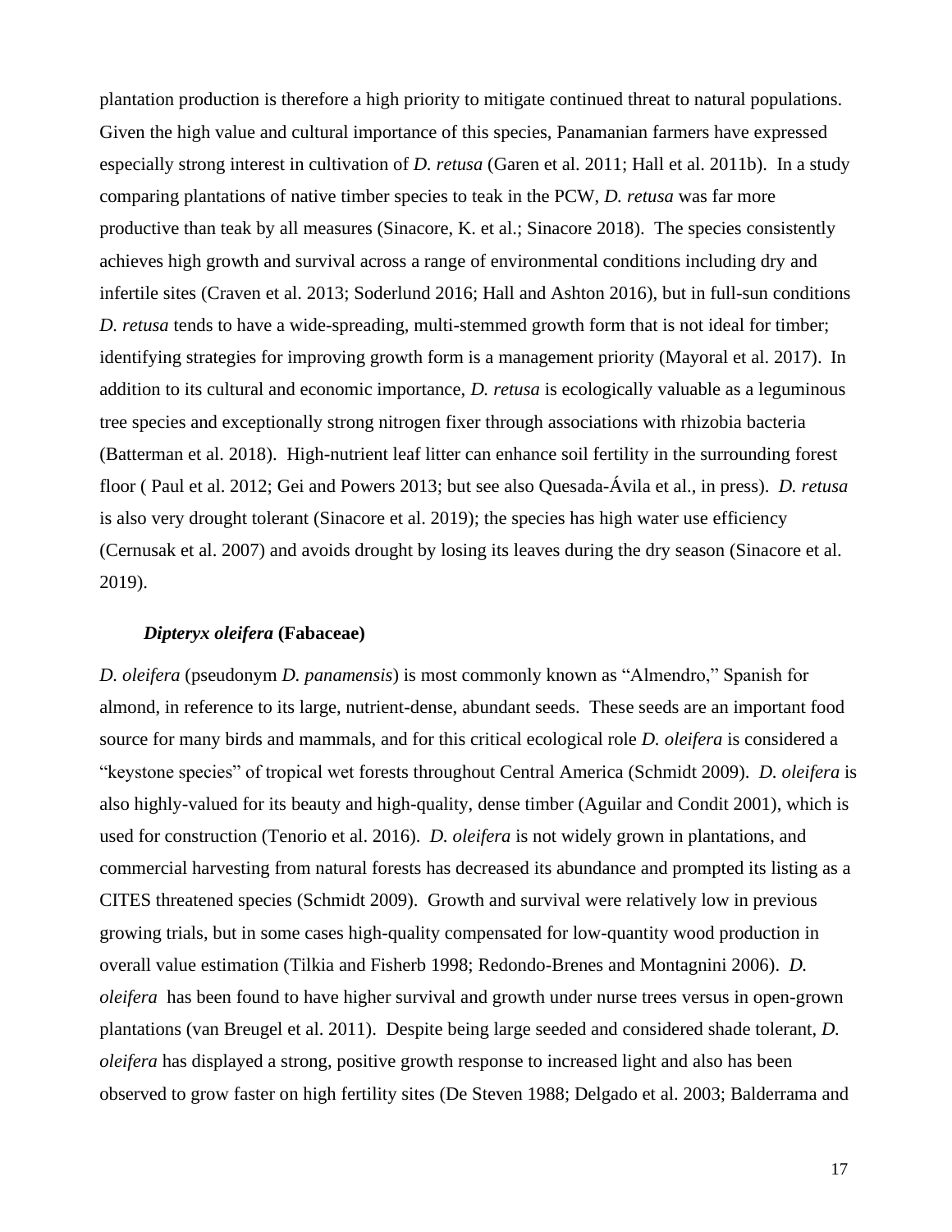plantation production is therefore a high priority to mitigate continued threat to natural populations. Given the high value and cultural importance of this species, Panamanian farmers have expressed especially strong interest in cultivation of *D. retusa* (Garen et al. 2011; Hall et al. 2011b). In a study comparing plantations of native timber species to teak in the PCW, *D. retusa* was far more productive than teak by all measures (Sinacore, K. et al.; Sinacore 2018). The species consistently achieves high growth and survival across a range of environmental conditions including dry and infertile sites (Craven et al. 2013; Soderlund 2016; Hall and Ashton 2016), but in full-sun conditions *D. retusa* tends to have a wide-spreading, multi-stemmed growth form that is not ideal for timber; identifying strategies for improving growth form is a management priority (Mayoral et al. 2017). In addition to its cultural and economic importance, *D. retusa* is ecologically valuable as a leguminous tree species and exceptionally strong nitrogen fixer through associations with rhizobia bacteria (Batterman et al. 2018). High-nutrient leaf litter can enhance soil fertility in the surrounding forest floor ( Paul et al. 2012; Gei and Powers 2013; but see also Quesada-Ávila et al., in press). *D. retusa* is also very drought tolerant (Sinacore et al. 2019); the species has high water use efficiency (Cernusak et al. 2007) and avoids drought by losing its leaves during the dry season (Sinacore et al. 2019).

### *Dipteryx oleifera* (Fabaceae)

*D. oleifera* (pseudonym *D. panamensis*) is most commonly known as "Almendro," Spanish for almond, in reference to its large, nutrient-dense, abundant seeds. These seeds are an important food source for many birds and mammals, and for this critical ecological role *D. oleifera* is considered a "keystone species" of tropical wet forests throughout Central America (Schmidt 2009). *D. oleifera* is also highly-valued for its beauty and high-quality, dense timber (Aguilar and Condit 2001), which is used for construction (Tenorio et al. 2016). *D. oleifera* is not widely grown in plantations, and commercial harvesting from natural forests has decreased its abundance and prompted its listing as a CITES threatened species (Schmidt 2009). Growth and survival were relatively low in previous growing trials, but in some cases high-quality compensated for low-quantity wood production in overall value estimation (Tilkia and Fisherb 1998; Redondo-Brenes and Montagnini 2006). *D. oleifera* has been found to have higher survival and growth under nurse trees versus in open-grown plantations (van Breugel et al. 2011). Despite being large seeded and considered shade tolerant, *D. oleifera* has displayed a strong, positive growth response to increased light and also has been observed to grow faster on high fertility sites (De Steven 1988; Delgado et al. 2003; Balderrama and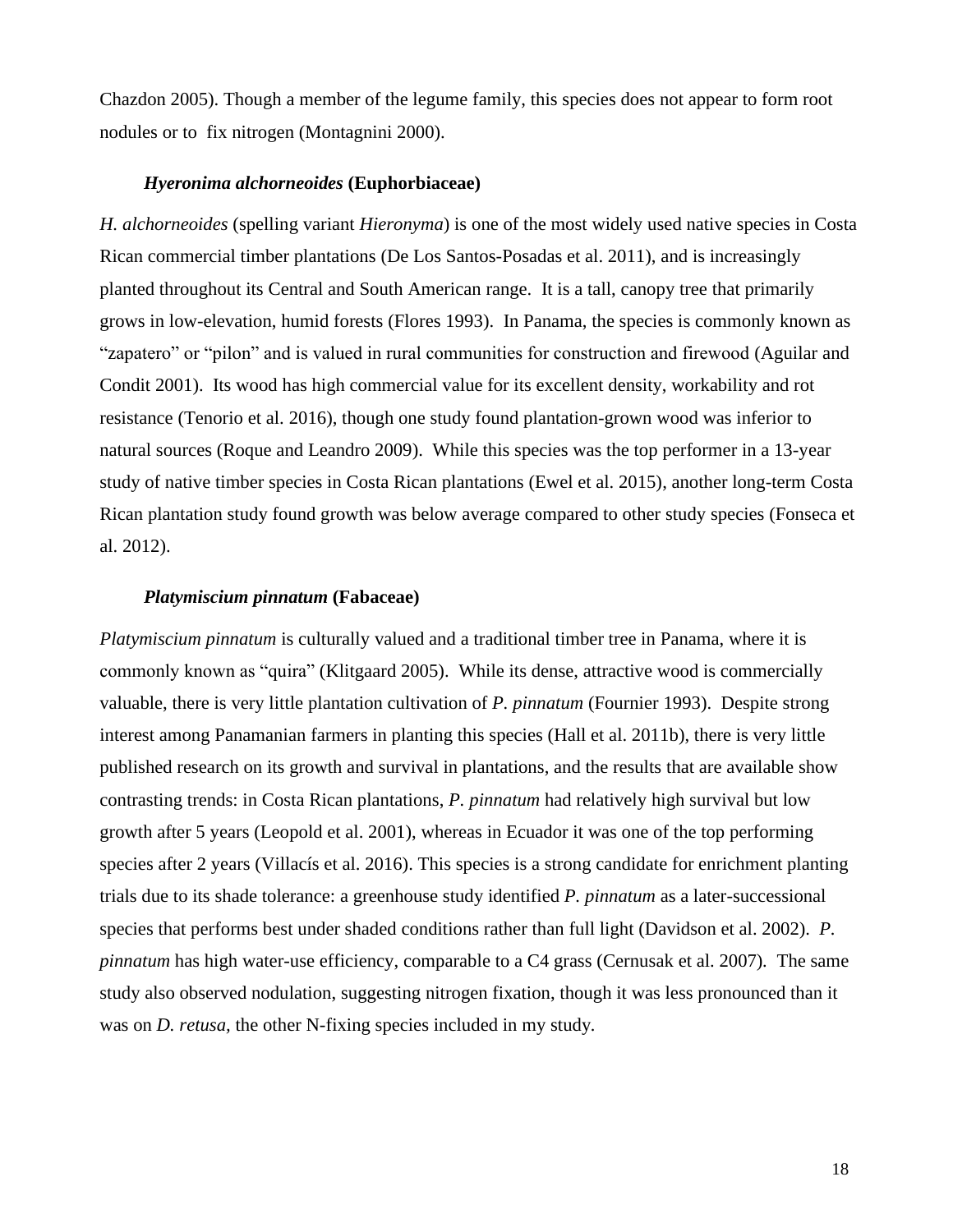Chazdon 2005). Though a member of the legume family, this species does not appear to form root nodules or to fix nitrogen (Montagnini 2000).

### ***Hyeronima alchorneoides*** **(Euphorbiaceae)**

*H. alchorneoides* (spelling variant *Hieronyma*) is one of the most widely used native species in Costa Rican commercial timber plantations (De Los Santos-Posadas et al. 2011), and is increasingly planted throughout its Central and South American range. It is a tall, canopy tree that primarily grows in low-elevation, humid forests (Flores 1993). In Panama, the species is commonly known as "zapatero" or "pilon" and is valued in rural communities for construction and firewood (Aguilar and Condit 2001). Its wood has high commercial value for its excellent density, workability and rot resistance (Tenorio et al. 2016), though one study found plantation-grown wood was inferior to natural sources (Roque and Leandro 2009). While this species was the top performer in a 13-year study of native timber species in Costa Rican plantations (Ewel et al. 2015), another long-term Costa Rican plantation study found growth was below average compared to other study species (Fonseca et al. 2012).

### ***Platymiscium pinnatum*** **(Fabaceae)**

*Platymiscium pinnatum* is culturally valued and a traditional timber tree in Panama, where it is commonly known as "quira" (Klitgaard 2005). While its dense, attractive wood is commercially valuable, there is very little plantation cultivation of *P. pinnatum* (Fournier 1993). Despite strong interest among Panamanian farmers in planting this species (Hall et al. 2011b), there is very little published research on its growth and survival in plantations, and the results that are available show contrasting trends: in Costa Rican plantations, *P. pinnatum* had relatively high survival but low growth after 5 years (Leopold et al. 2001), whereas in Ecuador it was one of the top performing species after 2 years (Villacís et al. 2016). This species is a strong candidate for enrichment planting trials due to its shade tolerance: a greenhouse study identified *P. pinnatum* as a later-successional species that performs best under shaded conditions rather than full light (Davidson et al. 2002). *P. pinnatum* has high water-use efficiency, comparable to a C4 grass (Cernusak et al. 2007). The same study also observed nodulation, suggesting nitrogen fixation, though it was less pronounced than it was on *D. retusa,* the other N-fixing species included in my study.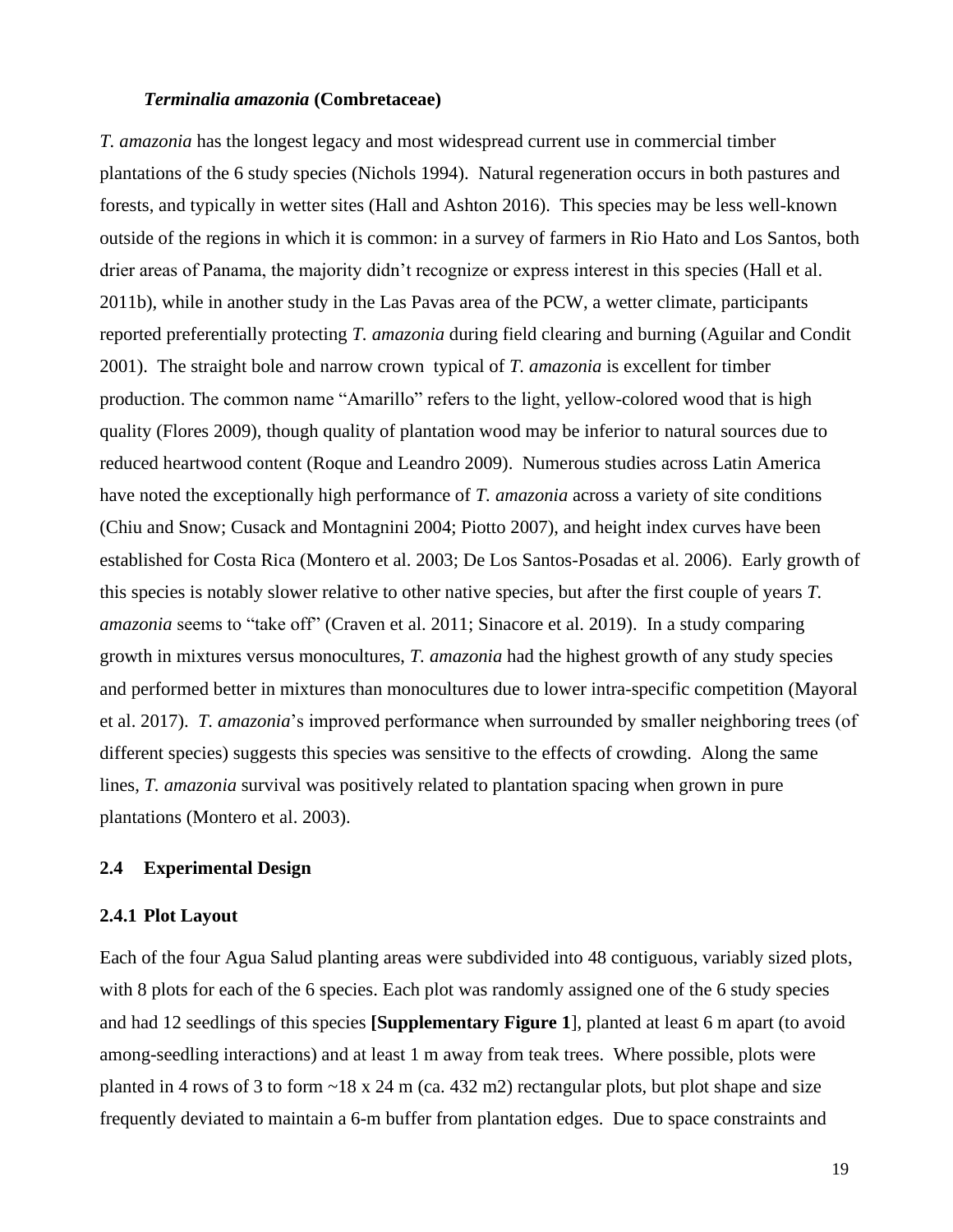### *Terminalia amazonia* (Combretaceae)

*T. amazonia* has the longest legacy and most widespread current use in commercial timber plantations of the 6 study species (Nichols 1994). Natural regeneration occurs in both pastures and forests, and typically in wetter sites (Hall and Ashton 2016). This species may be less well-known outside of the regions in which it is common: in a survey of farmers in Rio Hato and Los Santos, both drier areas of Panama, the majority didn't recognize or express interest in this species (Hall et al. 2011b), while in another study in the Las Pavas area of the PCW, a wetter climate, participants reported preferentially protecting *T. amazonia* during field clearing and burning (Aguilar and Condit 2001). The straight bole and narrow crown typical of *T. amazonia* is excellent for timber production. The common name "Amarillo" refers to the light, yellow-colored wood that is high quality (Flores 2009), though quality of plantation wood may be inferior to natural sources due to reduced heartwood content (Roque and Leandro 2009). Numerous studies across Latin America have noted the exceptionally high performance of *T. amazonia* across a variety of site conditions (Chiu and Snow; Cusack and Montagnini 2004; Piotto 2007), and height index curves have been established for Costa Rica (Montero et al. 2003; De Los Santos-Posadas et al. 2006). Early growth of this species is notably slower relative to other native species, but after the first couple of years *T. amazonia* seems to "take off" (Craven et al. 2011; Sinacore et al. 2019). In a study comparing growth in mixtures versus monocultures, *T. amazonia* had the highest growth of any study species and performed better in mixtures than monocultures due to lower intra-specific competition (Mayoral et al. 2017). *T. amazonia*'s improved performance when surrounded by smaller neighboring trees (of different species) suggests this species was sensitive to the effects of crowding. Along the same lines, *T. amazonia* survival was positively related to plantation spacing when grown in pure plantations (Montero et al. 2003).

## 2.4 Experimental Design

### 2.4.1 Plot Layout

Each of the four Agua Salud planting areas were subdivided into 48 contiguous, variably sized plots, with 8 plots for each of the 6 species. Each plot was randomly assigned one of the 6 study species and had 12 seedlings of this species **[Supplementary Figure 1**], planted at least 6 m apart (to avoid among-seedling interactions) and at least 1 m away from teak trees. Where possible, plots were planted in 4 rows of 3 to form ~18 x 24 m (ca. 432 m2) rectangular plots, but plot shape and size frequently deviated to maintain a 6-m buffer from plantation edges. Due to space constraints and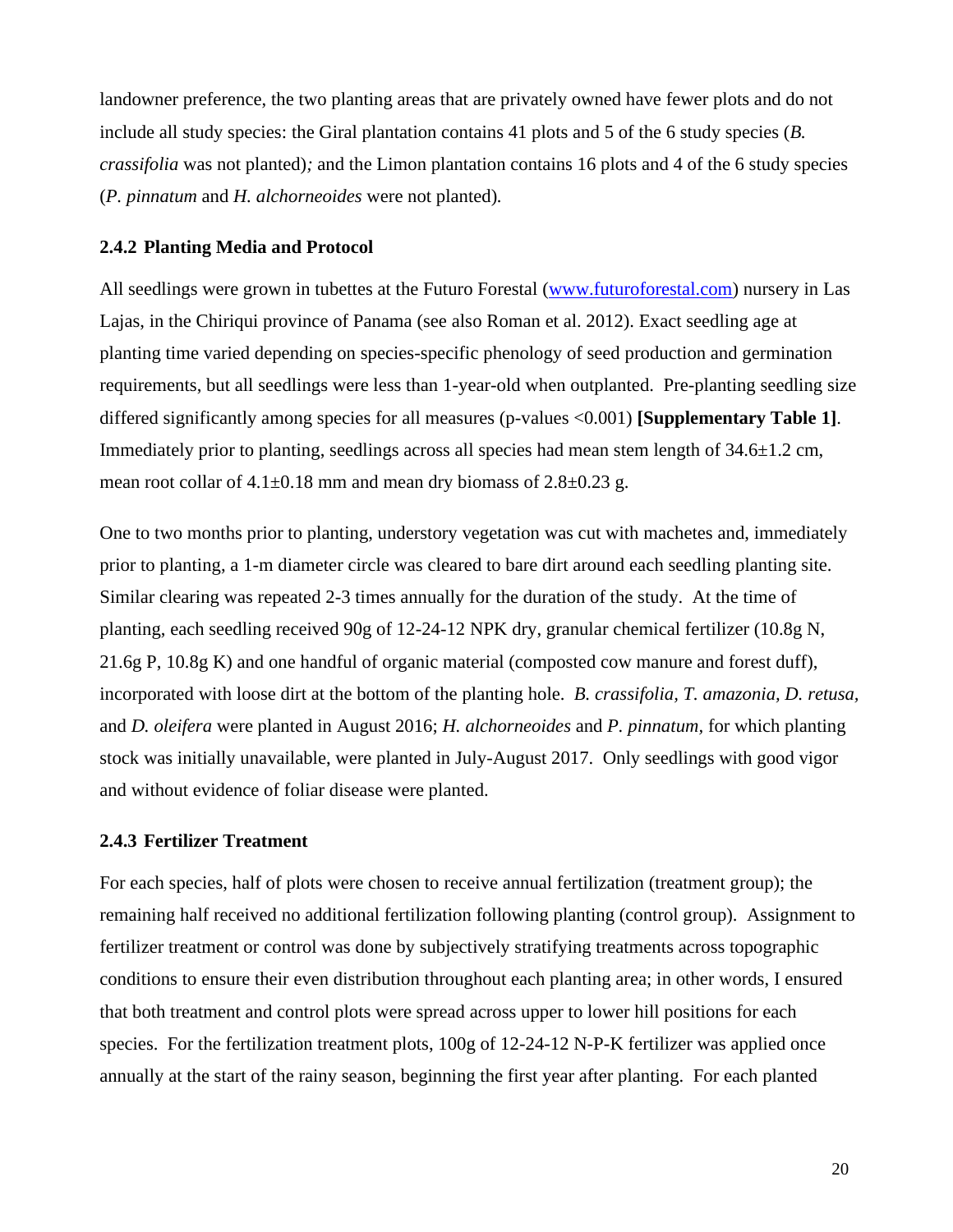landowner preference, the two planting areas that are privately owned have fewer plots and do not include all study species: the Giral plantation contains 41 plots and 5 of the 6 study species (*B. crassifolia* was not planted)*;* and the Limon plantation contains 16 plots and 4 of the 6 study species (*P. pinnatum* and *H. alchorneoides* were not planted)*.*

### 2.4.2 Planting Media and Protocol

All seedlings were grown in tubettes at the Futuro Forestal (www.futuroforestal.com) nursery in Las Lajas, in the Chiriqui province of Panama (see also Roman et al. 2012). Exact seedling age at planting time varied depending on species-specific phenology of seed production and germination requirements, but all seedlings were less than 1-year-old when outplanted. Pre-planting seedling size differed significantly among species for all measures (p-values <0.001) **[Supplementary Table 1]**. Immediately prior to planting, seedlings across all species had mean stem length of 34.6±1.2 cm, mean root collar of 4.1±0.18 mm and mean dry biomass of 2.8±0.23 g.

One to two months prior to planting, understory vegetation was cut with machetes and, immediately prior to planting, a 1-m diameter circle was cleared to bare dirt around each seedling planting site. Similar clearing was repeated 2-3 times annually for the duration of the study. At the time of planting, each seedling received 90g of 12-24-12 NPK dry, granular chemical fertilizer (10.8g N, 21.6g P, 10.8g K) and one handful of organic material (composted cow manure and forest duff), incorporated with loose dirt at the bottom of the planting hole. *B. crassifolia, T. amazonia, D. retusa,* and *D. oleifera* were planted in August 2016; *H. alchorneoides* and *P. pinnatum,* for which planting stock was initially unavailable, were planted in July-August 2017. Only seedlings with good vigor and without evidence of foliar disease were planted.

### 2.4.3 Fertilizer Treatment

For each species, half of plots were chosen to receive annual fertilization (treatment group); the remaining half received no additional fertilization following planting (control group). Assignment to fertilizer treatment or control was done by subjectively stratifying treatments across topographic conditions to ensure their even distribution throughout each planting area; in other words, I ensured that both treatment and control plots were spread across upper to lower hill positions for each species. For the fertilization treatment plots, 100g of 12-24-12 N-P-K fertilizer was applied once annually at the start of the rainy season, beginning the first year after planting. For each planted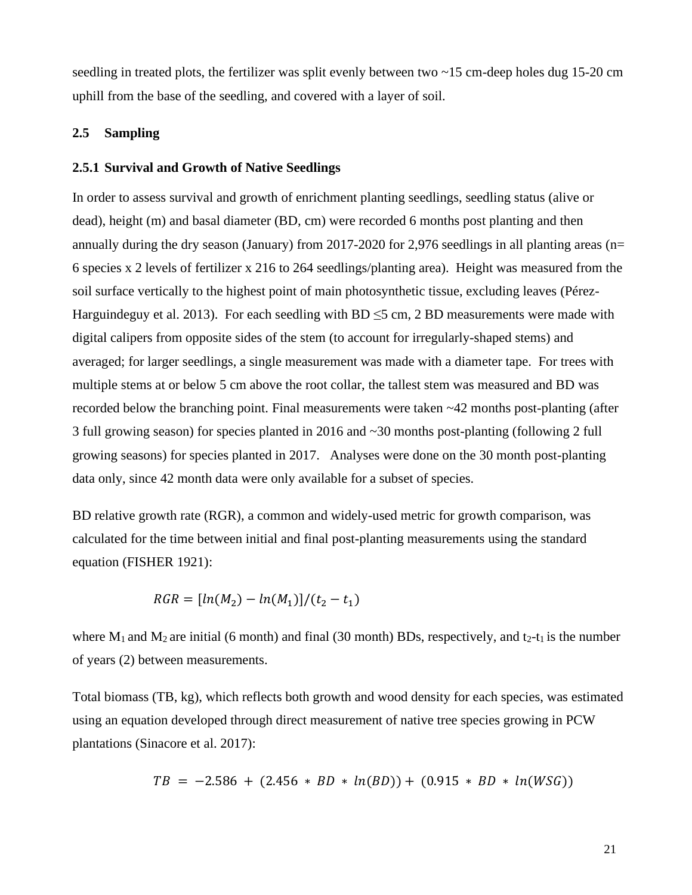seedling in treated plots, the fertilizer was split evenly between two ~15 cm-deep holes dug 15-20 cm uphill from the base of the seedling, and covered with a layer of soil.

## 2.5 Sampling

### 2.5.1 Survival and Growth of Native Seedlings

In order to assess survival and growth of enrichment planting seedlings, seedling status (alive or dead), height (m) and basal diameter (BD, cm) were recorded 6 months post planting and then annually during the dry season (January) from 2017-2020 for 2,976 seedlings in all planting areas (n= 6 species x 2 levels of fertilizer x 216 to 264 seedlings/planting area). Height was measured from the soil surface vertically to the highest point of main photosynthetic tissue, excluding leaves (Pérez-Harguindeguy et al. 2013). For each seedling with BD $\leq$5 cm, 2 BD measurements were made with digital calipers from opposite sides of the stem (to account for irregularly-shaped stems) and averaged; for larger seedlings, a single measurement was made with a diameter tape. For trees with multiple stems at or below 5 cm above the root collar, the tallest stem was measured and BD was recorded below the branching point. Final measurements were taken ~42 months post-planting (after 3 full growing season) for species planted in 2016 and ~30 months post-planting (following 2 full growing seasons) for species planted in 2017. Analyses were done on the 30 month post-planting data only, since 42 month data were only available for a subset of species.

BD relative growth rate (RGR), a common and widely-used metric for growth comparison, was calculated for the time between initial and final post-planting measurements using the standard equation (FISHER 1921):

$$RGR = [ln(M_2) - ln(M_1)]/(t_2 - t_1)$$

where $M_1$ and $M_2$ are initial (6 month) and final (30 month) BDs, respectively, and $t_2$-$t_1$ is the number of years (2) between measurements.

Total biomass (TB, kg), which reflects both growth and wood density for each species, was estimated using an equation developed through direct measurement of native tree species growing in PCW plantations (Sinacore et al. 2017):

$$TB = -2.586 + (2.456 * BD * ln(BD)) + (0.915 * BD * ln(WSG))$$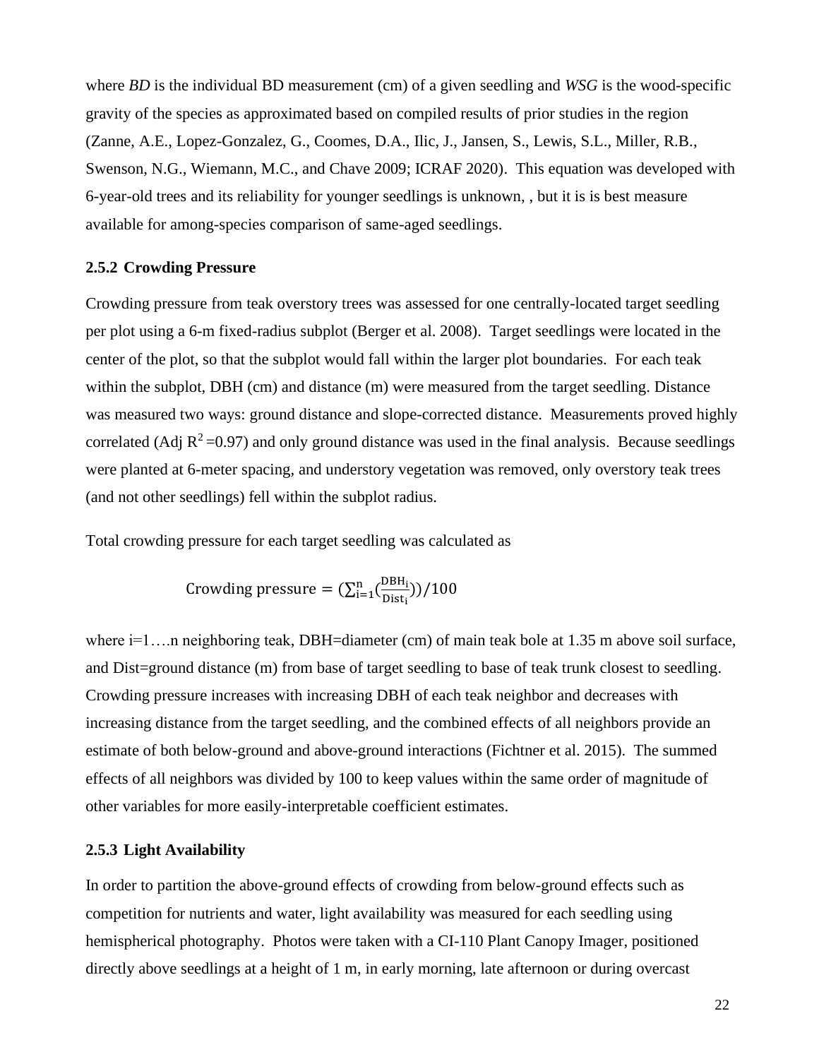where *BD* is the individual BD measurement (cm) of a given seedling and *WSG* is the wood-specific gravity of the species as approximated based on compiled results of prior studies in the region (Zanne, A.E., Lopez-Gonzalez, G., Coomes, D.A., Ilic, J., Jansen, S., Lewis, S.L., Miller, R.B., Swenson, N.G., Wiemann, M.C., and Chave 2009; ICRAF 2020). This equation was developed with 6-year-old trees and its reliability for younger seedlings is unknown, , but it is is best measure available for among-species comparison of same-aged seedlings.

### 2.5.2 Crowding Pressure

Crowding pressure from teak overstory trees was assessed for one centrally-located target seedling per plot using a 6-m fixed-radius subplot (Berger et al. 2008). Target seedlings were located in the center of the plot, so that the subplot would fall within the larger plot boundaries. For each teak within the subplot, DBH (cm) and distance (m) were measured from the target seedling. Distance was measured two ways: ground distance and slope-corrected distance. Measurements proved highly correlated (Adj $R^2$ =0.97) and only ground distance was used in the final analysis. Because seedlings were planted at 6-meter spacing, and understory vegetation was removed, only overstory teak trees (and not other seedlings) fell within the subplot radius.

Total crowding pressure for each target seedling was calculated as

$$\text{Crowding pressure} = \left(\sum_{i=1}^{n}\left(\frac{\text{DBH}_i}{\text{Dist}_i}\right)\right)/100$$

where i=1….n neighboring teak, DBH=diameter (cm) of main teak bole at 1.35 m above soil surface, and Dist=ground distance (m) from base of target seedling to base of teak trunk closest to seedling. Crowding pressure increases with increasing DBH of each teak neighbor and decreases with increasing distance from the target seedling, and the combined effects of all neighbors provide an estimate of both below-ground and above-ground interactions (Fichtner et al. 2015). The summed effects of all neighbors was divided by 100 to keep values within the same order of magnitude of other variables for more easily-interpretable coefficient estimates.

### 2.5.3 Light Availability

In order to partition the above-ground effects of crowding from below-ground effects such as competition for nutrients and water, light availability was measured for each seedling using hemispherical photography. Photos were taken with a CI-110 Plant Canopy Imager, positioned directly above seedlings at a height of 1 m, in early morning, late afternoon or during overcast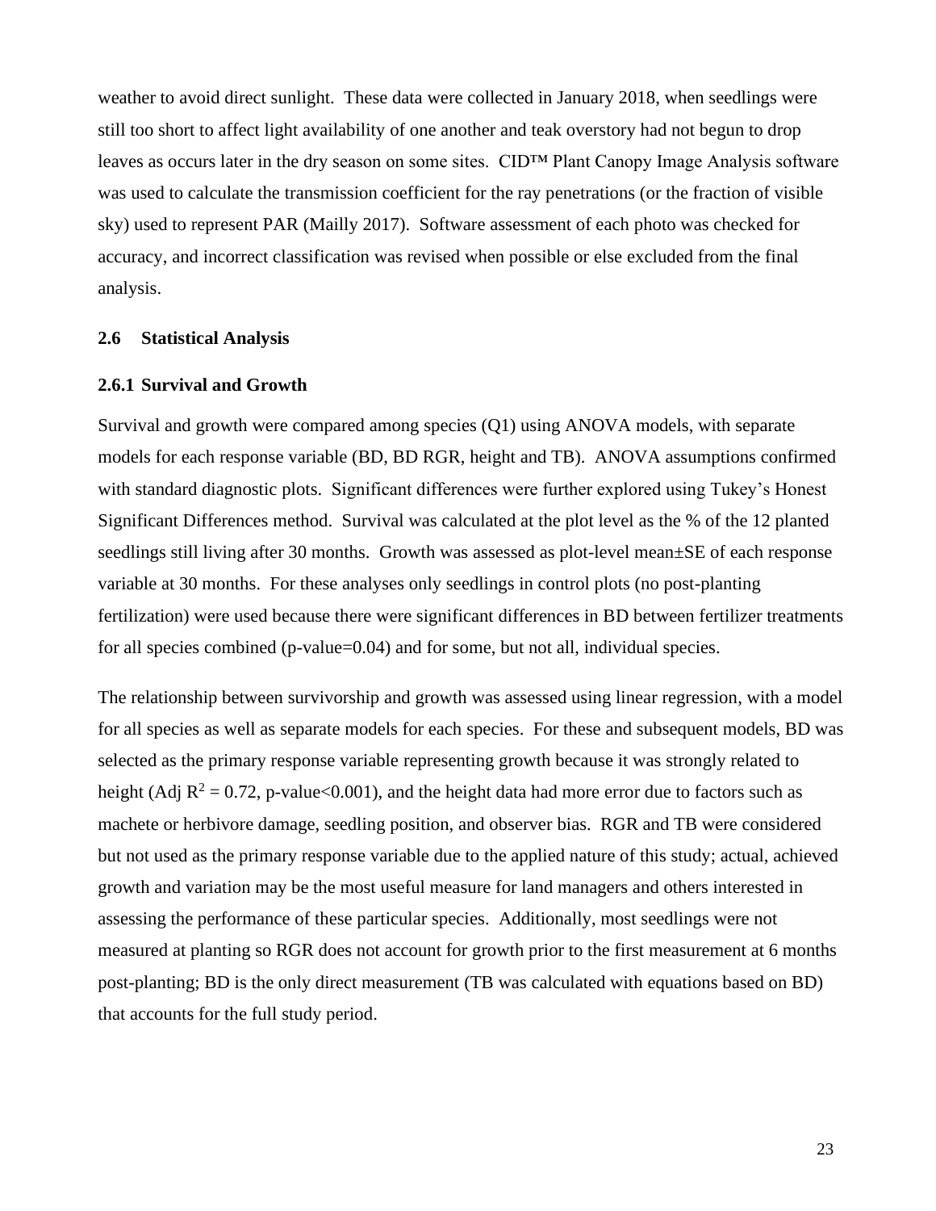weather to avoid direct sunlight. These data were collected in January 2018, when seedlings were still too short to affect light availability of one another and teak overstory had not begun to drop leaves as occurs later in the dry season on some sites. CID™ Plant Canopy Image Analysis software was used to calculate the transmission coefficient for the ray penetrations (or the fraction of visible sky) used to represent PAR (Mailly 2017). Software assessment of each photo was checked for accuracy, and incorrect classification was revised when possible or else excluded from the final analysis.

## 2.6 Statistical Analysis

### 2.6.1 Survival and Growth

Survival and growth were compared among species (Q1) using ANOVA models, with separate models for each response variable (BD, BD RGR, height and TB). ANOVA assumptions confirmed with standard diagnostic plots. Significant differences were further explored using Tukey's Honest Significant Differences method. Survival was calculated at the plot level as the % of the 12 planted seedlings still living after 30 months. Growth was assessed as plot-level mean±SE of each response variable at 30 months. For these analyses only seedlings in control plots (no post-planting fertilization) were used because there were significant differences in BD between fertilizer treatments for all species combined (p-value=0.04) and for some, but not all, individual species.

The relationship between survivorship and growth was assessed using linear regression, with a model for all species as well as separate models for each species. For these and subsequent models, BD was selected as the primary response variable representing growth because it was strongly related to height (Adj $R^2 = 0.72$, p-value<0.001), and the height data had more error due to factors such as machete or herbivore damage, seedling position, and observer bias. RGR and TB were considered but not used as the primary response variable due to the applied nature of this study; actual, achieved growth and variation may be the most useful measure for land managers and others interested in assessing the performance of these particular species. Additionally, most seedlings were not measured at planting so RGR does not account for growth prior to the first measurement at 6 months post-planting; BD is the only direct measurement (TB was calculated with equations based on BD) that accounts for the full study period.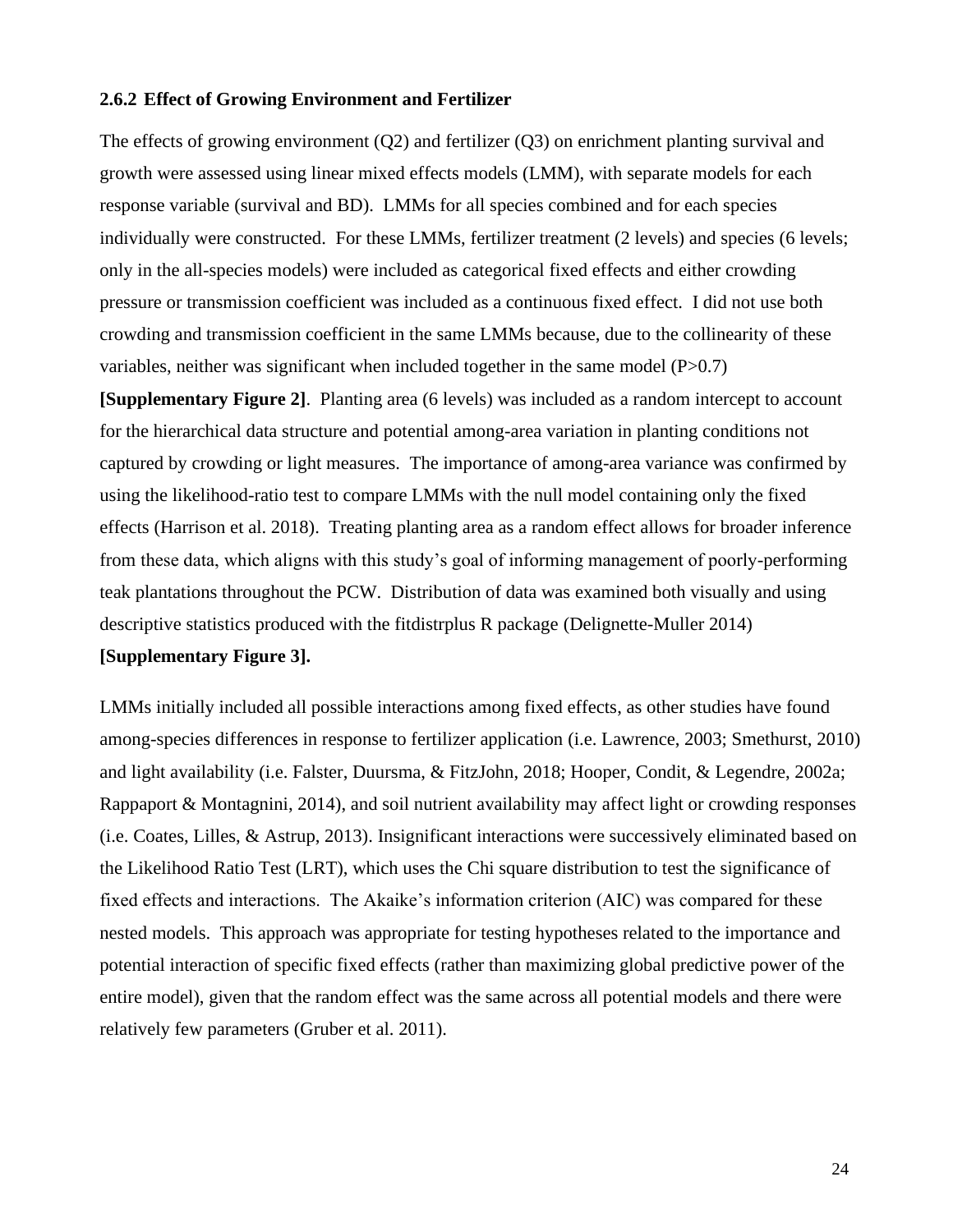### 2.6.2 Effect of Growing Environment and Fertilizer

The effects of growing environment (Q2) and fertilizer (Q3) on enrichment planting survival and growth were assessed using linear mixed effects models (LMM), with separate models for each response variable (survival and BD). LMMs for all species combined and for each species individually were constructed. For these LMMs, fertilizer treatment (2 levels) and species (6 levels; only in the all-species models) were included as categorical fixed effects and either crowding pressure or transmission coefficient was included as a continuous fixed effect. I did not use both crowding and transmission coefficient in the same LMMs because, due to the collinearity of these variables, neither was significant when included together in the same model ($P>0.7$) **[Supplementary Figure 2]**. Planting area (6 levels) was included as a random intercept to account for the hierarchical data structure and potential among-area variation in planting conditions not captured by crowding or light measures. The importance of among-area variance was confirmed by using the likelihood-ratio test to compare LMMs with the null model containing only the fixed effects (Harrison et al. 2018). Treating planting area as a random effect allows for broader inference from these data, which aligns with this study's goal of informing management of poorly-performing teak plantations throughout the PCW. Distribution of data was examined both visually and using descriptive statistics produced with the fitdistrplus R package (Delignette-Muller 2014) **[Supplementary Figure 3].**

LMMs initially included all possible interactions among fixed effects, as other studies have found among-species differences in response to fertilizer application (i.e. Lawrence, 2003; Smethurst, 2010) and light availability (i.e. Falster, Duursma, & FitzJohn, 2018; Hooper, Condit, & Legendre, 2002a; Rappaport & Montagnini, 2014), and soil nutrient availability may affect light or crowding responses (i.e. Coates, Lilles, & Astrup, 2013). Insignificant interactions were successively eliminated based on the Likelihood Ratio Test (LRT), which uses the Chi square distribution to test the significance of fixed effects and interactions. The Akaike's information criterion (AIC) was compared for these nested models. This approach was appropriate for testing hypotheses related to the importance and potential interaction of specific fixed effects (rather than maximizing global predictive power of the entire model), given that the random effect was the same across all potential models and there were relatively few parameters (Gruber et al. 2011).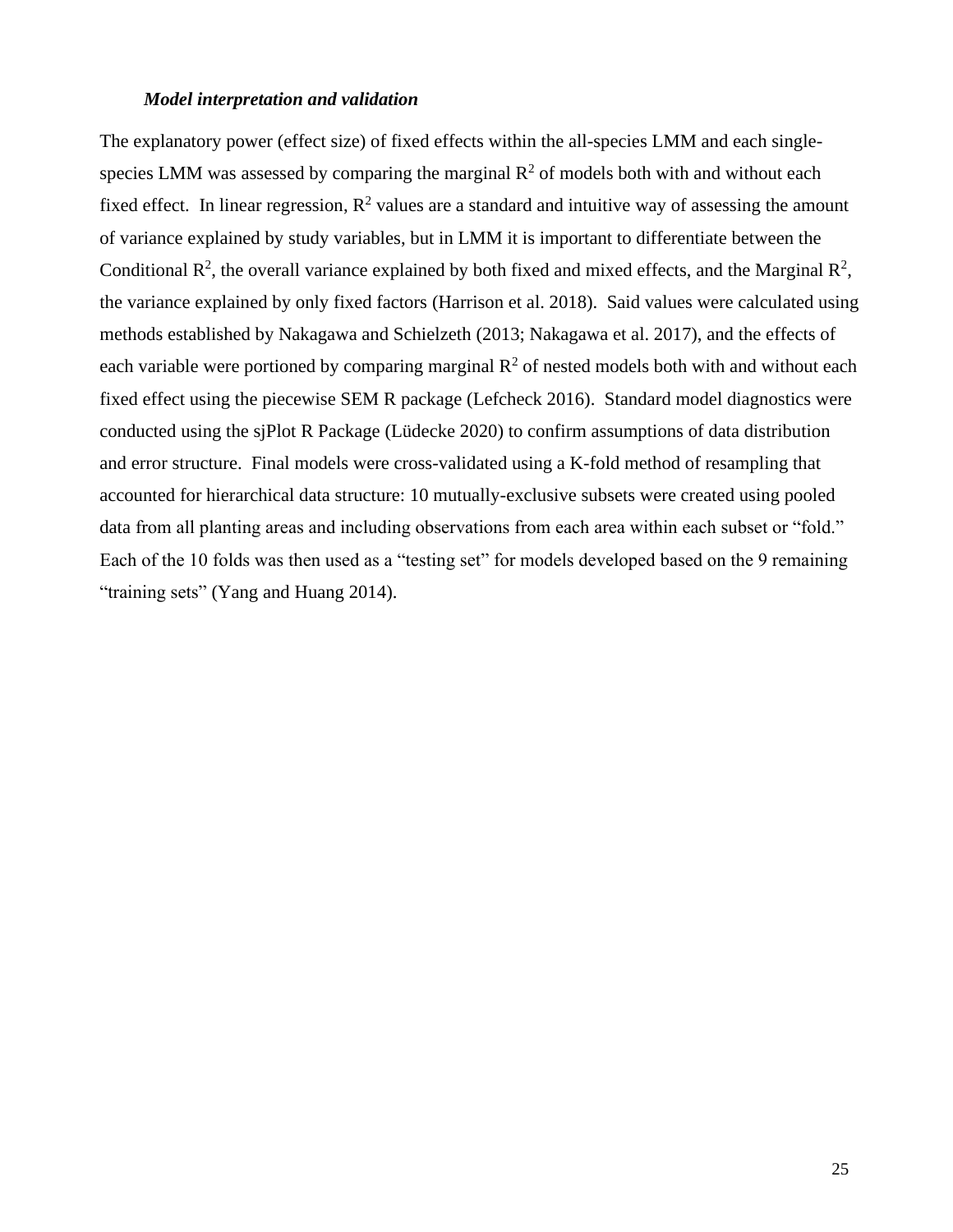### ***Model interpretation and validation***

The explanatory power (effect size) of fixed effects within the all-species LMM and each single-species LMM was assessed by comparing the marginal $R^2$ of models both with and without each fixed effect. In linear regression, $R^2$ values are a standard and intuitive way of assessing the amount of variance explained by study variables, but in LMM it is important to differentiate between the Conditional $R^2$, the overall variance explained by both fixed and mixed effects, and the Marginal $R^2$, the variance explained by only fixed factors (Harrison et al. 2018). Said values were calculated using methods established by Nakagawa and Schielzeth (2013; Nakagawa et al. 2017), and the effects of each variable were portioned by comparing marginal $R^2$ of nested models both with and without each fixed effect using the piecewise SEM R package (Lefcheck 2016). Standard model diagnostics were conducted using the sjPlot R Package (Lüdecke 2020) to confirm assumptions of data distribution and error structure. Final models were cross-validated using a K-fold method of resampling that accounted for hierarchical data structure: 10 mutually-exclusive subsets were created using pooled data from all planting areas and including observations from each area within each subset or "fold." Each of the 10 folds was then used as a "testing set" for models developed based on the 9 remaining "training sets" (Yang and Huang 2014).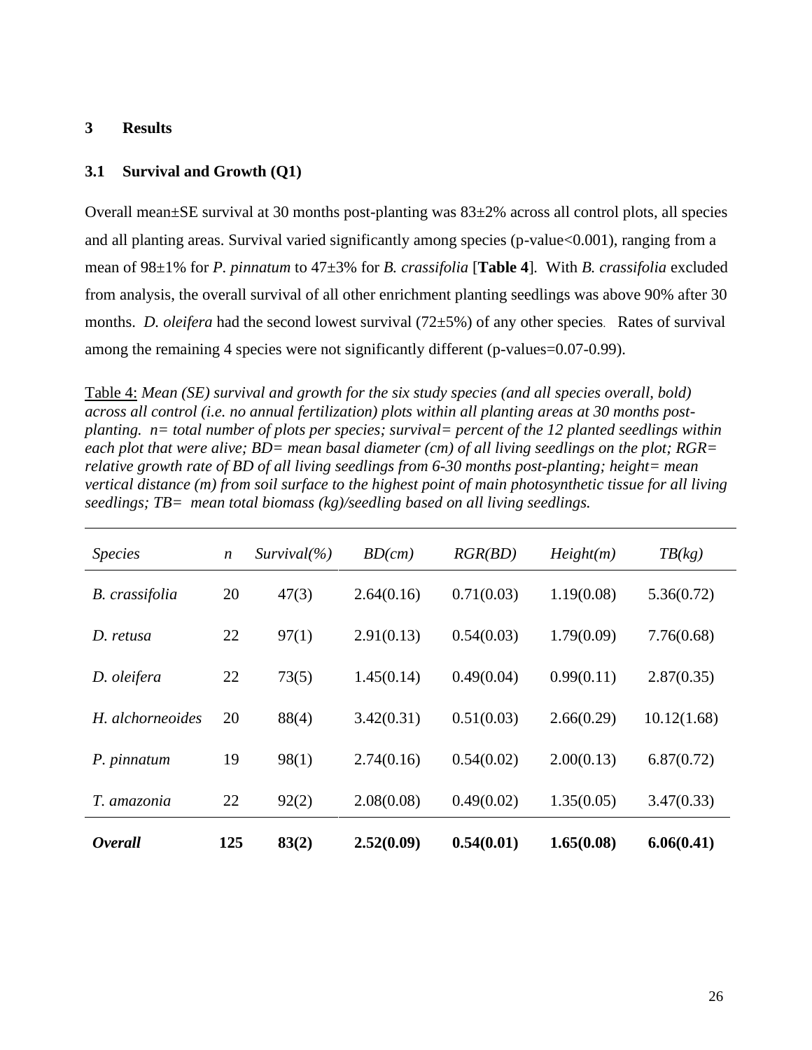## 3 Results

### 3.1 Survival and Growth (Q1)

Overall mean±SE survival at 30 months post-planting was 83±2% across all control plots, all species and all planting areas. Survival varied significantly among species (p-value<0.001), ranging from a mean of 98±1% for *P. pinnatum* to 47±3% for *B. crassifolia* [**Table 4**]. With *B. crassifolia* excluded from analysis, the overall survival of all other enrichment planting seedlings was above 90% after 30 months. *D. oleifera* had the second lowest survival (72±5%) of any other species. Rates of survival among the remaining 4 species were not significantly different (p-values=0.07-0.99).

Table 4: *Mean (SE) survival and growth for the six study species (and all species overall, bold) across all control (i.e. no annual fertilization) plots within all planting areas at 30 months post-planting. n= total number of plots per species; survival= percent of the 12 planted seedlings within each plot that were alive; BD= mean basal diameter (cm) of all living seedlings on the plot; RGR= relative growth rate of BD of all living seedlings from 6-30 months post-planting; height= mean vertical distance (m) from soil surface to the highest point of main photosynthetic tissue for all living seedlings; TB= mean total biomass (kg)/seedling based on all living seedlings.*

| *Species* | *n* | *Survival(%)* | *BD(cm)* | *RGR(BD)* | *Height(m)* | *TB(kg)* |
|---|---|---|---|---|---|---|
| *B. crassifolia* | 20 | 47(3) | 2.64(0.16) | 0.71(0.03) | 1.19(0.08) | 5.36(0.72) |
| *D. retusa* | 22 | 97(1) | 2.91(0.13) | 0.54(0.03) | 1.79(0.09) | 7.76(0.68) |
| *D. oleifera* | 22 | 73(5) | 1.45(0.14) | 0.49(0.04) | 0.99(0.11) | 2.87(0.35) |
| *H. alchorneoides* | 20 | 88(4) | 3.42(0.31) | 0.51(0.03) | 2.66(0.29) | 10.12(1.68) |
| *P. pinnatum* | 19 | 98(1) | 2.74(0.16) | 0.54(0.02) | 2.00(0.13) | 6.87(0.72) |
| *T. amazonia* | 22 | 92(2) | 2.08(0.08) | 0.49(0.02) | 1.35(0.05) | 3.47(0.33) |
| ***Overall*** | **125** | **83(2)** | **2.52(0.09)** | **0.54(0.01)** | **1.65(0.08)** | **6.06(0.41)** |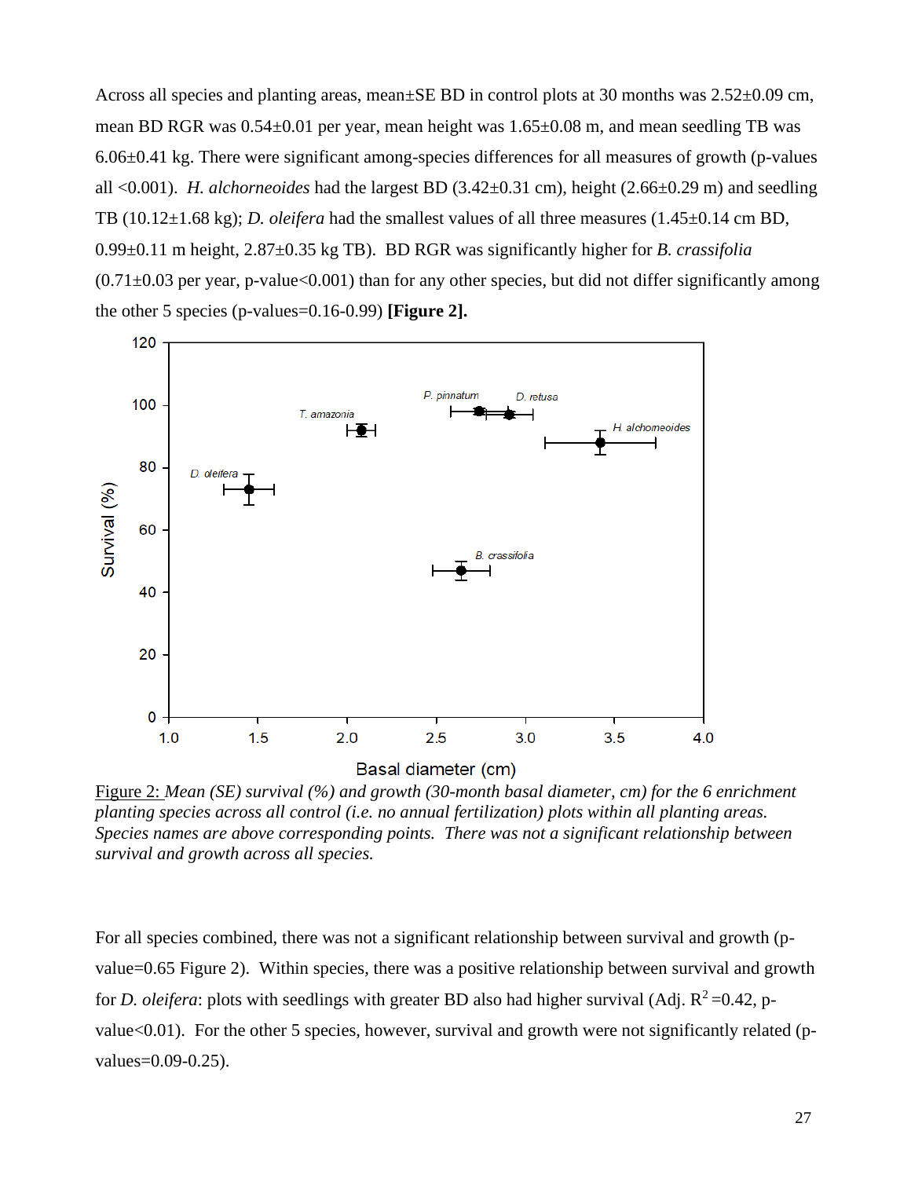Across all species and planting areas, mean±SE BD in control plots at 30 months was 2.52±0.09 cm, mean BD RGR was 0.54±0.01 per year, mean height was 1.65±0.08 m, and mean seedling TB was 6.06±0.41 kg. There were significant among-species differences for all measures of growth (p-values all <0.001). *H. alchorneoides* had the largest BD (3.42±0.31 cm), height (2.66±0.29 m) and seedling TB (10.12±1.68 kg); *D. oleifera* had the smallest values of all three measures (1.45±0.14 cm BD, 0.99±0.11 m height, 2.87±0.35 kg TB). BD RGR was significantly higher for *B. crassifolia* (0.71±0.03 per year, p-value<0.001) than for any other species, but did not differ significantly among the other 5 species (p-values=0.16-0.99) **[Figure 2].**

Figure 2: *Mean (SE) survival (%) and growth (30-month basal diameter, cm) for the 6 enrichment planting species across all control (i.e. no annual fertilization) plots within all planting areas. Species names are above corresponding points. There was not a significant relationship between survival and growth across all species.*

For all species combined, there was not a significant relationship between survival and growth (p-value=0.65 Figure 2). Within species, there was a positive relationship between survival and growth for *D. oleifera*: plots with seedlings with greater BD also had higher survival (Adj. $R^2$ =0.42, p-value<0.01). For the other 5 species, however, survival and growth were not significantly related (p-values=0.09-0.25).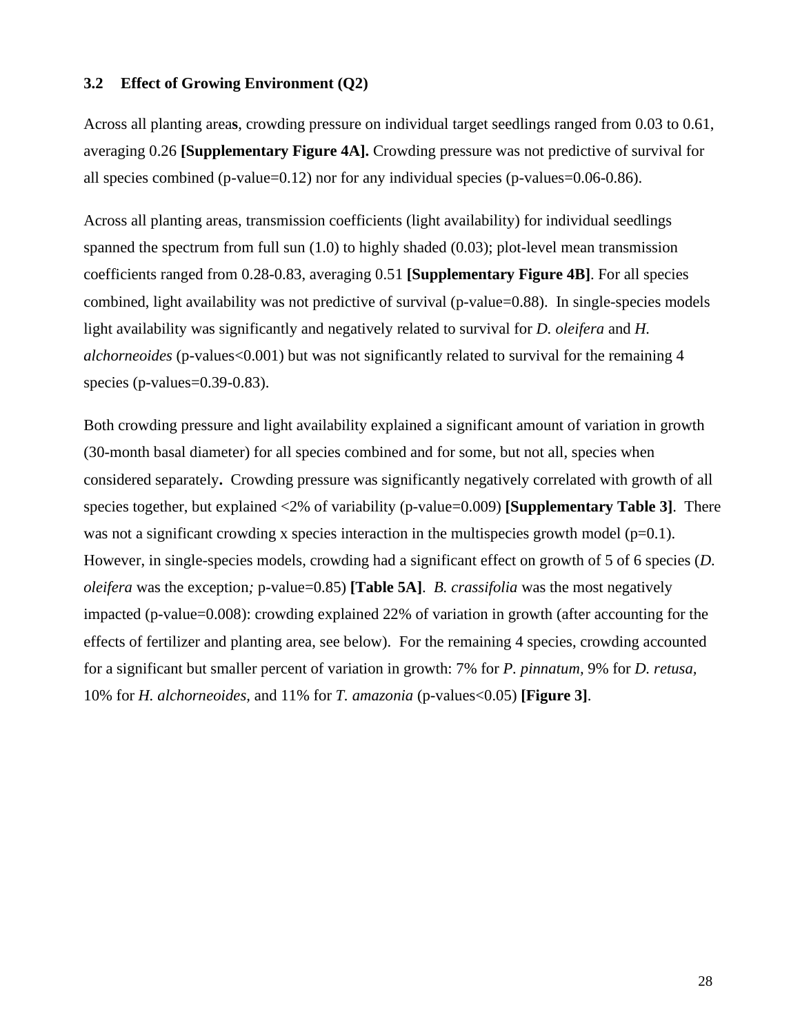### 3.2 Effect of Growing Environment (Q2)

Across all planting areas, crowding pressure on individual target seedlings ranged from 0.03 to 0.61, averaging 0.26 **[Supplementary Figure 4A].** Crowding pressure was not predictive of survival for all species combined (p-value=0.12) nor for any individual species (p-values=0.06-0.86).

Across all planting areas, transmission coefficients (light availability) for individual seedlings spanned the spectrum from full sun (1.0) to highly shaded (0.03); plot-level mean transmission coefficients ranged from 0.28-0.83, averaging 0.51 **[Supplementary Figure 4B]**. For all species combined, light availability was not predictive of survival (p-value=0.88). In single-species models light availability was significantly and negatively related to survival for *D. oleifera* and *H. alchorneoides* (p-values<0.001) but was not significantly related to survival for the remaining 4 species (p-values=0.39-0.83).

Both crowding pressure and light availability explained a significant amount of variation in growth (30-month basal diameter) for all species combined and for some, but not all, species when considered separately**.** Crowding pressure was significantly negatively correlated with growth of all species together, but explained <2% of variability (p-value=0.009) **[Supplementary Table 3]**. There was not a significant crowding x species interaction in the multispecies growth model (p=0.1). However, in single-species models, crowding had a significant effect on growth of 5 of 6 species (*D. oleifera* was the exception*;* p-value=0.85) **[Table 5A]**. *B. crassifolia* was the most negatively impacted (p-value=0.008): crowding explained 22% of variation in growth (after accounting for the effects of fertilizer and planting area, see below). For the remaining 4 species, crowding accounted for a significant but smaller percent of variation in growth: 7% for *P. pinnatum*, 9% for *D. retusa,* 10% for *H. alchorneoides*, and 11% for *T. amazonia* (p-values<0.05) **[Figure 3]**.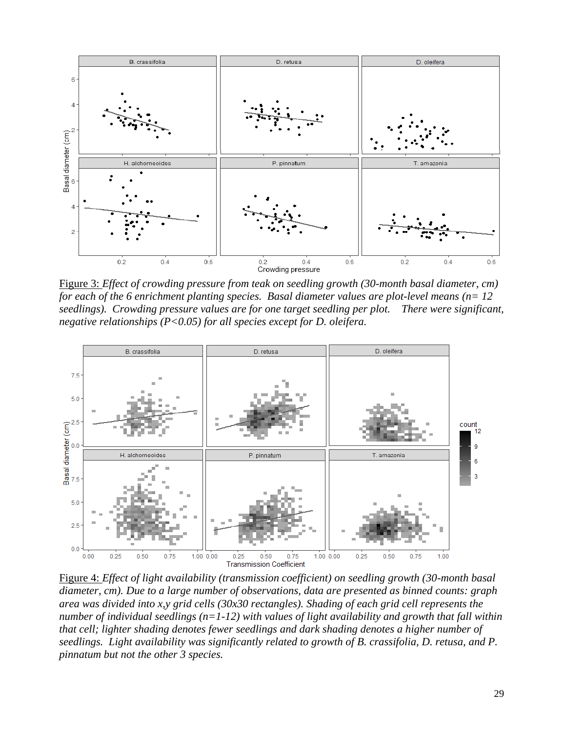Figure 3: *Effect of crowding pressure from teak on seedling growth (30-month basal diameter, cm) for each of the 6 enrichment planting species. Basal diameter values are plot-level means (n= 12 seedlings). Crowding pressure values are for one target seedling per plot. There were significant, negative relationships (P<0.05) for all species except for D. oleifera.*

Figure 4: *Effect of light availability (transmission coefficient) on seedling growth (30-month basal diameter, cm). Due to a large number of observations, data are presented as binned counts: graph area was divided into x,y grid cells (30x30 rectangles). Shading of each grid cell represents the number of individual seedlings (n=1-12) with values of light availability and growth that fall within that cell; lighter shading denotes fewer seedlings and dark shading denotes a higher number of seedlings. Light availability was significantly related to growth of B. crassifolia, D. retusa, and P. pinnatum but not the other 3 species.*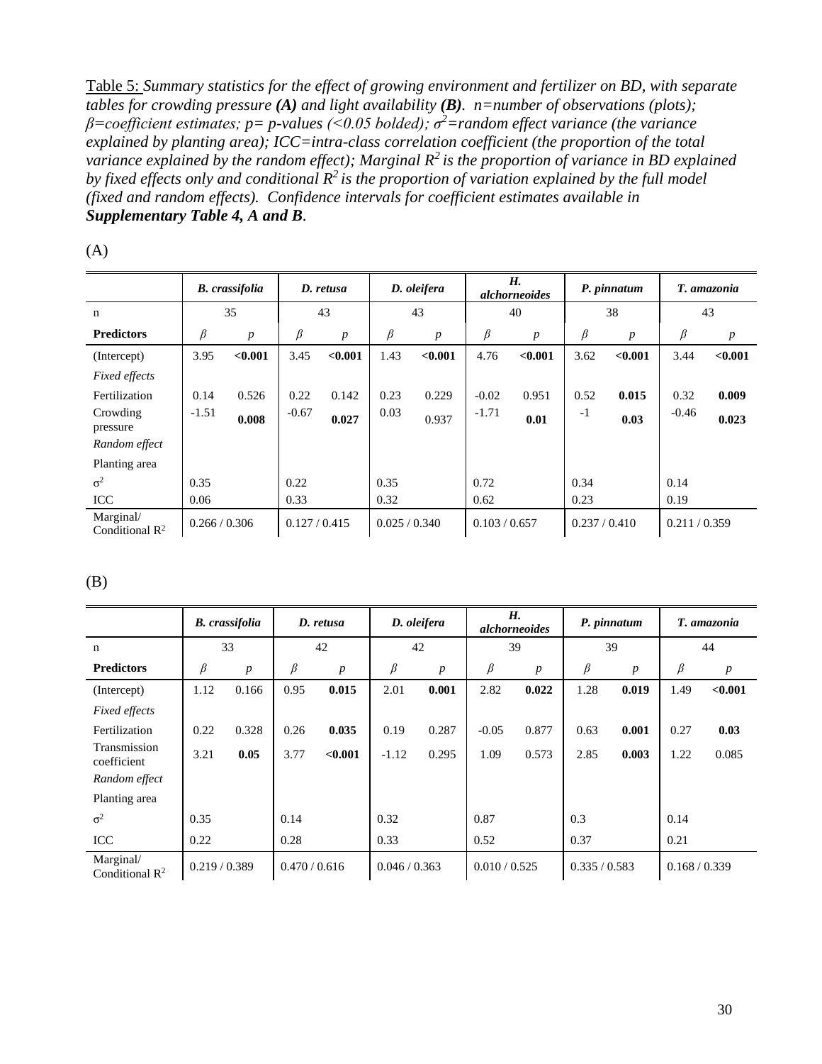<u>Table 5:</u> *Summary statistics for the effect of growing environment and fertilizer on BD, with separate tables for crowding pressure* ***(A)*** *and light availability* ***(B)****. n=number of observations (plots); β=coefficient estimates; p= p-values (<0.05 bolded); $\sigma^2$=random effect variance (the variance explained by planting area); ICC=intra-class correlation coefficient (the proportion of the total variance explained by the random effect); Marginal $R^2$ is the proportion of variance in BD explained by fixed effects only and conditional $R^2$ is the proportion of variation explained by the full model (fixed and random effects). Confidence intervals for coefficient estimates available in* ***Supplementary Table 4, A and B****.*

(A)

| | *B. crassifolia* | | *D. retusa* | | *D. oleifera* | | *H. alchorneoides* | | *P. pinnatum* | | *T. amazonia* | |
|---|---|---|---|---|---|---|---|---|---|---|---|---|
| n | 35 | | 43 | | 43 | | 40 | | 38 | | 43 | |
| **Predictors** | *β* | *p* | *β* | *p* | *β* | *p* | *β* | *p* | *β* | *p* | *β* | *p* |
| (Intercept) | 3.95 | **<0.001** | 3.45 | **<0.001** | 1.43 | **<0.001** | 4.76 | **<0.001** | 3.62 | **<0.001** | 3.44 | **<0.001** |
| *Fixed effects* | | | | | | | | | | | | |
| Fertilization | 0.14 | 0.526 | 0.22 | 0.142 | 0.23 | 0.229 | -0.02 | 0.951 | 0.52 | **0.015** | 0.32 | **0.009** |
| Crowding pressure | -1.51 | **0.008** | -0.67 | **0.027** | 0.03 | 0.937 | -1.71 | **0.01** | -1 | **0.03** | -0.46 | **0.023** |
| *Random effect* | | | | | | | | | | | | |
| Planting area | | | | | | | | | | | | |
| $\sigma^2$ | 0.35 | | 0.22 | | 0.35 | | 0.72 | | 0.34 | | 0.14 | |
| ICC | 0.06 | | 0.33 | | 0.32 | | 0.62 | | 0.23 | | 0.19 | |
| Marginal/ Conditional $R^2$ | 0.266 / 0.306 | | 0.127 / 0.415 | | 0.025 / 0.340 | | 0.103 / 0.657 | | 0.237 / 0.410 | | 0.211 / 0.359 | |

(B)

| | *B. crassifolia* | | *D. retusa* | | *D. oleifera* | | *H. alchorneoides* | | *P. pinnatum* | | *T. amazonia* | |
|---|---|---|---|---|---|---|---|---|---|---|---|---|
| n | 33 | | 42 | | 42 | | 39 | | 39 | | 44 | |
| **Predictors** | *β* | *p* | *β* | *p* | *β* | *p* | *β* | *p* | *β* | *p* | *β* | *p* |
| (Intercept) | 1.12 | 0.166 | 0.95 | **0.015** | 2.01 | **0.001** | 2.82 | **0.022** | 1.28 | **0.019** | 1.49 | **<0.001** |
| *Fixed effects* | | | | | | | | | | | | |
| Fertilization | 0.22 | 0.328 | 0.26 | **0.035** | 0.19 | 0.287 | -0.05 | 0.877 | 0.63 | **0.001** | 0.27 | **0.03** |
| Transmission coefficient | 3.21 | **0.05** | 3.77 | **<0.001** | -1.12 | 0.295 | 1.09 | 0.573 | 2.85 | **0.003** | 1.22 | 0.085 |
| *Random effect* | | | | | | | | | | | | |
| Planting area | | | | | | | | | | | | |
| $\sigma^2$ | 0.35 | | 0.14 | | 0.32 | | 0.87 | | 0.3 | | 0.14 | |
| ICC | 0.22 | | 0.28 | | 0.33 | | 0.52 | | 0.37 | | 0.21 | |
| Marginal/ Conditional $R^2$ | 0.219 / 0.389 | | 0.470 / 0.616 | | 0.046 / 0.363 | | 0.010 / 0.525 | | 0.335 / 0.583 | | 0.168 / 0.339 | |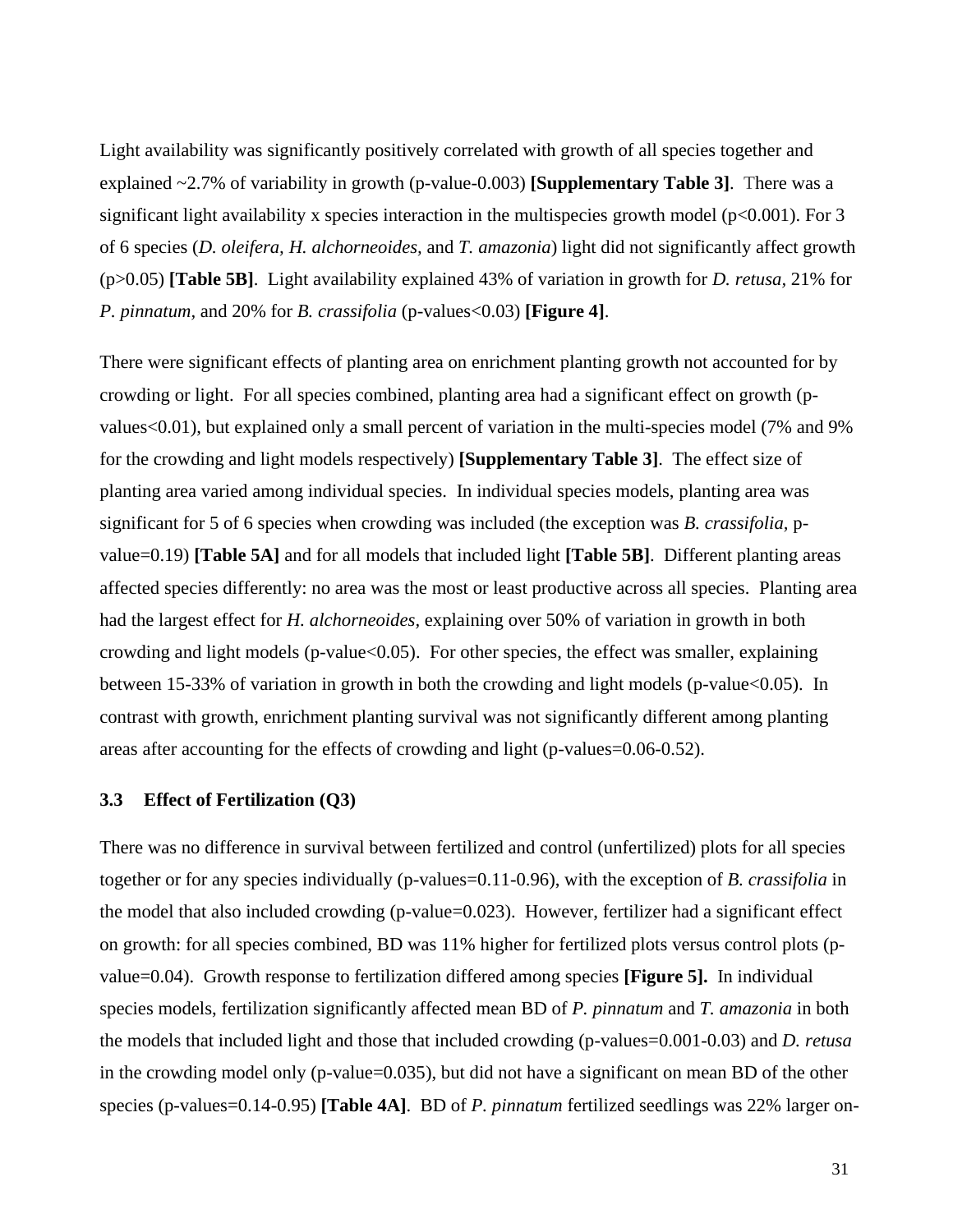Light availability was significantly positively correlated with growth of all species together and explained ~2.7% of variability in growth (p-value-0.003) **[Supplementary Table 3]**. There was a significant light availability x species interaction in the multispecies growth model ($p<0.001$). For 3 of 6 species (*D. oleifera, H. alchorneoides,* and *T. amazonia*) light did not significantly affect growth ($p>0.05$) **[Table 5B]**. Light availability explained 43% of variation in growth for *D. retusa*, 21% for *P. pinnatum,* and 20% for *B. crassifolia* (p-values<0.03) **[Figure 4]**.

There were significant effects of planting area on enrichment planting growth not accounted for by crowding or light. For all species combined, planting area had a significant effect on growth (p-values<0.01), but explained only a small percent of variation in the multi-species model (7% and 9% for the crowding and light models respectively) **[Supplementary Table 3]**. The effect size of planting area varied among individual species. In individual species models, planting area was significant for 5 of 6 species when crowding was included (the exception was *B. crassifolia,* p-value=0.19) **[Table 5A]** and for all models that included light **[Table 5B]**. Different planting areas affected species differently: no area was the most or least productive across all species. Planting area had the largest effect for *H. alchorneoides,* explaining over 50% of variation in growth in both crowding and light models (p-value<0.05). For other species, the effect was smaller, explaining between 15-33% of variation in growth in both the crowding and light models (p-value<0.05). In contrast with growth, enrichment planting survival was not significantly different among planting areas after accounting for the effects of crowding and light (p-values=0.06-0.52).

### 3.3 Effect of Fertilization (Q3)

There was no difference in survival between fertilized and control (unfertilized) plots for all species together or for any species individually (p-values=0.11-0.96), with the exception of *B. crassifolia* in the model that also included crowding (p-value=0.023). However, fertilizer had a significant effect on growth: for all species combined, BD was 11% higher for fertilized plots versus control plots (p-value=0.04). Growth response to fertilization differed among species **[Figure 5].** In individual species models, fertilization significantly affected mean BD of *P. pinnatum* and *T. amazonia* in both the models that included light and those that included crowding (p-values=0.001-0.03) and *D. retusa* in the crowding model only (p-value=0.035), but did not have a significant on mean BD of the other species (p-values=0.14-0.95) **[Table 4A]**. BD of *P. pinnatum* fertilized seedlings was 22% larger on-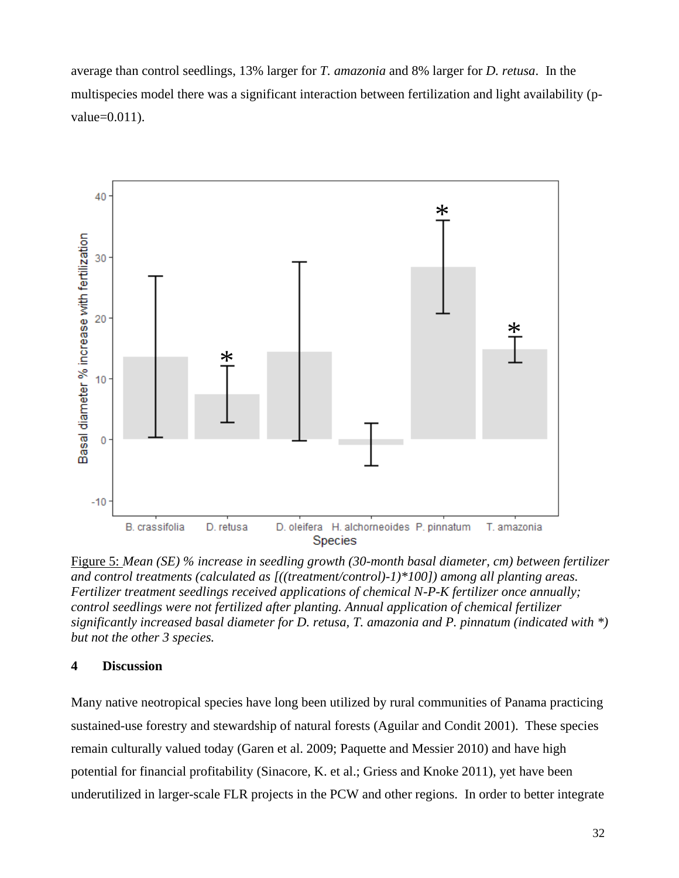average than control seedlings, 13% larger for *T. amazonia* and 8% larger for *D. retusa*. In the multispecies model there was a significant interaction between fertilization and light availability (p-value=0.011).

Figure 5: *Mean (SE) % increase in seedling growth (30-month basal diameter, cm) between fertilizer and control treatments (calculated as [((treatment/control)-1)*100]) among all planting areas. Fertilizer treatment seedlings received applications of chemical N-P-K fertilizer once annually; control seedlings were not fertilized after planting. Annual application of chemical fertilizer significantly increased basal diameter for D. retusa, T. amazonia and P. pinnatum (indicated with *) but not the other 3 species.*

## 4 Discussion

Many native neotropical species have long been utilized by rural communities of Panama practicing sustained-use forestry and stewardship of natural forests (Aguilar and Condit 2001). These species remain culturally valued today (Garen et al. 2009; Paquette and Messier 2010) and have high potential for financial profitability (Sinacore, K. et al.; Griess and Knoke 2011), yet have been underutilized in larger-scale FLR projects in the PCW and other regions. In order to better integrate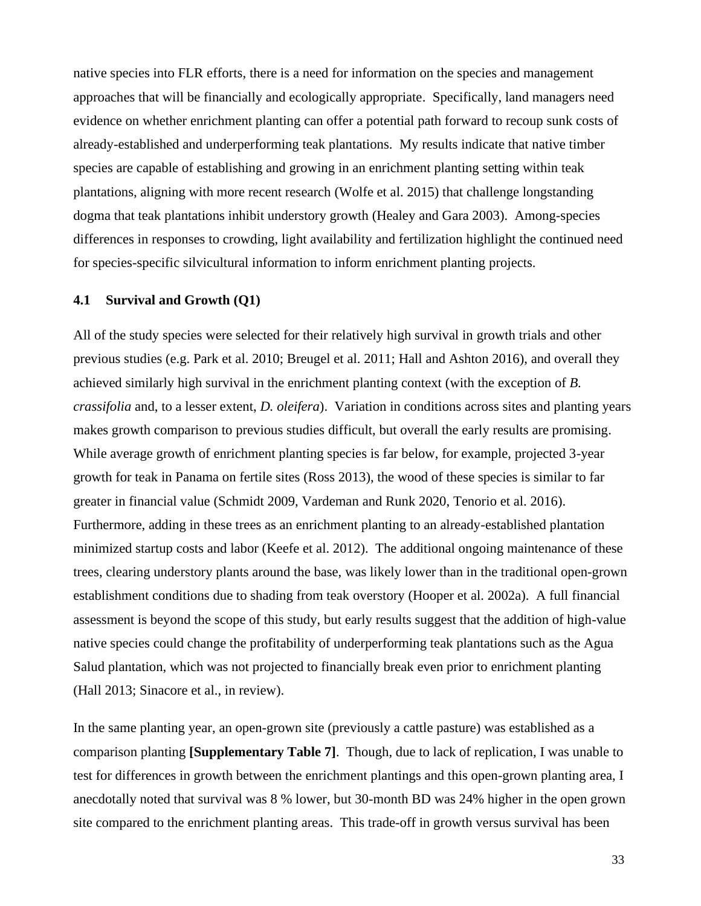native species into FLR efforts, there is a need for information on the species and management approaches that will be financially and ecologically appropriate. Specifically, land managers need evidence on whether enrichment planting can offer a potential path forward to recoup sunk costs of already-established and underperforming teak plantations. My results indicate that native timber species are capable of establishing and growing in an enrichment planting setting within teak plantations, aligning with more recent research (Wolfe et al. 2015) that challenge longstanding dogma that teak plantations inhibit understory growth (Healey and Gara 2003). Among-species differences in responses to crowding, light availability and fertilization highlight the continued need for species-specific silvicultural information to inform enrichment planting projects.

### 4.1 Survival and Growth (Q1)

All of the study species were selected for their relatively high survival in growth trials and other previous studies (e.g. Park et al. 2010; Breugel et al. 2011; Hall and Ashton 2016), and overall they achieved similarly high survival in the enrichment planting context (with the exception of *B. crassifolia* and, to a lesser extent, *D. oleifera*). Variation in conditions across sites and planting years makes growth comparison to previous studies difficult, but overall the early results are promising. While average growth of enrichment planting species is far below, for example, projected 3-year growth for teak in Panama on fertile sites (Ross 2013), the wood of these species is similar to far greater in financial value (Schmidt 2009, Vardeman and Runk 2020, Tenorio et al. 2016). Furthermore, adding in these trees as an enrichment planting to an already-established plantation minimized startup costs and labor (Keefe et al. 2012). The additional ongoing maintenance of these trees, clearing understory plants around the base, was likely lower than in the traditional open-grown establishment conditions due to shading from teak overstory (Hooper et al. 2002a). A full financial assessment is beyond the scope of this study, but early results suggest that the addition of high-value native species could change the profitability of underperforming teak plantations such as the Agua Salud plantation, which was not projected to financially break even prior to enrichment planting (Hall 2013; Sinacore et al., in review).

In the same planting year, an open-grown site (previously a cattle pasture) was established as a comparison planting **[Supplementary Table 7]**. Though, due to lack of replication, I was unable to test for differences in growth between the enrichment plantings and this open-grown planting area, I anecdotally noted that survival was 8 % lower, but 30-month BD was 24% higher in the open grown site compared to the enrichment planting areas. This trade-off in growth versus survival has been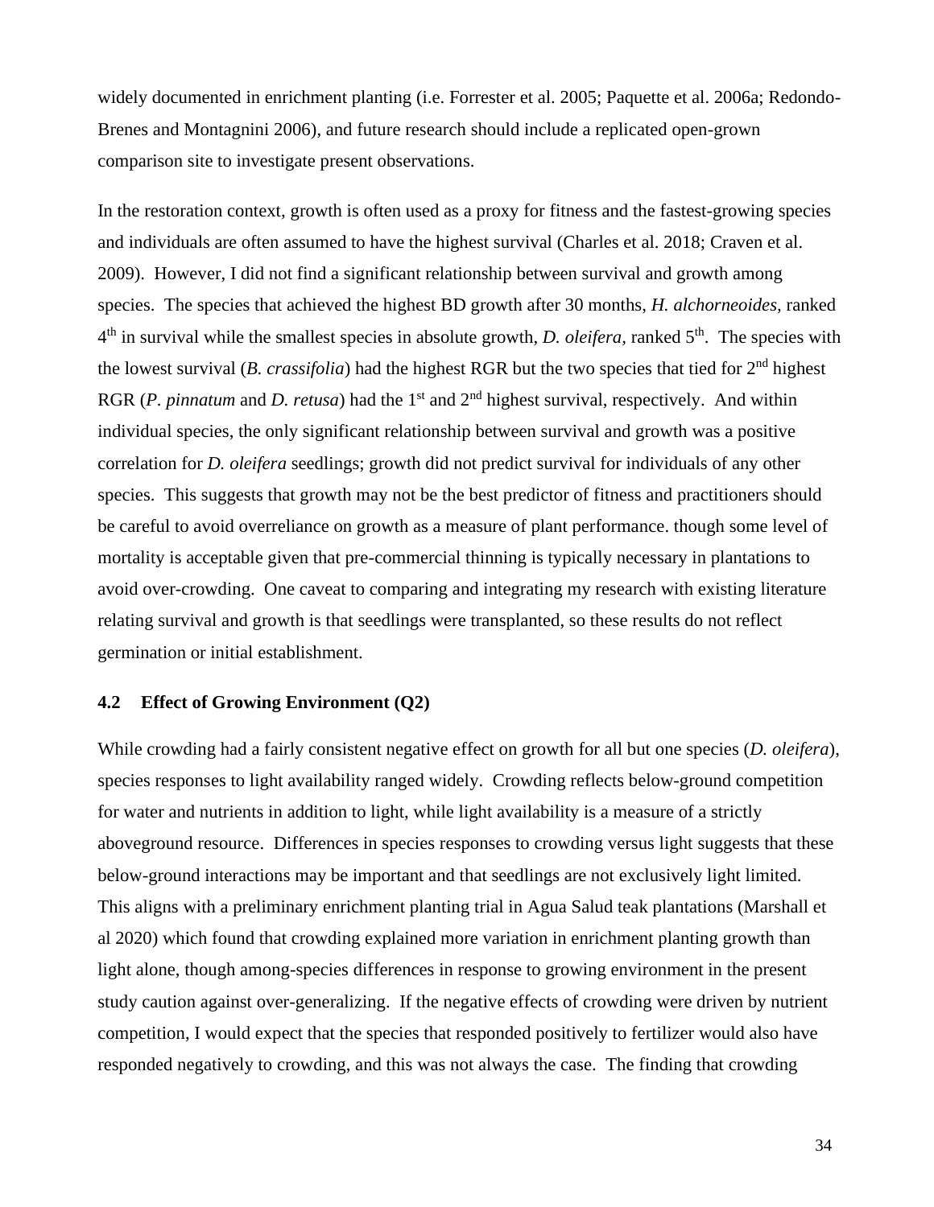widely documented in enrichment planting (i.e. Forrester et al. 2005; Paquette et al. 2006a; Redondo-Brenes and Montagnini 2006), and future research should include a replicated open-grown comparison site to investigate present observations.

In the restoration context, growth is often used as a proxy for fitness and the fastest-growing species and individuals are often assumed to have the highest survival (Charles et al. 2018; Craven et al. 2009). However, I did not find a significant relationship between survival and growth among species. The species that achieved the highest BD growth after 30 months, *H. alchorneoides,* ranked 4th in survival while the smallest species in absolute growth, *D. oleifera,* ranked 5th. The species with the lowest survival (*B. crassifolia*) had the highest RGR but the two species that tied for 2nd highest RGR (*P. pinnatum* and *D. retusa*) had the 1st and 2nd highest survival, respectively. And within individual species, the only significant relationship between survival and growth was a positive correlation for *D. oleifera* seedlings; growth did not predict survival for individuals of any other species. This suggests that growth may not be the best predictor of fitness and practitioners should be careful to avoid overreliance on growth as a measure of plant performance. though some level of mortality is acceptable given that pre-commercial thinning is typically necessary in plantations to avoid over-crowding. One caveat to comparing and integrating my research with existing literature relating survival and growth is that seedlings were transplanted, so these results do not reflect germination or initial establishment.

### 4.2 Effect of Growing Environment (Q2)

While crowding had a fairly consistent negative effect on growth for all but one species (*D. oleifera*), species responses to light availability ranged widely. Crowding reflects below-ground competition for water and nutrients in addition to light, while light availability is a measure of a strictly aboveground resource. Differences in species responses to crowding versus light suggests that these below-ground interactions may be important and that seedlings are not exclusively light limited. This aligns with a preliminary enrichment planting trial in Agua Salud teak plantations (Marshall et al 2020) which found that crowding explained more variation in enrichment planting growth than light alone, though among-species differences in response to growing environment in the present study caution against over-generalizing. If the negative effects of crowding were driven by nutrient competition, I would expect that the species that responded positively to fertilizer would also have responded negatively to crowding, and this was not always the case. The finding that crowding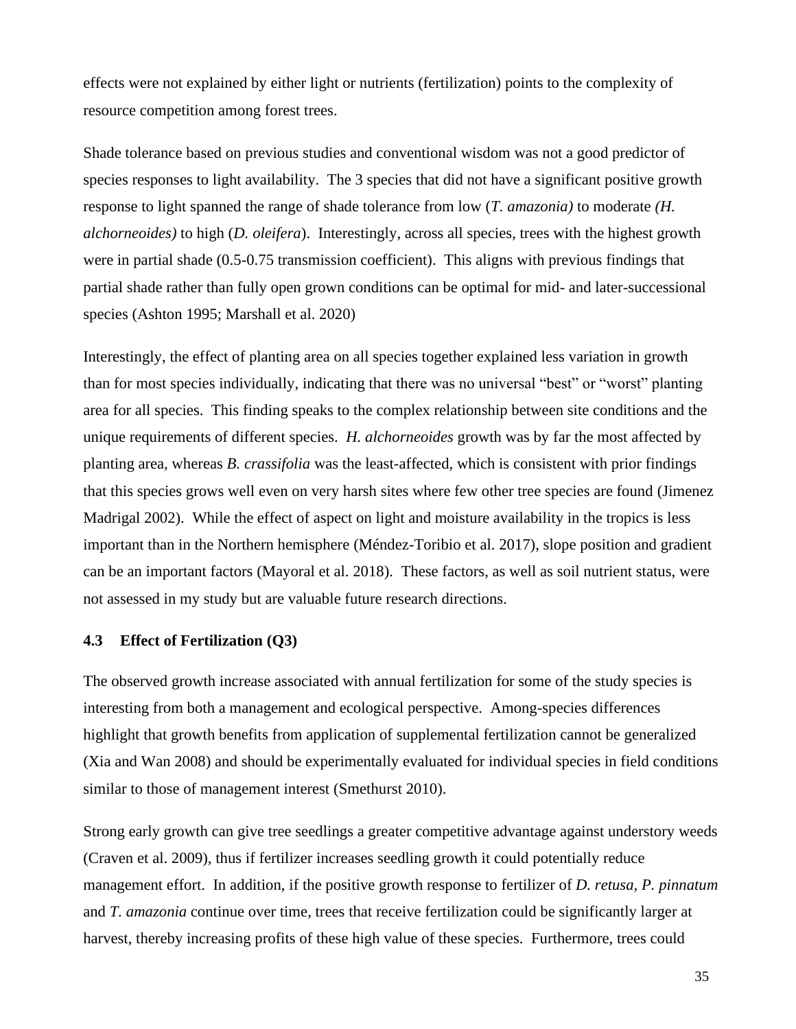effects were not explained by either light or nutrients (fertilization) points to the complexity of resource competition among forest trees.

Shade tolerance based on previous studies and conventional wisdom was not a good predictor of species responses to light availability. The 3 species that did not have a significant positive growth response to light spanned the range of shade tolerance from low (*T. amazonia)* to moderate *(H. alchorneoides)* to high (*D. oleifera*). Interestingly, across all species, trees with the highest growth were in partial shade (0.5-0.75 transmission coefficient). This aligns with previous findings that partial shade rather than fully open grown conditions can be optimal for mid- and later-successional species (Ashton 1995; Marshall et al. 2020)

Interestingly, the effect of planting area on all species together explained less variation in growth than for most species individually, indicating that there was no universal "best" or "worst" planting area for all species. This finding speaks to the complex relationship between site conditions and the unique requirements of different species. *H. alchorneoides* growth was by far the most affected by planting area, whereas *B. crassifolia* was the least-affected, which is consistent with prior findings that this species grows well even on very harsh sites where few other tree species are found (Jimenez Madrigal 2002). While the effect of aspect on light and moisture availability in the tropics is less important than in the Northern hemisphere (Méndez-Toribio et al. 2017), slope position and gradient can be an important factors (Mayoral et al. 2018). These factors, as well as soil nutrient status, were not assessed in my study but are valuable future research directions.

### 4.3 Effect of Fertilization (Q3)

The observed growth increase associated with annual fertilization for some of the study species is interesting from both a management and ecological perspective. Among-species differences highlight that growth benefits from application of supplemental fertilization cannot be generalized (Xia and Wan 2008) and should be experimentally evaluated for individual species in field conditions similar to those of management interest (Smethurst 2010).

Strong early growth can give tree seedlings a greater competitive advantage against understory weeds (Craven et al. 2009), thus if fertilizer increases seedling growth it could potentially reduce management effort. In addition, if the positive growth response to fertilizer of *D. retusa, P. pinnatum* and *T. amazonia* continue over time, trees that receive fertilization could be significantly larger at harvest, thereby increasing profits of these high value of these species. Furthermore, trees could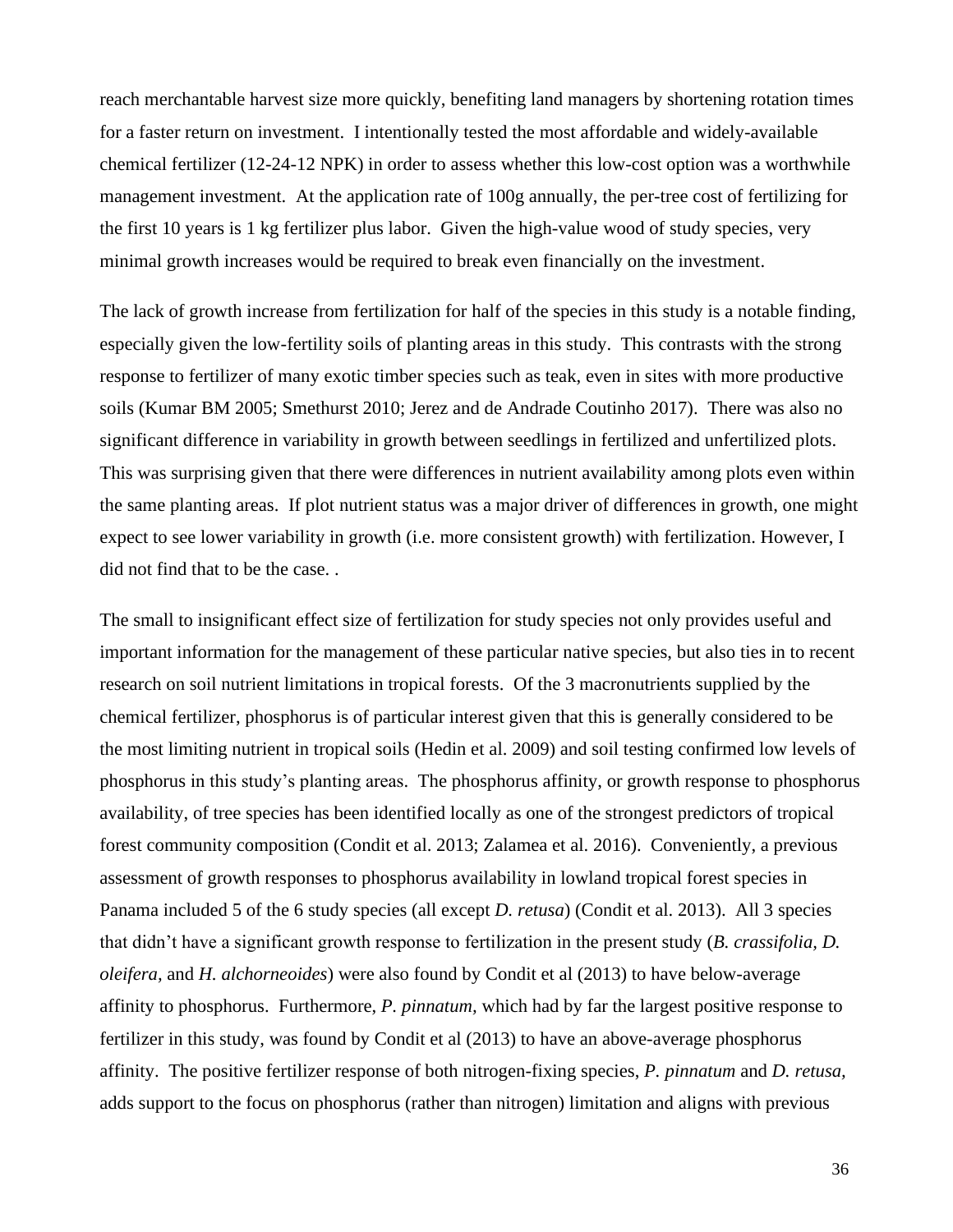reach merchantable harvest size more quickly, benefiting land managers by shortening rotation times for a faster return on investment. I intentionally tested the most affordable and widely-available chemical fertilizer (12-24-12 NPK) in order to assess whether this low-cost option was a worthwhile management investment. At the application rate of 100g annually, the per-tree cost of fertilizing for the first 10 years is 1 kg fertilizer plus labor. Given the high-value wood of study species, very minimal growth increases would be required to break even financially on the investment.

The lack of growth increase from fertilization for half of the species in this study is a notable finding, especially given the low-fertility soils of planting areas in this study. This contrasts with the strong response to fertilizer of many exotic timber species such as teak, even in sites with more productive soils (Kumar BM 2005; Smethurst 2010; Jerez and de Andrade Coutinho 2017). There was also no significant difference in variability in growth between seedlings in fertilized and unfertilized plots. This was surprising given that there were differences in nutrient availability among plots even within the same planting areas. If plot nutrient status was a major driver of differences in growth, one might expect to see lower variability in growth (i.e. more consistent growth) with fertilization. However, I did not find that to be the case. .

The small to insignificant effect size of fertilization for study species not only provides useful and important information for the management of these particular native species, but also ties in to recent research on soil nutrient limitations in tropical forests. Of the 3 macronutrients supplied by the chemical fertilizer, phosphorus is of particular interest given that this is generally considered to be the most limiting nutrient in tropical soils (Hedin et al. 2009) and soil testing confirmed low levels of phosphorus in this study's planting areas. The phosphorus affinity, or growth response to phosphorus availability, of tree species has been identified locally as one of the strongest predictors of tropical forest community composition (Condit et al. 2013; Zalamea et al. 2016). Conveniently, a previous assessment of growth responses to phosphorus availability in lowland tropical forest species in Panama included 5 of the 6 study species (all except *D. retusa*) (Condit et al. 2013). All 3 species that didn't have a significant growth response to fertilization in the present study (*B. crassifolia, D. oleifera,* and *H. alchorneoides*) were also found by Condit et al (2013) to have below-average affinity to phosphorus. Furthermore, *P. pinnatum*, which had by far the largest positive response to fertilizer in this study, was found by Condit et al (2013) to have an above-average phosphorus affinity. The positive fertilizer response of both nitrogen-fixing species, *P. pinnatum* and *D. retusa*, adds support to the focus on phosphorus (rather than nitrogen) limitation and aligns with previous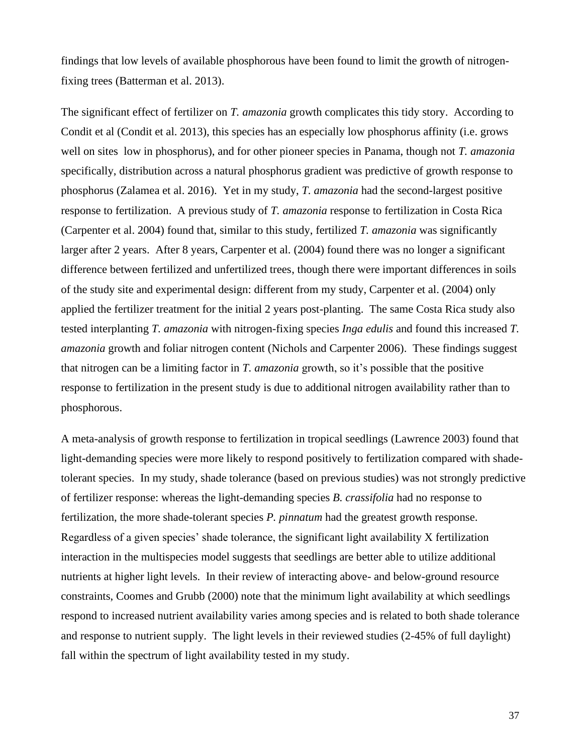findings that low levels of available phosphorous have been found to limit the growth of nitrogen-fixing trees (Batterman et al. 2013).

The significant effect of fertilizer on *T. amazonia* growth complicates this tidy story. According to Condit et al (Condit et al. 2013), this species has an especially low phosphorus affinity (i.e. grows well on sites low in phosphorus), and for other pioneer species in Panama, though not *T. amazonia* specifically, distribution across a natural phosphorus gradient was predictive of growth response to phosphorus (Zalamea et al. 2016). Yet in my study, *T. amazonia* had the second-largest positive response to fertilization. A previous study of *T. amazonia* response to fertilization in Costa Rica (Carpenter et al. 2004) found that, similar to this study, fertilized *T. amazonia* was significantly larger after 2 years. After 8 years, Carpenter et al. (2004) found there was no longer a significant difference between fertilized and unfertilized trees, though there were important differences in soils of the study site and experimental design: different from my study, Carpenter et al. (2004) only applied the fertilizer treatment for the initial 2 years post-planting. The same Costa Rica study also tested interplanting *T. amazonia* with nitrogen-fixing species *Inga edulis* and found this increased *T. amazonia* growth and foliar nitrogen content (Nichols and Carpenter 2006). These findings suggest that nitrogen can be a limiting factor in *T. amazonia* growth, so it's possible that the positive response to fertilization in the present study is due to additional nitrogen availability rather than to phosphorous.

A meta-analysis of growth response to fertilization in tropical seedlings (Lawrence 2003) found that light-demanding species were more likely to respond positively to fertilization compared with shade-tolerant species. In my study, shade tolerance (based on previous studies) was not strongly predictive of fertilizer response: whereas the light-demanding species *B. crassifolia* had no response to fertilization, the more shade-tolerant species *P. pinnatum* had the greatest growth response. Regardless of a given species' shade tolerance, the significant light availability X fertilization interaction in the multispecies model suggests that seedlings are better able to utilize additional nutrients at higher light levels. In their review of interacting above- and below-ground resource constraints, Coomes and Grubb (2000) note that the minimum light availability at which seedlings respond to increased nutrient availability varies among species and is related to both shade tolerance and response to nutrient supply. The light levels in their reviewed studies (2-45% of full daylight) fall within the spectrum of light availability tested in my study.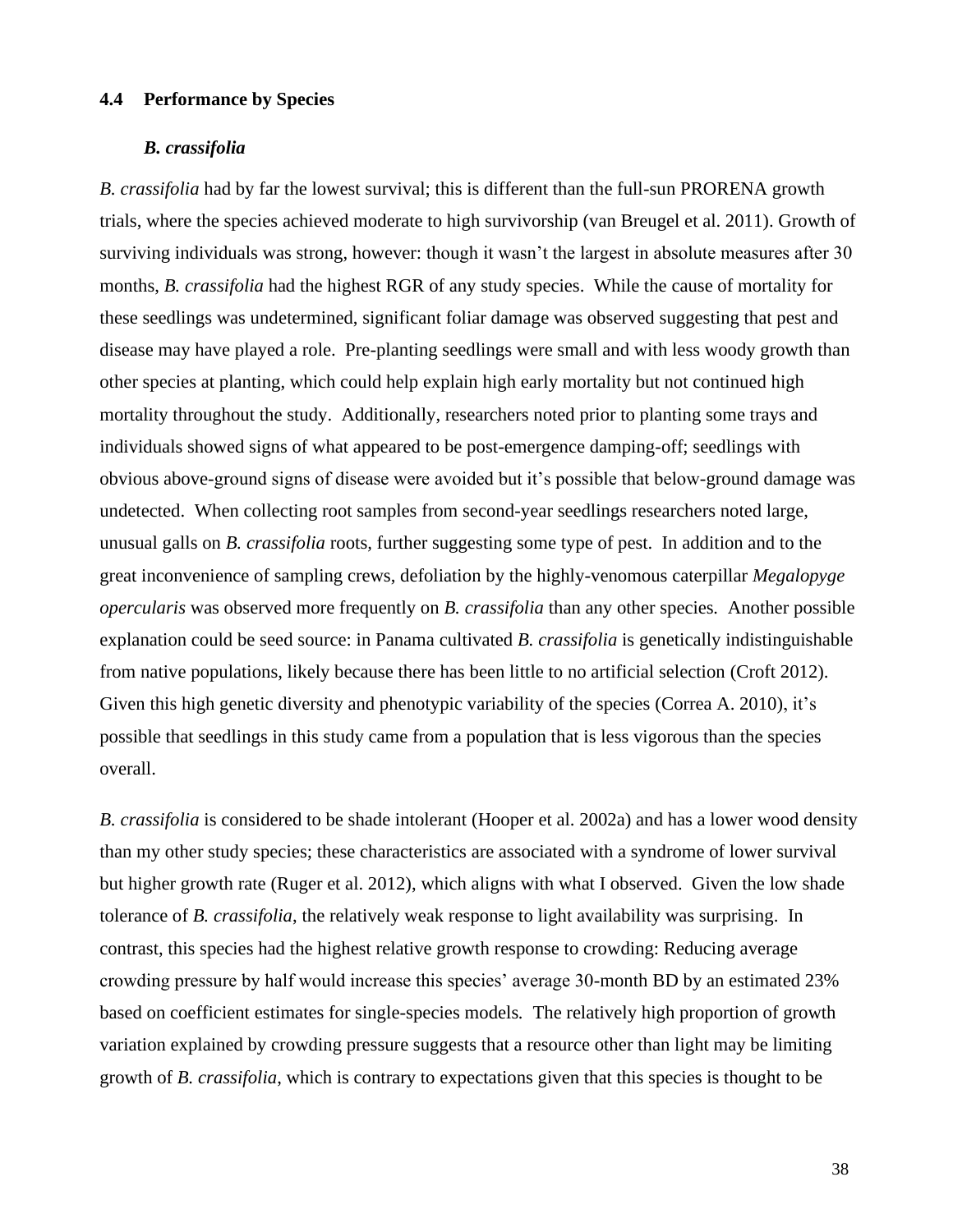## 4.4 Performance by Species

### *B. crassifolia*

*B. crassifolia* had by far the lowest survival; this is different than the full-sun PRORENA growth trials, where the species achieved moderate to high survivorship (van Breugel et al. 2011). Growth of surviving individuals was strong, however: though it wasn't the largest in absolute measures after 30 months, *B. crassifolia* had the highest RGR of any study species. While the cause of mortality for these seedlings was undetermined, significant foliar damage was observed suggesting that pest and disease may have played a role. Pre-planting seedlings were small and with less woody growth than other species at planting, which could help explain high early mortality but not continued high mortality throughout the study. Additionally, researchers noted prior to planting some trays and individuals showed signs of what appeared to be post-emergence damping-off; seedlings with obvious above-ground signs of disease were avoided but it's possible that below-ground damage was undetected. When collecting root samples from second-year seedlings researchers noted large, unusual galls on *B. crassifolia* roots, further suggesting some type of pest. In addition and to the great inconvenience of sampling crews, defoliation by the highly-venomous caterpillar *Megalopyge opercularis* was observed more frequently on *B. crassifolia* than any other species. Another possible explanation could be seed source: in Panama cultivated *B. crassifolia* is genetically indistinguishable from native populations, likely because there has been little to no artificial selection (Croft 2012). Given this high genetic diversity and phenotypic variability of the species (Correa A. 2010), it's possible that seedlings in this study came from a population that is less vigorous than the species overall.

*B. crassifolia* is considered to be shade intolerant (Hooper et al. 2002a) and has a lower wood density than my other study species; these characteristics are associated with a syndrome of lower survival but higher growth rate (Ruger et al. 2012), which aligns with what I observed. Given the low shade tolerance of *B. crassifolia*, the relatively weak response to light availability was surprising. In contrast, this species had the highest relative growth response to crowding: Reducing average crowding pressure by half would increase this species' average 30-month BD by an estimated 23% based on coefficient estimates for single-species models. The relatively high proportion of growth variation explained by crowding pressure suggests that a resource other than light may be limiting growth of *B. crassifolia*, which is contrary to expectations given that this species is thought to be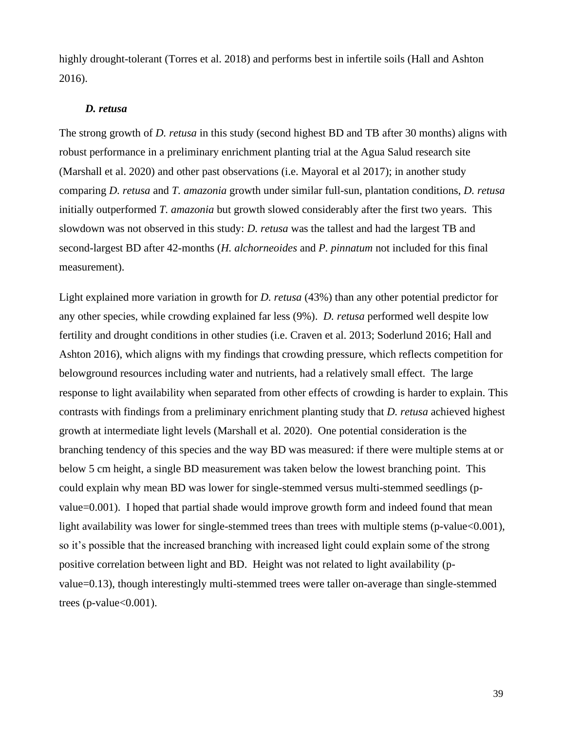highly drought-tolerant (Torres et al. 2018) and performs best in infertile soils (Hall and Ashton 2016).

### *D. retusa*

The strong growth of *D. retusa* in this study (second highest BD and TB after 30 months) aligns with robust performance in a preliminary enrichment planting trial at the Agua Salud research site (Marshall et al. 2020) and other past observations (i.e. Mayoral et al 2017); in another study comparing *D. retusa* and *T. amazonia* growth under similar full-sun, plantation conditions, *D. retusa* initially outperformed *T. amazonia* but growth slowed considerably after the first two years. This slowdown was not observed in this study: *D. retusa* was the tallest and had the largest TB and second-largest BD after 42-months (*H. alchorneoides* and *P. pinnatum* not included for this final measurement).

Light explained more variation in growth for *D. retusa* (43%) than any other potential predictor for any other species, while crowding explained far less (9%). *D. retusa* performed well despite low fertility and drought conditions in other studies (i.e. Craven et al. 2013; Soderlund 2016; Hall and Ashton 2016), which aligns with my findings that crowding pressure, which reflects competition for belowground resources including water and nutrients, had a relatively small effect. The large response to light availability when separated from other effects of crowding is harder to explain. This contrasts with findings from a preliminary enrichment planting study that *D. retusa* achieved highest growth at intermediate light levels (Marshall et al. 2020). One potential consideration is the branching tendency of this species and the way BD was measured: if there were multiple stems at or below 5 cm height, a single BD measurement was taken below the lowest branching point. This could explain why mean BD was lower for single-stemmed versus multi-stemmed seedlings (p-value=0.001). I hoped that partial shade would improve growth form and indeed found that mean light availability was lower for single-stemmed trees than trees with multiple stems (p-value<0.001), so it's possible that the increased branching with increased light could explain some of the strong positive correlation between light and BD. Height was not related to light availability (p-value=0.13), though interestingly multi-stemmed trees were taller on-average than single-stemmed trees (p-value<0.001).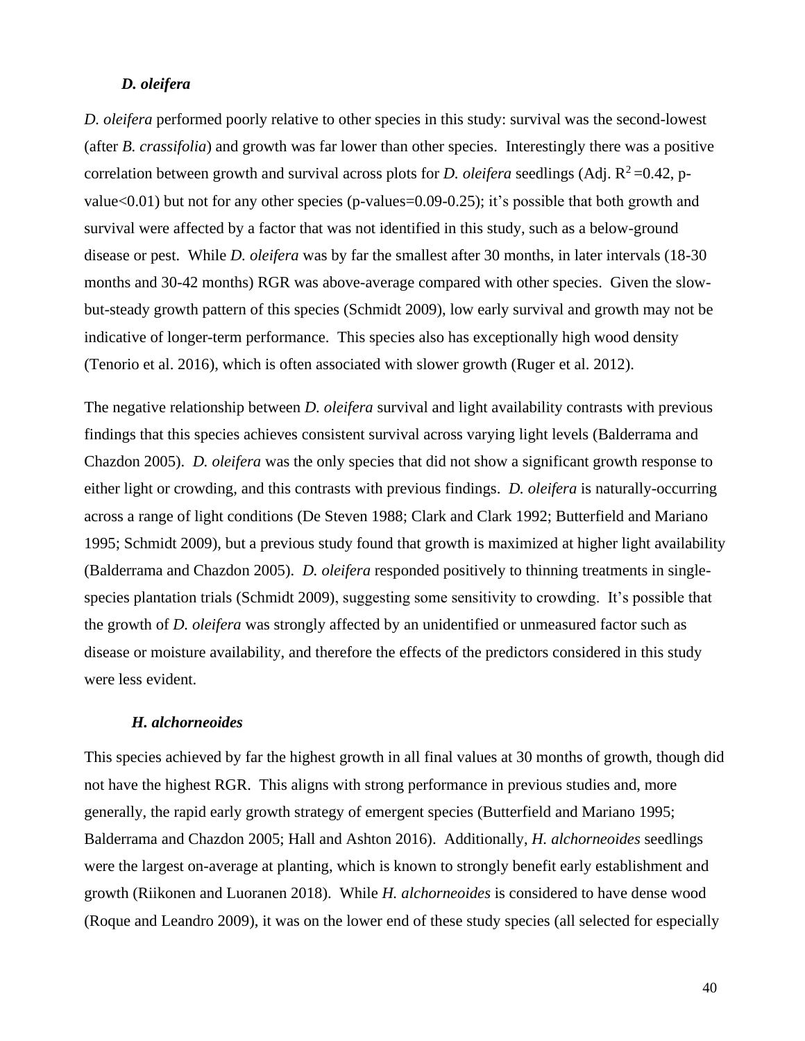### *D. oleifera*

*D. oleifera* performed poorly relative to other species in this study: survival was the second-lowest (after *B. crassifolia*) and growth was far lower than other species. Interestingly there was a positive correlation between growth and survival across plots for *D. oleifera* seedlings (Adj. $R^2$ =0.42, p-value<0.01) but not for any other species (p-values=0.09-0.25); it's possible that both growth and survival were affected by a factor that was not identified in this study, such as a below-ground disease or pest. While *D. oleifera* was by far the smallest after 30 months, in later intervals (18-30 months and 30-42 months) RGR was above-average compared with other species. Given the slow-but-steady growth pattern of this species (Schmidt 2009), low early survival and growth may not be indicative of longer-term performance. This species also has exceptionally high wood density (Tenorio et al. 2016), which is often associated with slower growth (Ruger et al. 2012).

The negative relationship between *D. oleifera* survival and light availability contrasts with previous findings that this species achieves consistent survival across varying light levels (Balderrama and Chazdon 2005). *D. oleifera* was the only species that did not show a significant growth response to either light or crowding, and this contrasts with previous findings. *D. oleifera* is naturally-occurring across a range of light conditions (De Steven 1988; Clark and Clark 1992; Butterfield and Mariano 1995; Schmidt 2009), but a previous study found that growth is maximized at higher light availability (Balderrama and Chazdon 2005). *D. oleifera* responded positively to thinning treatments in single-species plantation trials (Schmidt 2009), suggesting some sensitivity to crowding. It's possible that the growth of *D. oleifera* was strongly affected by an unidentified or unmeasured factor such as disease or moisture availability, and therefore the effects of the predictors considered in this study were less evident.

### *H. alchorneoides*

This species achieved by far the highest growth in all final values at 30 months of growth, though did not have the highest RGR. This aligns with strong performance in previous studies and, more generally, the rapid early growth strategy of emergent species (Butterfield and Mariano 1995; Balderrama and Chazdon 2005; Hall and Ashton 2016). Additionally, *H. alchorneoides* seedlings were the largest on-average at planting, which is known to strongly benefit early establishment and growth (Riikonen and Luoranen 2018). While *H. alchorneoides* is considered to have dense wood (Roque and Leandro 2009), it was on the lower end of these study species (all selected for especially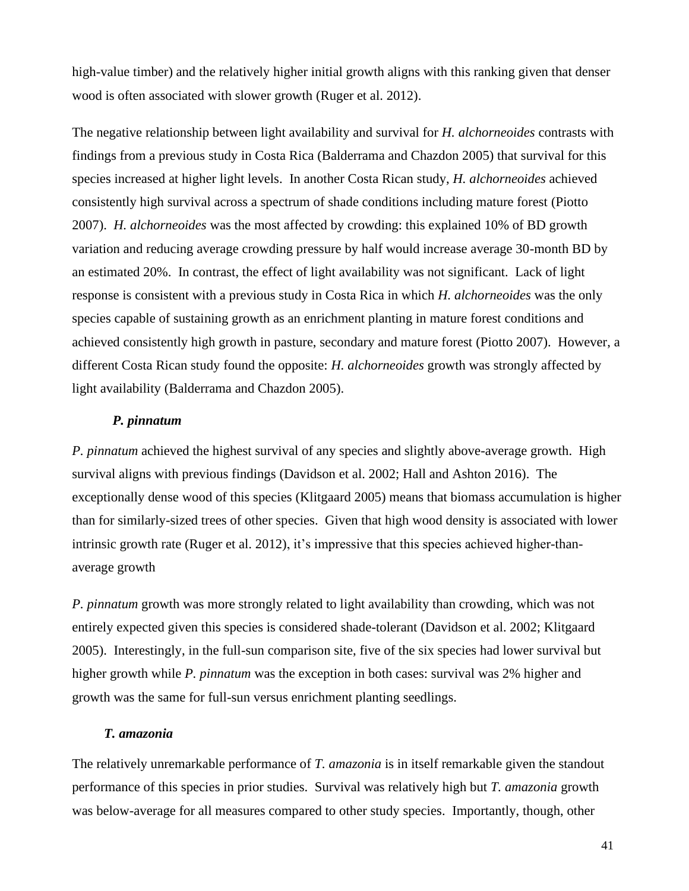high-value timber) and the relatively higher initial growth aligns with this ranking given that denser wood is often associated with slower growth (Ruger et al. 2012).

The negative relationship between light availability and survival for *H. alchorneoides* contrasts with findings from a previous study in Costa Rica (Balderrama and Chazdon 2005) that survival for this species increased at higher light levels. In another Costa Rican study, *H. alchorneoides* achieved consistently high survival across a spectrum of shade conditions including mature forest (Piotto 2007). *H. alchorneoides* was the most affected by crowding: this explained 10% of BD growth variation and reducing average crowding pressure by half would increase average 30-month BD by an estimated 20%. In contrast, the effect of light availability was not significant. Lack of light response is consistent with a previous study in Costa Rica in which *H. alchorneoides* was the only species capable of sustaining growth as an enrichment planting in mature forest conditions and achieved consistently high growth in pasture, secondary and mature forest (Piotto 2007). However, a different Costa Rican study found the opposite: *H. alchorneoides* growth was strongly affected by light availability (Balderrama and Chazdon 2005).

#### *P. pinnatum*

*P. pinnatum* achieved the highest survival of any species and slightly above-average growth. High survival aligns with previous findings (Davidson et al. 2002; Hall and Ashton 2016). The exceptionally dense wood of this species (Klitgaard 2005) means that biomass accumulation is higher than for similarly-sized trees of other species. Given that high wood density is associated with lower intrinsic growth rate (Ruger et al. 2012), it's impressive that this species achieved higher-than-average growth

*P. pinnatum* growth was more strongly related to light availability than crowding, which was not entirely expected given this species is considered shade-tolerant (Davidson et al. 2002; Klitgaard 2005). Interestingly, in the full-sun comparison site, five of the six species had lower survival but higher growth while *P. pinnatum* was the exception in both cases: survival was 2% higher and growth was the same for full-sun versus enrichment planting seedlings.

#### *T. amazonia*

The relatively unremarkable performance of *T. amazonia* is in itself remarkable given the standout performance of this species in prior studies. Survival was relatively high but *T. amazonia* growth was below-average for all measures compared to other study species. Importantly, though, other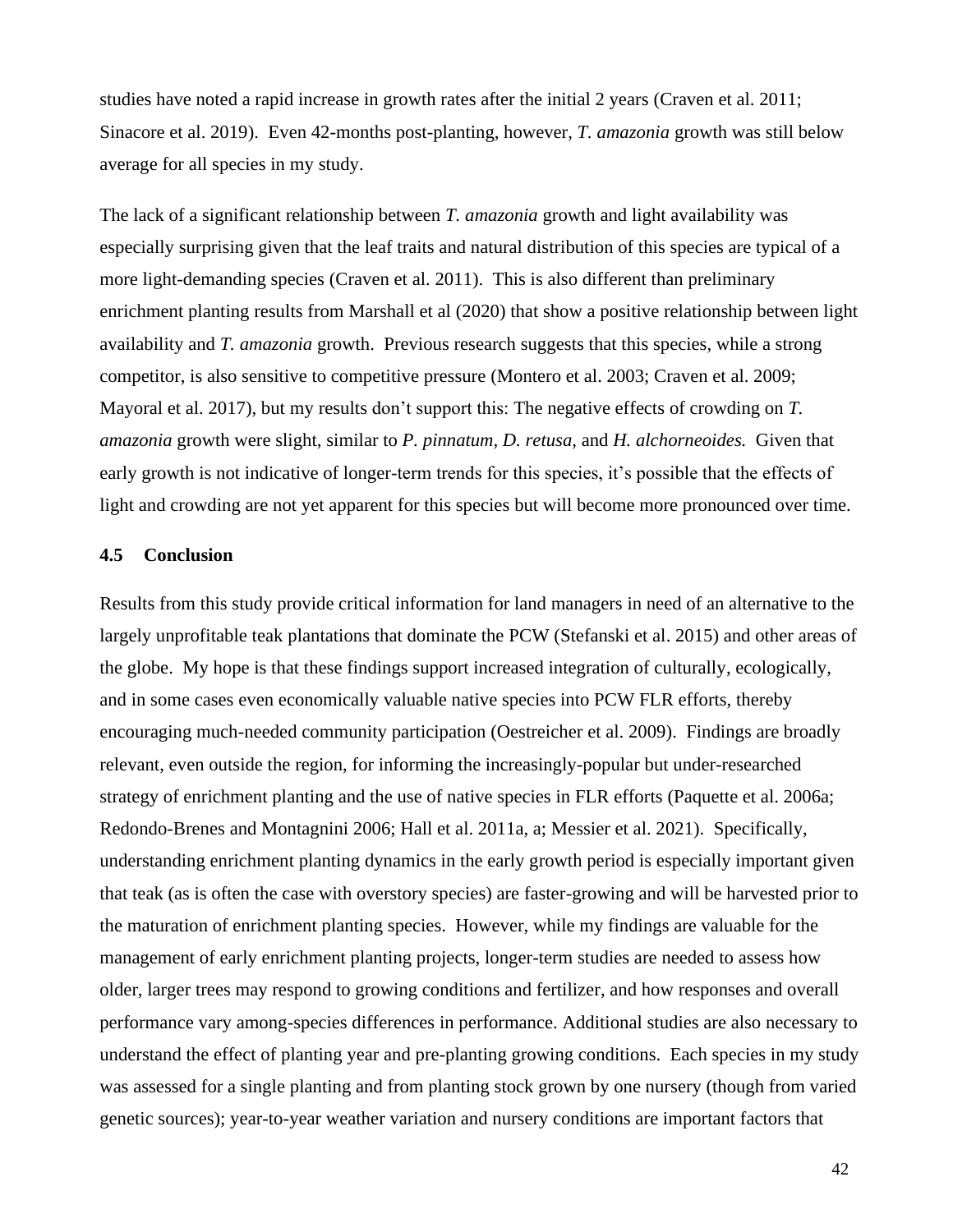studies have noted a rapid increase in growth rates after the initial 2 years (Craven et al. 2011; Sinacore et al. 2019). Even 42-months post-planting, however, *T. amazonia* growth was still below average for all species in my study.

The lack of a significant relationship between *T. amazonia* growth and light availability was especially surprising given that the leaf traits and natural distribution of this species are typical of a more light-demanding species (Craven et al. 2011). This is also different than preliminary enrichment planting results from Marshall et al (2020) that show a positive relationship between light availability and *T. amazonia* growth. Previous research suggests that this species, while a strong competitor, is also sensitive to competitive pressure (Montero et al. 2003; Craven et al. 2009; Mayoral et al. 2017), but my results don't support this: The negative effects of crowding on *T. amazonia* growth were slight, similar to *P. pinnatum, D. retusa,* and *H. alchorneoides.* Given that early growth is not indicative of longer-term trends for this species, it's possible that the effects of light and crowding are not yet apparent for this species but will become more pronounced over time.

### 4.5 Conclusion

Results from this study provide critical information for land managers in need of an alternative to the largely unprofitable teak plantations that dominate the PCW (Stefanski et al. 2015) and other areas of the globe. My hope is that these findings support increased integration of culturally, ecologically, and in some cases even economically valuable native species into PCW FLR efforts, thereby encouraging much-needed community participation (Oestreicher et al. 2009). Findings are broadly relevant, even outside the region, for informing the increasingly-popular but under-researched strategy of enrichment planting and the use of native species in FLR efforts (Paquette et al. 2006a; Redondo-Brenes and Montagnini 2006; Hall et al. 2011a, a; Messier et al. 2021). Specifically, understanding enrichment planting dynamics in the early growth period is especially important given that teak (as is often the case with overstory species) are faster-growing and will be harvested prior to the maturation of enrichment planting species. However, while my findings are valuable for the management of early enrichment planting projects, longer-term studies are needed to assess how older, larger trees may respond to growing conditions and fertilizer, and how responses and overall performance vary among-species differences in performance. Additional studies are also necessary to understand the effect of planting year and pre-planting growing conditions. Each species in my study was assessed for a single planting and from planting stock grown by one nursery (though from varied genetic sources); year-to-year weather variation and nursery conditions are important factors that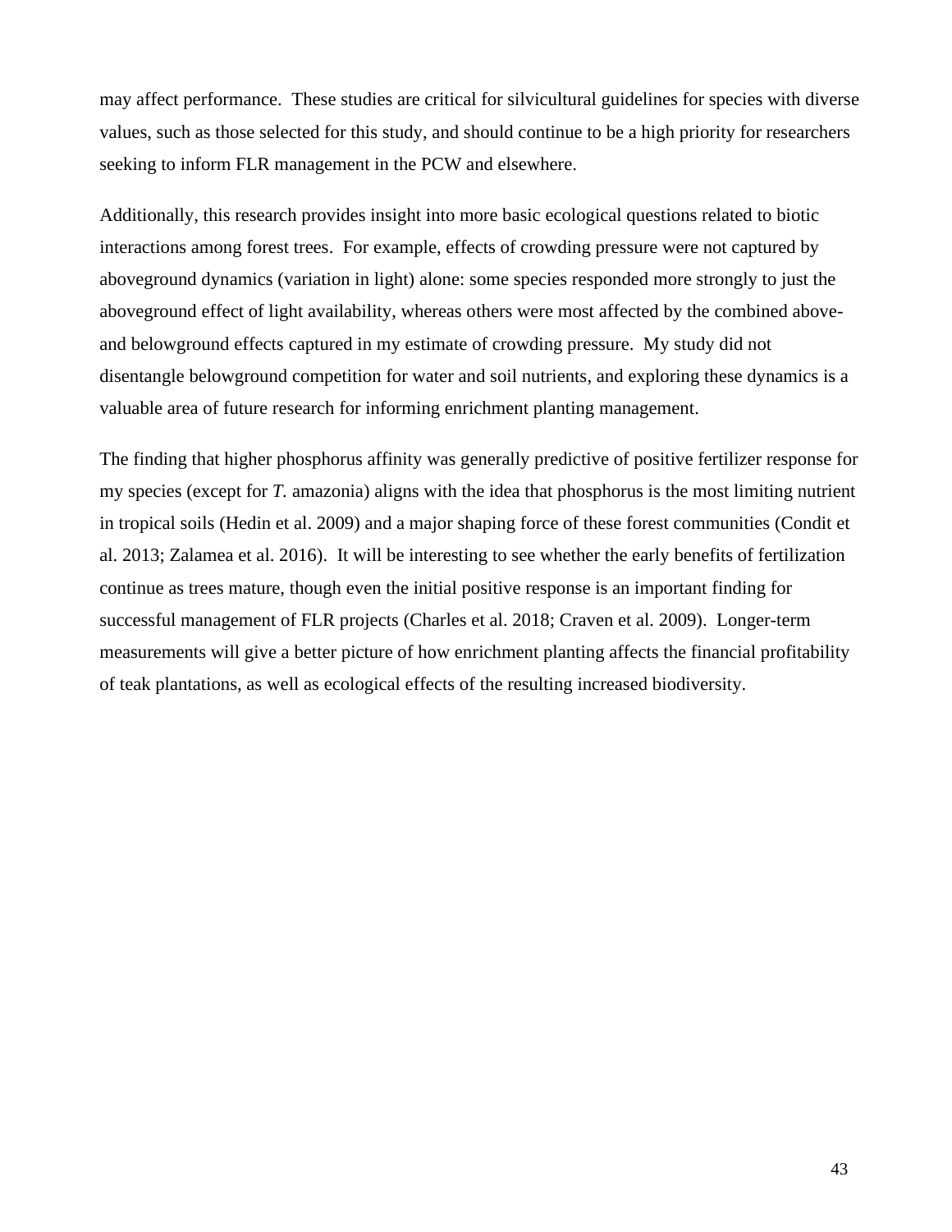may affect performance. These studies are critical for silvicultural guidelines for species with diverse values, such as those selected for this study, and should continue to be a high priority for researchers seeking to inform FLR management in the PCW and elsewhere.

Additionally, this research provides insight into more basic ecological questions related to biotic interactions among forest trees. For example, effects of crowding pressure were not captured by aboveground dynamics (variation in light) alone: some species responded more strongly to just the aboveground effect of light availability, whereas others were most affected by the combined above- and belowground effects captured in my estimate of crowding pressure. My study did not disentangle belowground competition for water and soil nutrients, and exploring these dynamics is a valuable area of future research for informing enrichment planting management.

The finding that higher phosphorus affinity was generally predictive of positive fertilizer response for my species (except for *T.* amazonia) aligns with the idea that phosphorus is the most limiting nutrient in tropical soils (Hedin et al. 2009) and a major shaping force of these forest communities (Condit et al. 2013; Zalamea et al. 2016). It will be interesting to see whether the early benefits of fertilization continue as trees mature, though even the initial positive response is an important finding for successful management of FLR projects (Charles et al. 2018; Craven et al. 2009). Longer-term measurements will give a better picture of how enrichment planting affects the financial profitability of teak plantations, as well as ecological effects of the resulting increased biodiversity.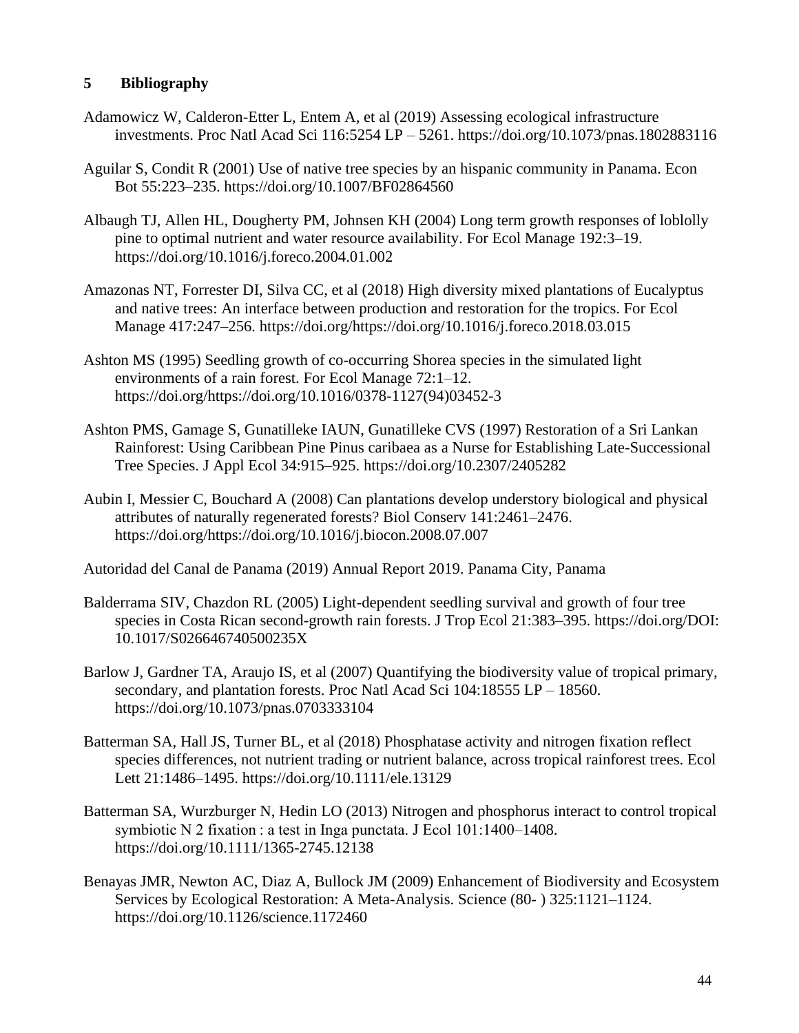## 5 Bibliography

Adamowicz W, Calderon-Etter L, Entem A, et al (2019) Assessing ecological infrastructure investments. Proc Natl Acad Sci 116:5254 LP – 5261. https://doi.org/10.1073/pnas.1802883116

Aguilar S, Condit R (2001) Use of native tree species by an hispanic community in Panama. Econ Bot 55:223–235. https://doi.org/10.1007/BF02864560

Albaugh TJ, Allen HL, Dougherty PM, Johnsen KH (2004) Long term growth responses of loblolly pine to optimal nutrient and water resource availability. For Ecol Manage 192:3–19. https://doi.org/10.1016/j.foreco.2004.01.002

Amazonas NT, Forrester DI, Silva CC, et al (2018) High diversity mixed plantations of Eucalyptus and native trees: An interface between production and restoration for the tropics. For Ecol Manage 417:247–256. https://doi.org/https://doi.org/10.1016/j.foreco.2018.03.015

Ashton MS (1995) Seedling growth of co-occurring Shorea species in the simulated light environments of a rain forest. For Ecol Manage 72:1–12. https://doi.org/https://doi.org/10.1016/0378-1127(94)03452-3

Ashton PMS, Gamage S, Gunatilleke IAUN, Gunatilleke CVS (1997) Restoration of a Sri Lankan Rainforest: Using Caribbean Pine Pinus caribaea as a Nurse for Establishing Late-Successional Tree Species. J Appl Ecol 34:915–925. https://doi.org/10.2307/2405282

Aubin I, Messier C, Bouchard A (2008) Can plantations develop understory biological and physical attributes of naturally regenerated forests? Biol Conserv 141:2461–2476. https://doi.org/https://doi.org/10.1016/j.biocon.2008.07.007

Autoridad del Canal de Panama (2019) Annual Report 2019. Panama City, Panama

Balderrama SIV, Chazdon RL (2005) Light-dependent seedling survival and growth of four tree species in Costa Rican second-growth rain forests. J Trop Ecol 21:383–395. https://doi.org/DOI: 10.1017/S026646740500235X

Barlow J, Gardner TA, Araujo IS, et al (2007) Quantifying the biodiversity value of tropical primary, secondary, and plantation forests. Proc Natl Acad Sci 104:18555 LP – 18560. https://doi.org/10.1073/pnas.0703333104

Batterman SA, Hall JS, Turner BL, et al (2018) Phosphatase activity and nitrogen fixation reflect species differences, not nutrient trading or nutrient balance, across tropical rainforest trees. Ecol Lett 21:1486–1495. https://doi.org/10.1111/ele.13129

Batterman SA, Wurzburger N, Hedin LO (2013) Nitrogen and phosphorus interact to control tropical symbiotic N 2 fixation : a test in Inga punctata. J Ecol 101:1400–1408. https://doi.org/10.1111/1365-2745.12138

Benayas JMR, Newton AC, Diaz A, Bullock JM (2009) Enhancement of Biodiversity and Ecosystem Services by Ecological Restoration: A Meta-Analysis. Science (80- ) 325:1121–1124. https://doi.org/10.1126/science.1172460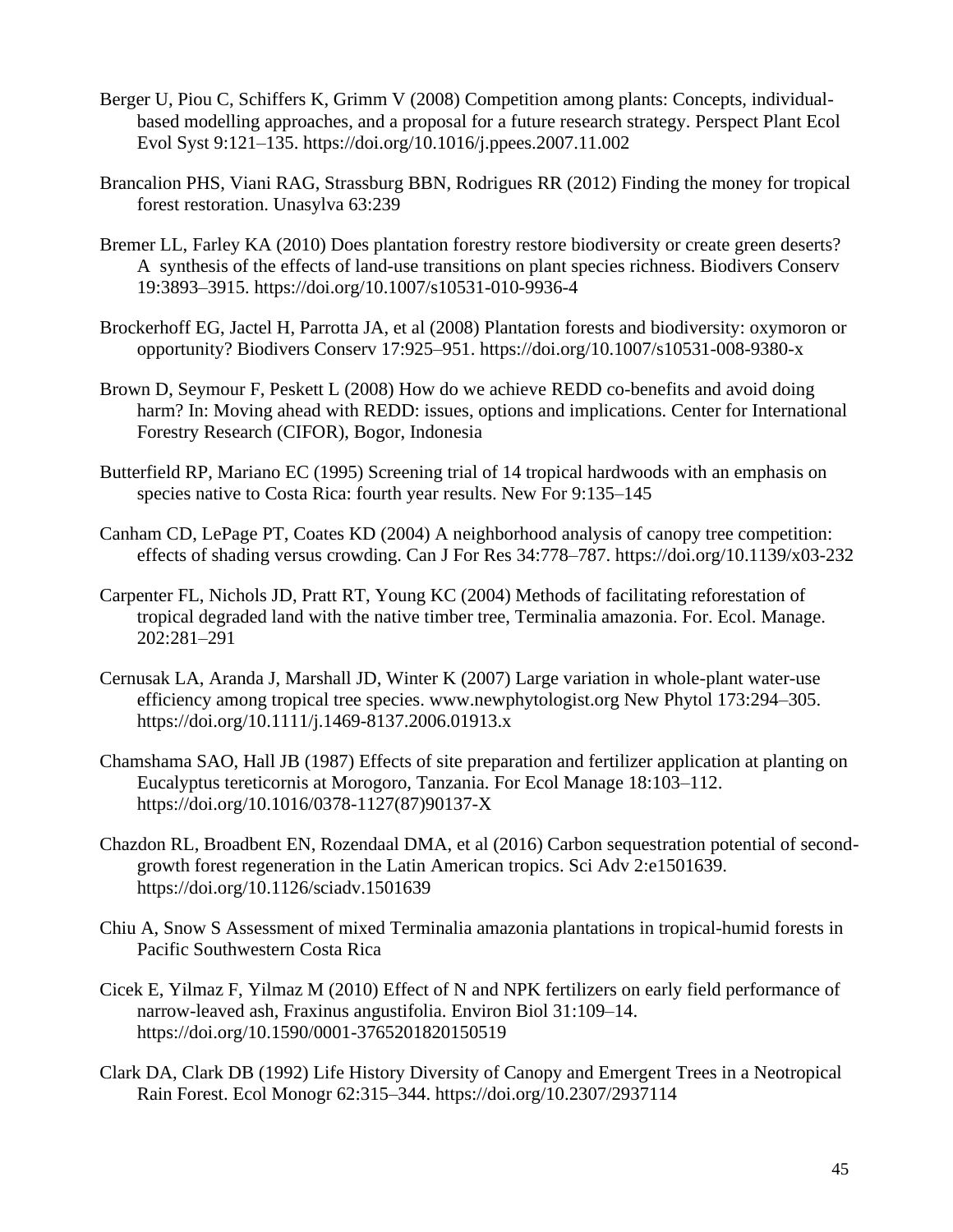Berger U, Piou C, Schiffers K, Grimm V (2008) Competition among plants: Concepts, individual-based modelling approaches, and a proposal for a future research strategy. Perspect Plant Ecol Evol Syst 9:121–135. https://doi.org/10.1016/j.ppees.2007.11.002

Brancalion PHS, Viani RAG, Strassburg BBN, Rodrigues RR (2012) Finding the money for tropical forest restoration. Unasylva 63:239

Bremer LL, Farley KA (2010) Does plantation forestry restore biodiversity or create green deserts? A synthesis of the effects of land-use transitions on plant species richness. Biodivers Conserv 19:3893–3915. https://doi.org/10.1007/s10531-010-9936-4

Brockerhoff EG, Jactel H, Parrotta JA, et al (2008) Plantation forests and biodiversity: oxymoron or opportunity? Biodivers Conserv 17:925–951. https://doi.org/10.1007/s10531-008-9380-x

Brown D, Seymour F, Peskett L (2008) How do we achieve REDD co-benefits and avoid doing harm? In: Moving ahead with REDD: issues, options and implications. Center for International Forestry Research (CIFOR), Bogor, Indonesia

Butterfield RP, Mariano EC (1995) Screening trial of 14 tropical hardwoods with an emphasis on species native to Costa Rica: fourth year results. New For 9:135–145

Canham CD, LePage PT, Coates KD (2004) A neighborhood analysis of canopy tree competition: effects of shading versus crowding. Can J For Res 34:778–787. https://doi.org/10.1139/x03-232

Carpenter FL, Nichols JD, Pratt RT, Young KC (2004) Methods of facilitating reforestation of tropical degraded land with the native timber tree, Terminalia amazonia. For. Ecol. Manage. 202:281–291

Cernusak LA, Aranda J, Marshall JD, Winter K (2007) Large variation in whole-plant water-use efficiency among tropical tree species. www.newphytologist.org New Phytol 173:294–305. https://doi.org/10.1111/j.1469-8137.2006.01913.x

Chamshama SAO, Hall JB (1987) Effects of site preparation and fertilizer application at planting on Eucalyptus tereticornis at Morogoro, Tanzania. For Ecol Manage 18:103–112. https://doi.org/10.1016/0378-1127(87)90137-X

Chazdon RL, Broadbent EN, Rozendaal DMA, et al (2016) Carbon sequestration potential of second-growth forest regeneration in the Latin American tropics. Sci Adv 2:e1501639. https://doi.org/10.1126/sciadv.1501639

Chiu A, Snow S Assessment of mixed Terminalia amazonia plantations in tropical-humid forests in Pacific Southwestern Costa Rica

Cicek E, Yilmaz F, Yilmaz M (2010) Effect of N and NPK fertilizers on early field performance of narrow-leaved ash, Fraxinus angustifolia. Environ Biol 31:109–14. https://doi.org/10.1590/0001-3765201820150519

Clark DA, Clark DB (1992) Life History Diversity of Canopy and Emergent Trees in a Neotropical Rain Forest. Ecol Monogr 62:315–344. https://doi.org/10.2307/2937114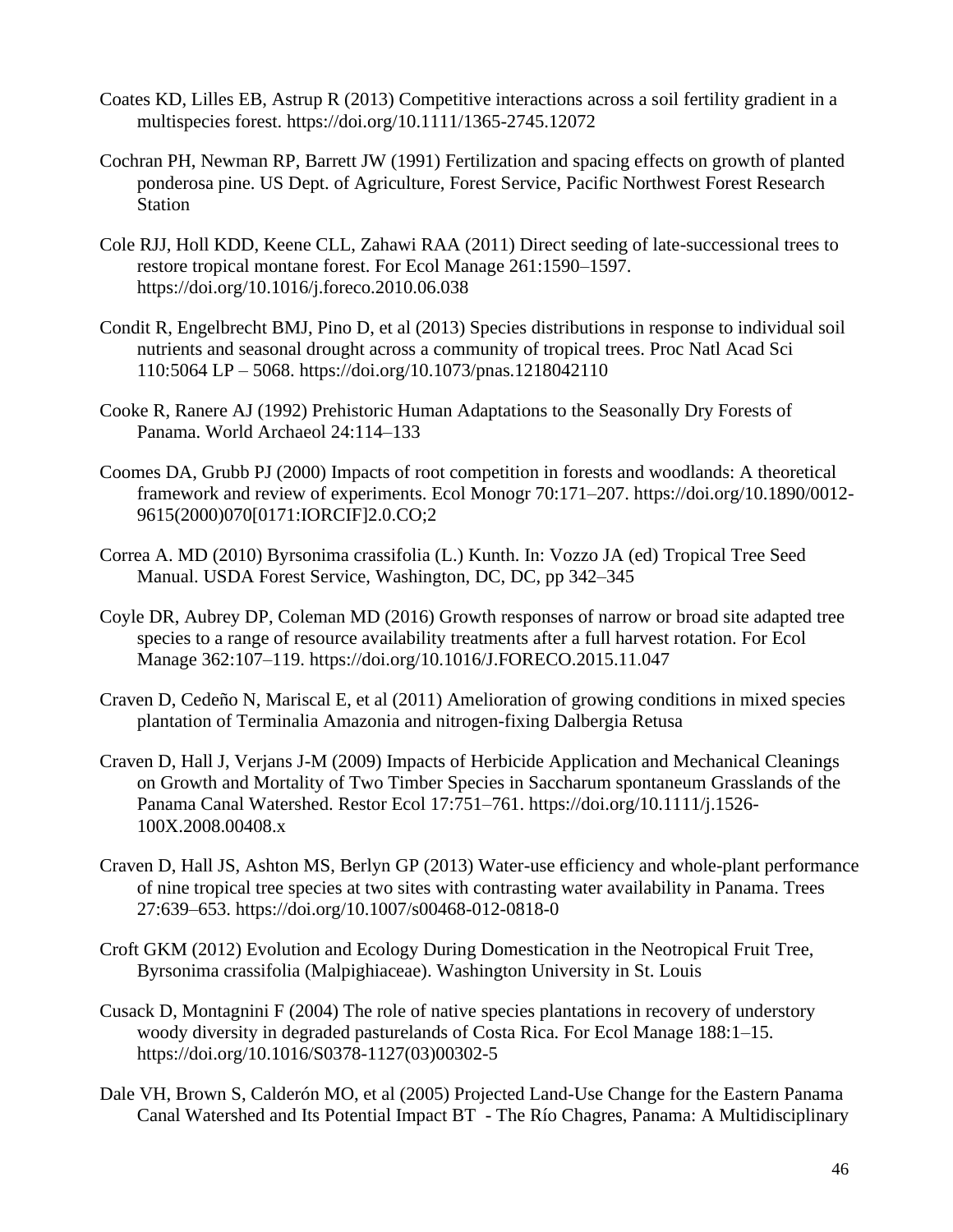Coates KD, Lilles EB, Astrup R (2013) Competitive interactions across a soil fertility gradient in a multispecies forest. https://doi.org/10.1111/1365-2745.12072

Cochran PH, Newman RP, Barrett JW (1991) Fertilization and spacing effects on growth of planted ponderosa pine. US Dept. of Agriculture, Forest Service, Pacific Northwest Forest Research Station

Cole RJJ, Holl KDD, Keene CLL, Zahawi RAA (2011) Direct seeding of late-successional trees to restore tropical montane forest. For Ecol Manage 261:1590–1597. https://doi.org/10.1016/j.foreco.2010.06.038

Condit R, Engelbrecht BMJ, Pino D, et al (2013) Species distributions in response to individual soil nutrients and seasonal drought across a community of tropical trees. Proc Natl Acad Sci 110:5064 LP – 5068. https://doi.org/10.1073/pnas.1218042110

Cooke R, Ranere AJ (1992) Prehistoric Human Adaptations to the Seasonally Dry Forests of Panama. World Archaeol 24:114–133

Coomes DA, Grubb PJ (2000) Impacts of root competition in forests and woodlands: A theoretical framework and review of experiments. Ecol Monogr 70:171–207. https://doi.org/10.1890/0012-9615(2000)070[0171:IORCIF]2.0.CO;2

Correa A. MD (2010) Byrsonima crassifolia (L.) Kunth. In: Vozzo JA (ed) Tropical Tree Seed Manual. USDA Forest Service, Washington, DC, DC, pp 342–345

Coyle DR, Aubrey DP, Coleman MD (2016) Growth responses of narrow or broad site adapted tree species to a range of resource availability treatments after a full harvest rotation. For Ecol Manage 362:107–119. https://doi.org/10.1016/J.FORECO.2015.11.047

Craven D, Cedeño N, Mariscal E, et al (2011) Amelioration of growing conditions in mixed species plantation of Terminalia Amazonia and nitrogen-fixing Dalbergia Retusa

Craven D, Hall J, Verjans J-M (2009) Impacts of Herbicide Application and Mechanical Cleanings on Growth and Mortality of Two Timber Species in Saccharum spontaneum Grasslands of the Panama Canal Watershed. Restor Ecol 17:751–761. https://doi.org/10.1111/j.1526-100X.2008.00408.x

Craven D, Hall JS, Ashton MS, Berlyn GP (2013) Water-use efficiency and whole-plant performance of nine tropical tree species at two sites with contrasting water availability in Panama. Trees 27:639–653. https://doi.org/10.1007/s00468-012-0818-0

Croft GKM (2012) Evolution and Ecology During Domestication in the Neotropical Fruit Tree, Byrsonima crassifolia (Malpighiaceae). Washington University in St. Louis

Cusack D, Montagnini F (2004) The role of native species plantations in recovery of understory woody diversity in degraded pasturelands of Costa Rica. For Ecol Manage 188:1–15. https://doi.org/10.1016/S0378-1127(03)00302-5

Dale VH, Brown S, Calderón MO, et al (2005) Projected Land-Use Change for the Eastern Panama Canal Watershed and Its Potential Impact BT - The Río Chagres, Panama: A Multidisciplinary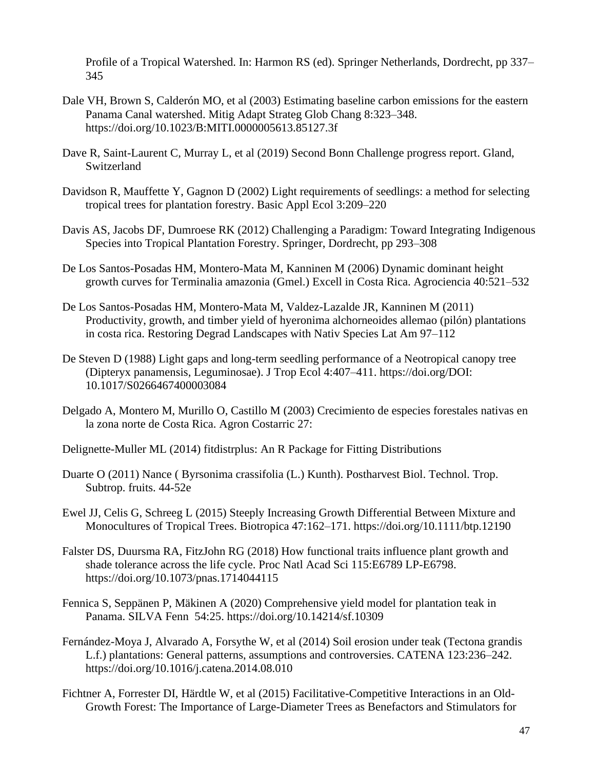Profile of a Tropical Watershed. In: Harmon RS (ed). Springer Netherlands, Dordrecht, pp 337–345

Dale VH, Brown S, Calderón MO, et al (2003) Estimating baseline carbon emissions for the eastern Panama Canal watershed. Mitig Adapt Strateg Glob Chang 8:323–348. https://doi.org/10.1023/B:MITI.0000005613.85127.3f

Dave R, Saint-Laurent C, Murray L, et al (2019) Second Bonn Challenge progress report. Gland, Switzerland

Davidson R, Mauffette Y, Gagnon D (2002) Light requirements of seedlings: a method for selecting tropical trees for plantation forestry. Basic Appl Ecol 3:209–220

Davis AS, Jacobs DF, Dumroese RK (2012) Challenging a Paradigm: Toward Integrating Indigenous Species into Tropical Plantation Forestry. Springer, Dordrecht, pp 293–308

De Los Santos-Posadas HM, Montero-Mata M, Kanninen M (2006) Dynamic dominant height growth curves for Terminalia amazonia (Gmel.) Excell in Costa Rica. Agrociencia 40:521–532

De Los Santos-Posadas HM, Montero-Mata M, Valdez-Lazalde JR, Kanninen M (2011) Productivity, growth, and timber yield of hyeronima alchorneoides allemao (pilón) plantations in costa rica. Restoring Degrad Landscapes with Nativ Species Lat Am 97–112

De Steven D (1988) Light gaps and long-term seedling performance of a Neotropical canopy tree (Dipteryx panamensis, Leguminosae). J Trop Ecol 4:407–411. https://doi.org/DOI: 10.1017/S0266467400003084

Delgado A, Montero M, Murillo O, Castillo M (2003) Crecimiento de especies forestales nativas en la zona norte de Costa Rica. Agron Costarric 27:

Delignette-Muller ML (2014) fitdistrplus: An R Package for Fitting Distributions

Duarte O (2011) Nance ( Byrsonima crassifolia (L.) Kunth). Postharvest Biol. Technol. Trop. Subtrop. fruits. 44-52e

Ewel JJ, Celis G, Schreeg L (2015) Steeply Increasing Growth Differential Between Mixture and Monocultures of Tropical Trees. Biotropica 47:162–171. https://doi.org/10.1111/btp.12190

Falster DS, Duursma RA, FitzJohn RG (2018) How functional traits influence plant growth and shade tolerance across the life cycle. Proc Natl Acad Sci 115:E6789 LP-E6798. https://doi.org/10.1073/pnas.1714044115

Fennica S, Seppänen P, Mäkinen A (2020) Comprehensive yield model for plantation teak in Panama. SILVA Fenn 54:25. https://doi.org/10.14214/sf.10309

Fernández-Moya J, Alvarado A, Forsythe W, et al (2014) Soil erosion under teak (Tectona grandis L.f.) plantations: General patterns, assumptions and controversies. CATENA 123:236–242. https://doi.org/10.1016/j.catena.2014.08.010

Fichtner A, Forrester DI, Härdtle W, et al (2015) Facilitative-Competitive Interactions in an Old-Growth Forest: The Importance of Large-Diameter Trees as Benefactors and Stimulators for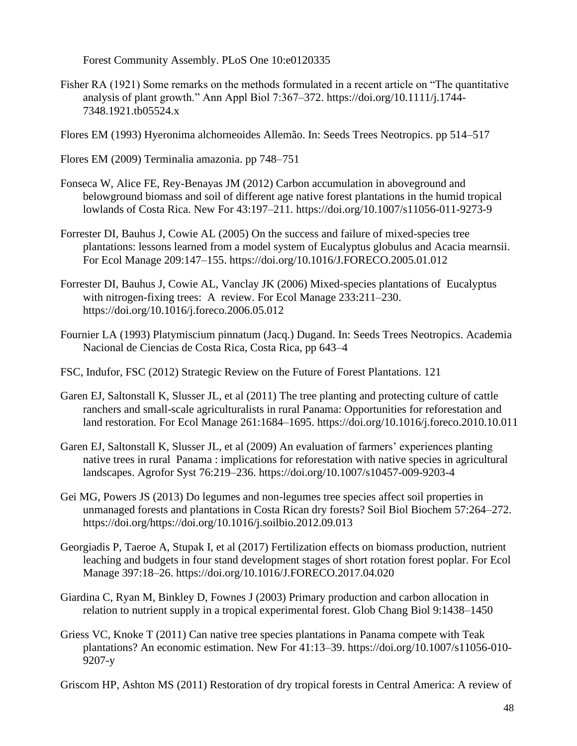Forest Community Assembly. PLoS One 10:e0120335

Fisher RA (1921) Some remarks on the methods formulated in a recent article on "The quantitative analysis of plant growth." Ann Appl Biol 7:367–372. https://doi.org/10.1111/j.1744-7348.1921.tb05524.x

Flores EM (1993) Hyeronima alchorneoides Allemão. In: Seeds Trees Neotropics. pp 514–517

Flores EM (2009) Terminalia amazonia. pp 748–751

Fonseca W, Alice FE, Rey-Benayas JM (2012) Carbon accumulation in aboveground and belowground biomass and soil of different age native forest plantations in the humid tropical lowlands of Costa Rica. New For 43:197–211. https://doi.org/10.1007/s11056-011-9273-9

Forrester DI, Bauhus J, Cowie AL (2005) On the success and failure of mixed-species tree plantations: lessons learned from a model system of Eucalyptus globulus and Acacia mearnsii. For Ecol Manage 209:147–155. https://doi.org/10.1016/J.FORECO.2005.01.012

Forrester DI, Bauhus J, Cowie AL, Vanclay JK (2006) Mixed-species plantations of Eucalyptus with nitrogen-fixing trees: A review. For Ecol Manage 233:211–230. https://doi.org/10.1016/j.foreco.2006.05.012

Fournier LA (1993) Platymiscium pinnatum (Jacq.) Dugand. In: Seeds Trees Neotropics. Academia Nacional de Ciencias de Costa Rica, Costa Rica, pp 643–4

FSC, Indufor, FSC (2012) Strategic Review on the Future of Forest Plantations. 121

Garen EJ, Saltonstall K, Slusser JL, et al (2011) The tree planting and protecting culture of cattle ranchers and small-scale agriculturalists in rural Panama: Opportunities for reforestation and land restoration. For Ecol Manage 261:1684–1695. https://doi.org/10.1016/j.foreco.2010.10.011

Garen EJ, Saltonstall K, Slusser JL, et al (2009) An evaluation of farmers' experiences planting native trees in rural Panama : implications for reforestation with native species in agricultural landscapes. Agrofor Syst 76:219–236. https://doi.org/10.1007/s10457-009-9203-4

Gei MG, Powers JS (2013) Do legumes and non-legumes tree species affect soil properties in unmanaged forests and plantations in Costa Rican dry forests? Soil Biol Biochem 57:264–272. https://doi.org/https://doi.org/10.1016/j.soilbio.2012.09.013

Georgiadis P, Taeroe A, Stupak I, et al (2017) Fertilization effects on biomass production, nutrient leaching and budgets in four stand development stages of short rotation forest poplar. For Ecol Manage 397:18–26. https://doi.org/10.1016/J.FORECO.2017.04.020

Giardina C, Ryan M, Binkley D, Fownes J (2003) Primary production and carbon allocation in relation to nutrient supply in a tropical experimental forest. Glob Chang Biol 9:1438–1450

Griess VC, Knoke T (2011) Can native tree species plantations in Panama compete with Teak plantations? An economic estimation. New For 41:13–39. https://doi.org/10.1007/s11056-010-9207-y

Griscom HP, Ashton MS (2011) Restoration of dry tropical forests in Central America: A review of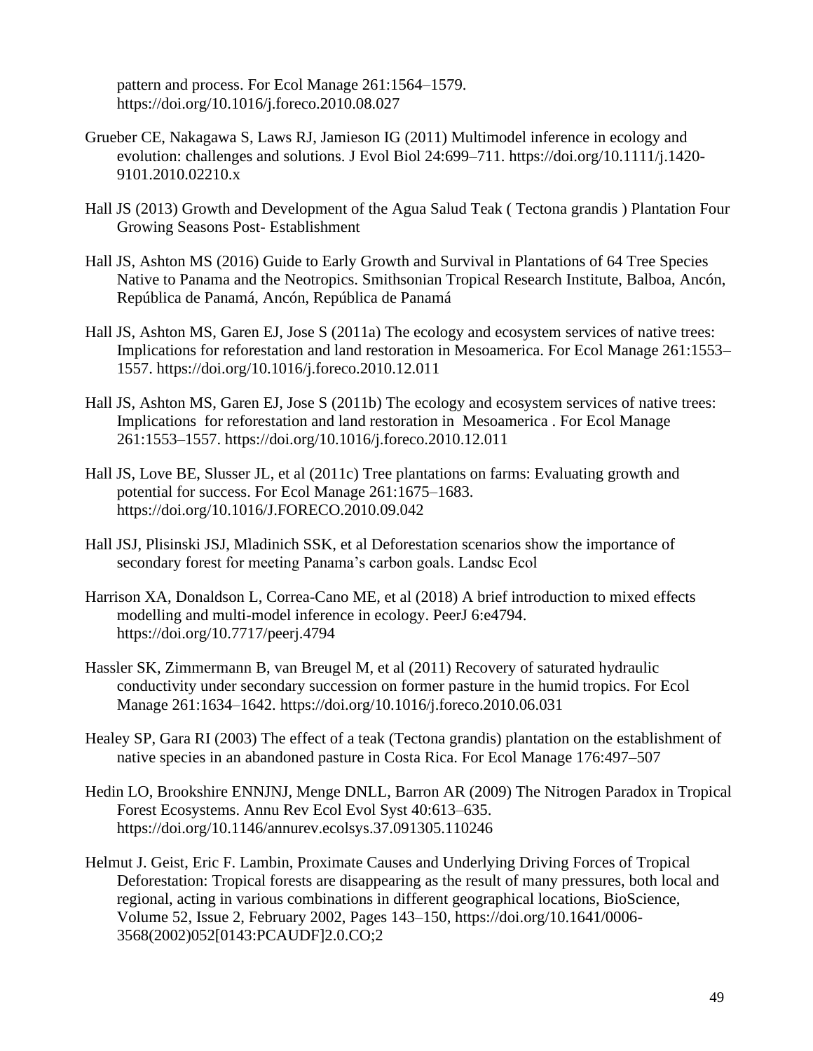pattern and process. For Ecol Manage 261:1564–1579. https://doi.org/10.1016/j.foreco.2010.08.027

Grueber CE, Nakagawa S, Laws RJ, Jamieson IG (2011) Multimodel inference in ecology and evolution: challenges and solutions. J Evol Biol 24:699–711. https://doi.org/10.1111/j.1420-9101.2010.02210.x

Hall JS (2013) Growth and Development of the Agua Salud Teak ( Tectona grandis ) Plantation Four Growing Seasons Post- Establishment

Hall JS, Ashton MS (2016) Guide to Early Growth and Survival in Plantations of 64 Tree Species Native to Panama and the Neotropics. Smithsonian Tropical Research Institute, Balboa, Ancón, República de Panamá, Ancón, República de Panamá

Hall JS, Ashton MS, Garen EJ, Jose S (2011a) The ecology and ecosystem services of native trees: Implications for reforestation and land restoration in Mesoamerica. For Ecol Manage 261:1553–1557. https://doi.org/10.1016/j.foreco.2010.12.011

Hall JS, Ashton MS, Garen EJ, Jose S (2011b) The ecology and ecosystem services of native trees: Implications for reforestation and land restoration in Mesoamerica . For Ecol Manage 261:1553–1557. https://doi.org/10.1016/j.foreco.2010.12.011

Hall JS, Love BE, Slusser JL, et al (2011c) Tree plantations on farms: Evaluating growth and potential for success. For Ecol Manage 261:1675–1683. https://doi.org/10.1016/J.FORECO.2010.09.042

Hall JSJ, Plisinski JSJ, Mladinich SSK, et al Deforestation scenarios show the importance of secondary forest for meeting Panama's carbon goals. Landsc Ecol

Harrison XA, Donaldson L, Correa-Cano ME, et al (2018) A brief introduction to mixed effects modelling and multi-model inference in ecology. PeerJ 6:e4794. https://doi.org/10.7717/peerj.4794

Hassler SK, Zimmermann B, van Breugel M, et al (2011) Recovery of saturated hydraulic conductivity under secondary succession on former pasture in the humid tropics. For Ecol Manage 261:1634–1642. https://doi.org/10.1016/j.foreco.2010.06.031

Healey SP, Gara RI (2003) The effect of a teak (Tectona grandis) plantation on the establishment of native species in an abandoned pasture in Costa Rica. For Ecol Manage 176:497–507

Hedin LO, Brookshire ENNJNJ, Menge DNLL, Barron AR (2009) The Nitrogen Paradox in Tropical Forest Ecosystems. Annu Rev Ecol Evol Syst 40:613–635. https://doi.org/10.1146/annurev.ecolsys.37.091305.110246

Helmut J. Geist, Eric F. Lambin, Proximate Causes and Underlying Driving Forces of Tropical Deforestation: Tropical forests are disappearing as the result of many pressures, both local and regional, acting in various combinations in different geographical locations, BioScience, Volume 52, Issue 2, February 2002, Pages 143–150, https://doi.org/10.1641/0006-3568(2002)052[0143:PCAUDF]2.0.CO;2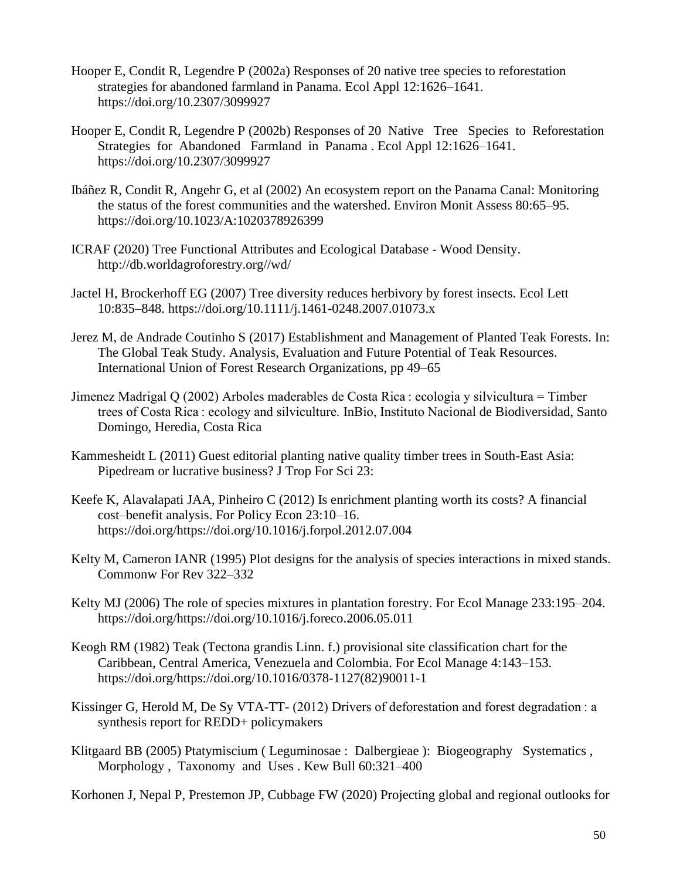Hooper E, Condit R, Legendre P (2002a) Responses of 20 native tree species to reforestation strategies for abandoned farmland in Panama. Ecol Appl 12:1626–1641. https://doi.org/10.2307/3099927

Hooper E, Condit R, Legendre P (2002b) Responses of 20 Native Tree Species to Reforestation Strategies for Abandoned Farmland in Panama . Ecol Appl 12:1626–1641. https://doi.org/10.2307/3099927

Ibáñez R, Condit R, Angehr G, et al (2002) An ecosystem report on the Panama Canal: Monitoring the status of the forest communities and the watershed. Environ Monit Assess 80:65–95. https://doi.org/10.1023/A:1020378926399

ICRAF (2020) Tree Functional Attributes and Ecological Database - Wood Density. http://db.worldagroforestry.org//wd/

Jactel H, Brockerhoff EG (2007) Tree diversity reduces herbivory by forest insects. Ecol Lett 10:835–848. https://doi.org/10.1111/j.1461-0248.2007.01073.x

Jerez M, de Andrade Coutinho S (2017) Establishment and Management of Planted Teak Forests. In: The Global Teak Study. Analysis, Evaluation and Future Potential of Teak Resources. International Union of Forest Research Organizations, pp 49–65

Jimenez Madrigal Q (2002) Arboles maderables de Costa Rica : ecologia y silvicultura = Timber trees of Costa Rica : ecology and silviculture. InBio, Instituto Nacional de Biodiversidad, Santo Domingo, Heredia, Costa Rica

Kammesheidt L (2011) Guest editorial planting native quality timber trees in South-East Asia: Pipedream or lucrative business? J Trop For Sci 23:

Keefe K, Alavalapati JAA, Pinheiro C (2012) Is enrichment planting worth its costs? A financial cost–benefit analysis. For Policy Econ 23:10–16. https://doi.org/https://doi.org/10.1016/j.forpol.2012.07.004

Kelty M, Cameron IANR (1995) Plot designs for the analysis of species interactions in mixed stands. Commonw For Rev 322–332

Kelty MJ (2006) The role of species mixtures in plantation forestry. For Ecol Manage 233:195–204. https://doi.org/https://doi.org/10.1016/j.foreco.2006.05.011

Keogh RM (1982) Teak (Tectona grandis Linn. f.) provisional site classification chart for the Caribbean, Central America, Venezuela and Colombia. For Ecol Manage 4:143–153. https://doi.org/https://doi.org/10.1016/0378-1127(82)90011-1

Kissinger G, Herold M, De Sy VTA-TT- (2012) Drivers of deforestation and forest degradation : a synthesis report for REDD+ policymakers

Klitgaard BB (2005) Ptatymiscium ( Leguminosae : Dalbergieae ): Biogeography Systematics , Morphology , Taxonomy and Uses . Kew Bull 60:321–400

Korhonen J, Nepal P, Prestemon JP, Cubbage FW (2020) Projecting global and regional outlooks for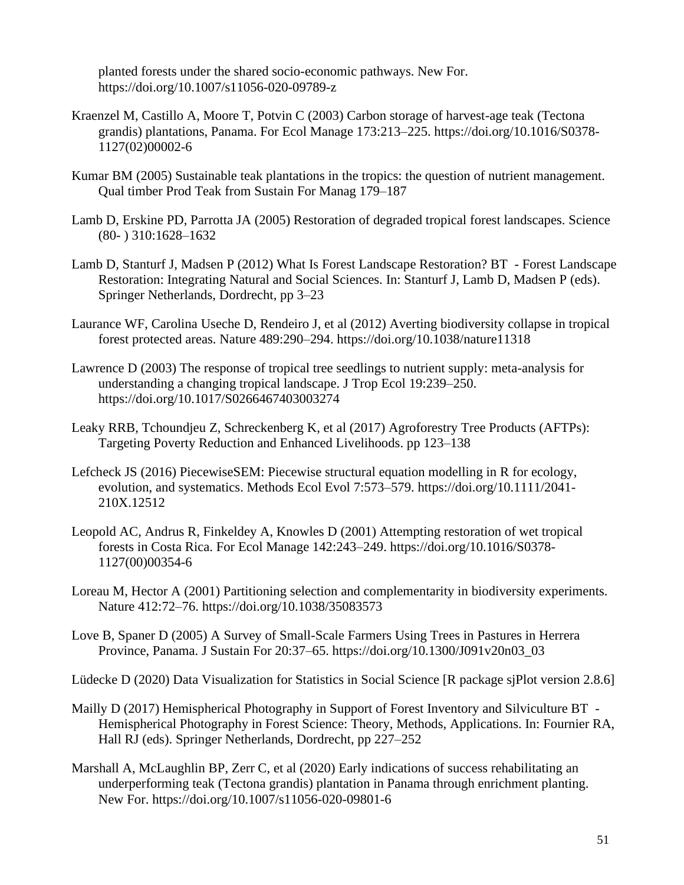planted forests under the shared socio-economic pathways. New For. https://doi.org/10.1007/s11056-020-09789-z

Kraenzel M, Castillo A, Moore T, Potvin C (2003) Carbon storage of harvest-age teak (Tectona grandis) plantations, Panama. For Ecol Manage 173:213–225. https://doi.org/10.1016/S0378-1127(02)00002-6

Kumar BM (2005) Sustainable teak plantations in the tropics: the question of nutrient management. Qual timber Prod Teak from Sustain For Manag 179–187

Lamb D, Erskine PD, Parrotta JA (2005) Restoration of degraded tropical forest landscapes. Science (80- ) 310:1628–1632

Lamb D, Stanturf J, Madsen P (2012) What Is Forest Landscape Restoration? BT - Forest Landscape Restoration: Integrating Natural and Social Sciences. In: Stanturf J, Lamb D, Madsen P (eds). Springer Netherlands, Dordrecht, pp 3–23

Laurance WF, Carolina Useche D, Rendeiro J, et al (2012) Averting biodiversity collapse in tropical forest protected areas. Nature 489:290–294. https://doi.org/10.1038/nature11318

Lawrence D (2003) The response of tropical tree seedlings to nutrient supply: meta-analysis for understanding a changing tropical landscape. J Trop Ecol 19:239–250. https://doi.org/10.1017/S0266467403003274

Leaky RRB, Tchoundjeu Z, Schreckenberg K, et al (2017) Agroforestry Tree Products (AFTPs): Targeting Poverty Reduction and Enhanced Livelihoods. pp 123–138

Lefcheck JS (2016) PiecewiseSEM: Piecewise structural equation modelling in R for ecology, evolution, and systematics. Methods Ecol Evol 7:573–579. https://doi.org/10.1111/2041-210X.12512

Leopold AC, Andrus R, Finkeldey A, Knowles D (2001) Attempting restoration of wet tropical forests in Costa Rica. For Ecol Manage 142:243–249. https://doi.org/10.1016/S0378-1127(00)00354-6

Loreau M, Hector A (2001) Partitioning selection and complementarity in biodiversity experiments. Nature 412:72–76. https://doi.org/10.1038/35083573

Love B, Spaner D (2005) A Survey of Small-Scale Farmers Using Trees in Pastures in Herrera Province, Panama. J Sustain For 20:37–65. https://doi.org/10.1300/J091v20n03_03

Lüdecke D (2020) Data Visualization for Statistics in Social Science [R package sjPlot version 2.8.6]

Mailly D (2017) Hemispherical Photography in Support of Forest Inventory and Silviculture BT - Hemispherical Photography in Forest Science: Theory, Methods, Applications. In: Fournier RA, Hall RJ (eds). Springer Netherlands, Dordrecht, pp 227–252

Marshall A, McLaughlin BP, Zerr C, et al (2020) Early indications of success rehabilitating an underperforming teak (Tectona grandis) plantation in Panama through enrichment planting. New For. https://doi.org/10.1007/s11056-020-09801-6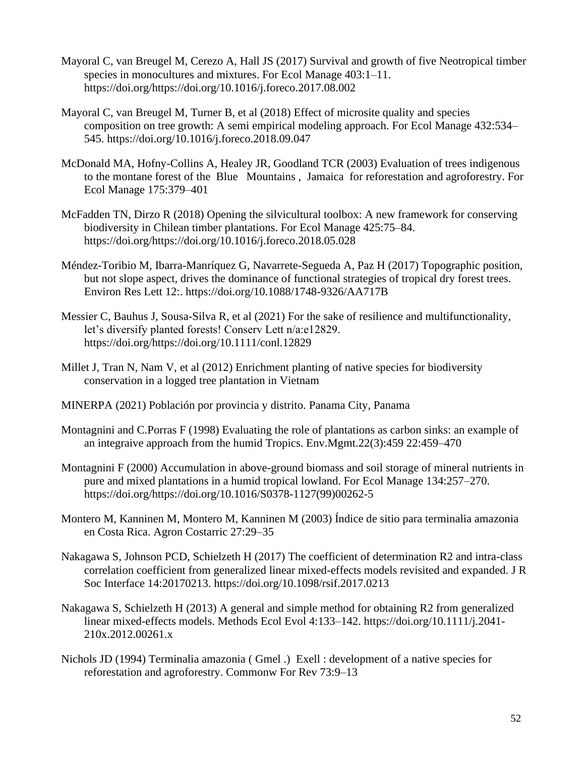Mayoral C, van Breugel M, Cerezo A, Hall JS (2017) Survival and growth of five Neotropical timber species in monocultures and mixtures. For Ecol Manage 403:1–11. https://doi.org/https://doi.org/10.1016/j.foreco.2017.08.002

Mayoral C, van Breugel M, Turner B, et al (2018) Effect of microsite quality and species composition on tree growth: A semi empirical modeling approach. For Ecol Manage 432:534–545. https://doi.org/10.1016/j.foreco.2018.09.047

McDonald MA, Hofny-Collins A, Healey JR, Goodland TCR (2003) Evaluation of trees indigenous to the montane forest of the Blue Mountains , Jamaica for reforestation and agroforestry. For Ecol Manage 175:379–401

McFadden TN, Dirzo R (2018) Opening the silvicultural toolbox: A new framework for conserving biodiversity in Chilean timber plantations. For Ecol Manage 425:75–84. https://doi.org/https://doi.org/10.1016/j.foreco.2018.05.028

Méndez-Toribio M, Ibarra-Manríquez G, Navarrete-Segueda A, Paz H (2017) Topographic position, but not slope aspect, drives the dominance of functional strategies of tropical dry forest trees. Environ Res Lett 12:. https://doi.org/10.1088/1748-9326/AA717B

Messier C, Bauhus J, Sousa-Silva R, et al (2021) For the sake of resilience and multifunctionality, let's diversify planted forests! Conserv Lett n/a:e12829. https://doi.org/https://doi.org/10.1111/conl.12829

Millet J, Tran N, Nam V, et al (2012) Enrichment planting of native species for biodiversity conservation in a logged tree plantation in Vietnam

MINERPA (2021) Población por provincia y distrito. Panama City, Panama

Montagnini and C.Porras F (1998) Evaluating the role of plantations as carbon sinks: an example of an integraive approach from the humid Tropics. Env.Mgmt.22(3):459 22:459–470

Montagnini F (2000) Accumulation in above-ground biomass and soil storage of mineral nutrients in pure and mixed plantations in a humid tropical lowland. For Ecol Manage 134:257–270. https://doi.org/https://doi.org/10.1016/S0378-1127(99)00262-5

Montero M, Kanninen M, Montero M, Kanninen M (2003) Índice de sitio para terminalia amazonia en Costa Rica. Agron Costarric 27:29–35

Nakagawa S, Johnson PCD, Schielzeth H (2017) The coefficient of determination R2 and intra-class correlation coefficient from generalized linear mixed-effects models revisited and expanded. J R Soc Interface 14:20170213. https://doi.org/10.1098/rsif.2017.0213

Nakagawa S, Schielzeth H (2013) A general and simple method for obtaining R2 from generalized linear mixed-effects models. Methods Ecol Evol 4:133–142. https://doi.org/10.1111/j.2041-210x.2012.00261.x

Nichols JD (1994) Terminalia amazonia ( Gmel .) Exell : development of a native species for reforestation and agroforestry. Commonw For Rev 73:9–13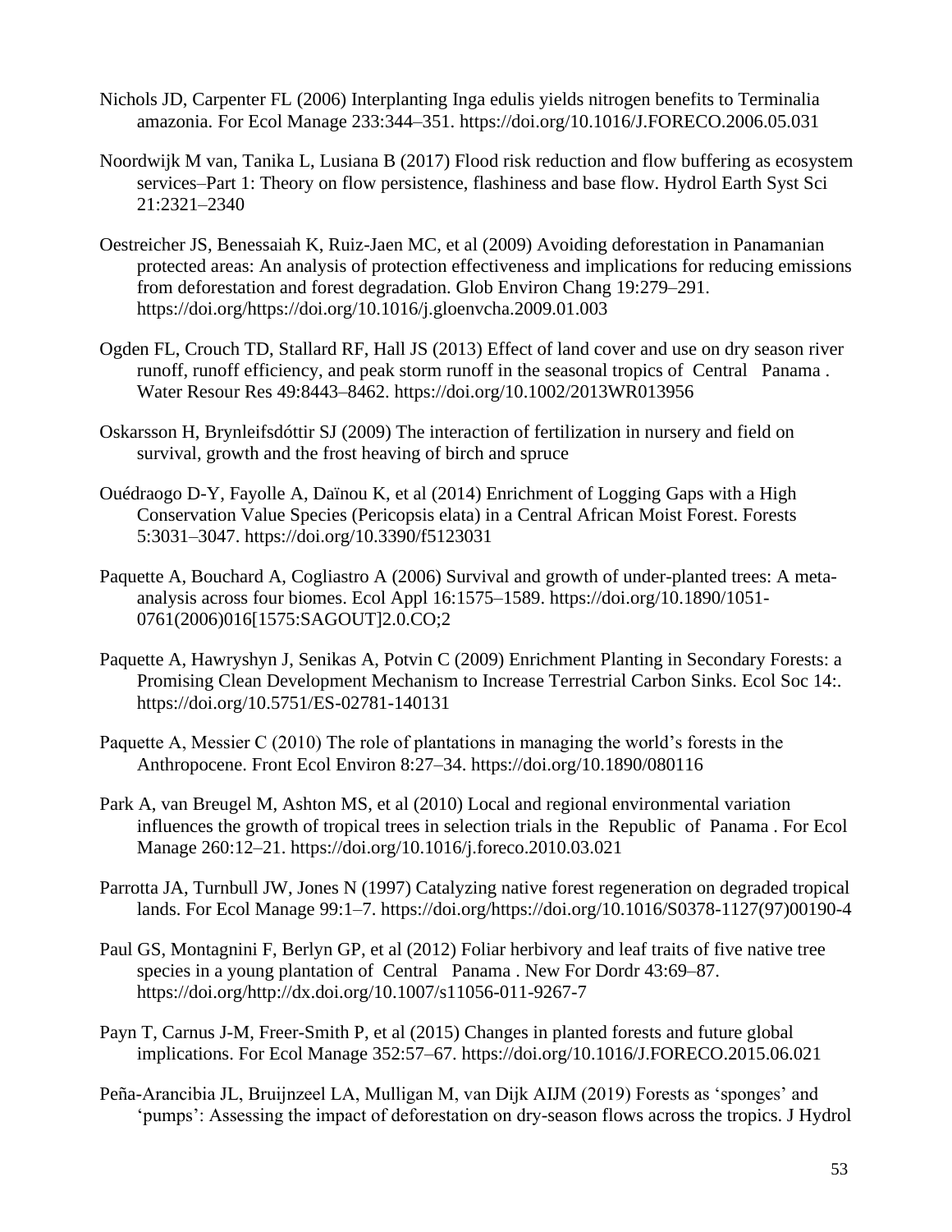Nichols JD, Carpenter FL (2006) Interplanting Inga edulis yields nitrogen benefits to Terminalia amazonia. For Ecol Manage 233:344–351. https://doi.org/10.1016/J.FORECO.2006.05.031

Noordwijk M van, Tanika L, Lusiana B (2017) Flood risk reduction and flow buffering as ecosystem services–Part 1: Theory on flow persistence, flashiness and base flow. Hydrol Earth Syst Sci 21:2321–2340

Oestreicher JS, Benessaiah K, Ruiz-Jaen MC, et al (2009) Avoiding deforestation in Panamanian protected areas: An analysis of protection effectiveness and implications for reducing emissions from deforestation and forest degradation. Glob Environ Chang 19:279–291. https://doi.org/https://doi.org/10.1016/j.gloenvcha.2009.01.003

Ogden FL, Crouch TD, Stallard RF, Hall JS (2013) Effect of land cover and use on dry season river runoff, runoff efficiency, and peak storm runoff in the seasonal tropics of Central Panama . Water Resour Res 49:8443–8462. https://doi.org/10.1002/2013WR013956

Oskarsson H, Brynleifsdóttir SJ (2009) The interaction of fertilization in nursery and field on survival, growth and the frost heaving of birch and spruce

Ouédraogo D-Y, Fayolle A, Daïnou K, et al (2014) Enrichment of Logging Gaps with a High Conservation Value Species (Pericopsis elata) in a Central African Moist Forest. Forests 5:3031–3047. https://doi.org/10.3390/f5123031

Paquette A, Bouchard A, Cogliastro A (2006) Survival and growth of under-planted trees: A meta-analysis across four biomes. Ecol Appl 16:1575–1589. https://doi.org/10.1890/1051-0761(2006)016[1575:SAGOUT]2.0.CO;2

Paquette A, Hawryshyn J, Senikas A, Potvin C (2009) Enrichment Planting in Secondary Forests: a Promising Clean Development Mechanism to Increase Terrestrial Carbon Sinks. Ecol Soc 14:. https://doi.org/10.5751/ES-02781-140131

Paquette A, Messier C (2010) The role of plantations in managing the world's forests in the Anthropocene. Front Ecol Environ 8:27–34. https://doi.org/10.1890/080116

Park A, van Breugel M, Ashton MS, et al (2010) Local and regional environmental variation influences the growth of tropical trees in selection trials in the Republic of Panama . For Ecol Manage 260:12–21. https://doi.org/10.1016/j.foreco.2010.03.021

Parrotta JA, Turnbull JW, Jones N (1997) Catalyzing native forest regeneration on degraded tropical lands. For Ecol Manage 99:1–7. https://doi.org/https://doi.org/10.1016/S0378-1127(97)00190-4

Paul GS, Montagnini F, Berlyn GP, et al (2012) Foliar herbivory and leaf traits of five native tree species in a young plantation of Central Panama . New For Dordr 43:69–87. https://doi.org/http://dx.doi.org/10.1007/s11056-011-9267-7

Payn T, Carnus J-M, Freer-Smith P, et al (2015) Changes in planted forests and future global implications. For Ecol Manage 352:57–67. https://doi.org/10.1016/J.FORECO.2015.06.021

Peña-Arancibia JL, Bruijnzeel LA, Mulligan M, van Dijk AIJM (2019) Forests as 'sponges' and 'pumps': Assessing the impact of deforestation on dry-season flows across the tropics. J Hydrol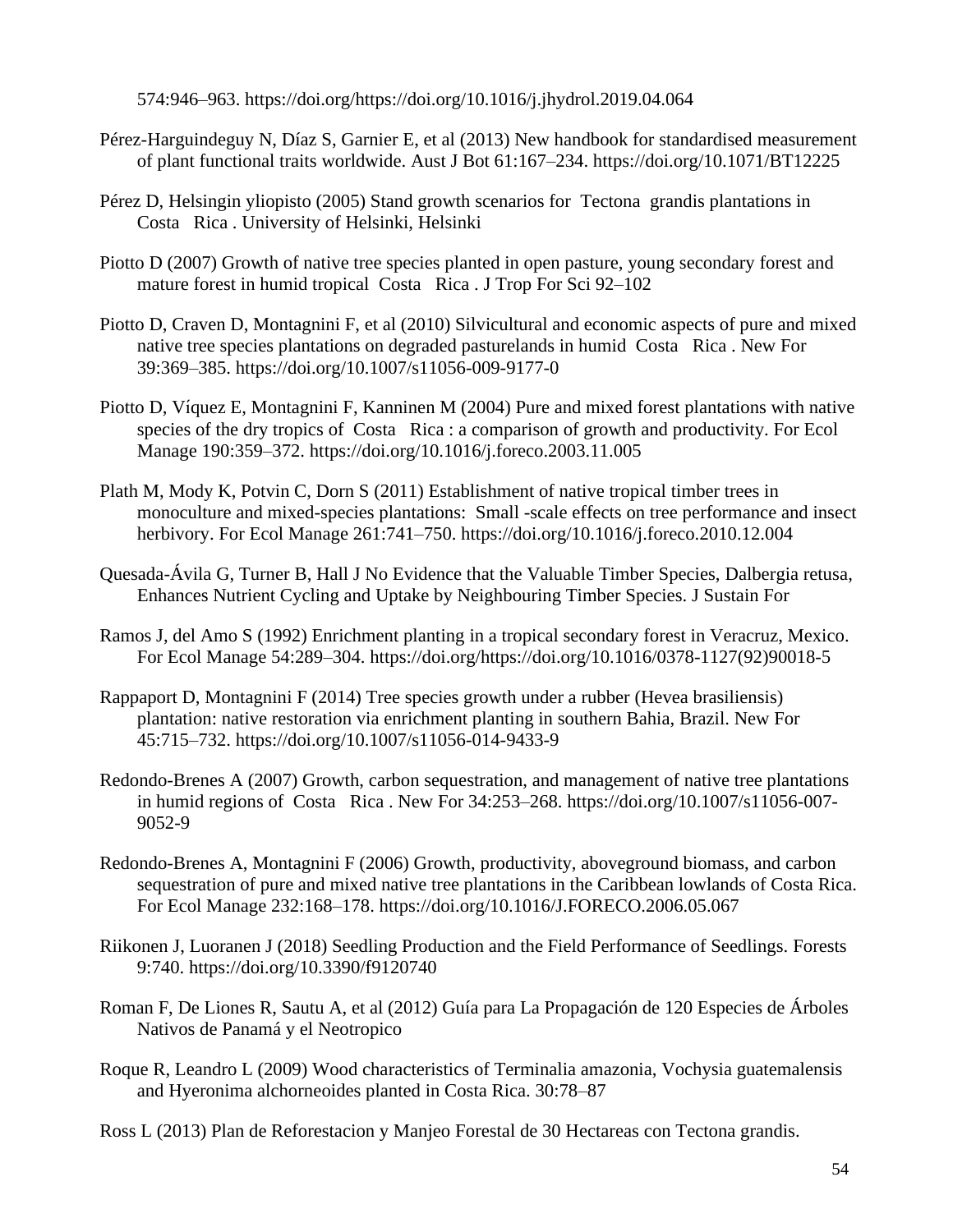574:946–963. https://doi.org/https://doi.org/10.1016/j.jhydrol.2019.04.064

Pérez-Harguindeguy N, Díaz S, Garnier E, et al (2013) New handbook for standardised measurement of plant functional traits worldwide. Aust J Bot 61:167–234. https://doi.org/10.1071/BT12225

Pérez D, Helsingin yliopisto (2005) Stand growth scenarios for Tectona grandis plantations in Costa Rica . University of Helsinki, Helsinki

Piotto D (2007) Growth of native tree species planted in open pasture, young secondary forest and mature forest in humid tropical Costa Rica . J Trop For Sci 92–102

Piotto D, Craven D, Montagnini F, et al (2010) Silvicultural and economic aspects of pure and mixed native tree species plantations on degraded pasturelands in humid Costa Rica . New For 39:369–385. https://doi.org/10.1007/s11056-009-9177-0

Piotto D, Víquez E, Montagnini F, Kanninen M (2004) Pure and mixed forest plantations with native species of the dry tropics of Costa Rica : a comparison of growth and productivity. For Ecol Manage 190:359–372. https://doi.org/10.1016/j.foreco.2003.11.005

Plath M, Mody K, Potvin C, Dorn S (2011) Establishment of native tropical timber trees in monoculture and mixed-species plantations: Small -scale effects on tree performance and insect herbivory. For Ecol Manage 261:741–750. https://doi.org/10.1016/j.foreco.2010.12.004

Quesada-Ávila G, Turner B, Hall J No Evidence that the Valuable Timber Species, Dalbergia retusa, Enhances Nutrient Cycling and Uptake by Neighbouring Timber Species. J Sustain For

Ramos J, del Amo S (1992) Enrichment planting in a tropical secondary forest in Veracruz, Mexico. For Ecol Manage 54:289–304. https://doi.org/https://doi.org/10.1016/0378-1127(92)90018-5

Rappaport D, Montagnini F (2014) Tree species growth under a rubber (Hevea brasiliensis) plantation: native restoration via enrichment planting in southern Bahia, Brazil. New For 45:715–732. https://doi.org/10.1007/s11056-014-9433-9

Redondo-Brenes A (2007) Growth, carbon sequestration, and management of native tree plantations in humid regions of Costa Rica . New For 34:253–268. https://doi.org/10.1007/s11056-007-9052-9

Redondo-Brenes A, Montagnini F (2006) Growth, productivity, aboveground biomass, and carbon sequestration of pure and mixed native tree plantations in the Caribbean lowlands of Costa Rica. For Ecol Manage 232:168–178. https://doi.org/10.1016/J.FORECO.2006.05.067

Riikonen J, Luoranen J (2018) Seedling Production and the Field Performance of Seedlings. Forests 9:740. https://doi.org/10.3390/f9120740

Roman F, De Liones R, Sautu A, et al (2012) Guía para La Propagación de 120 Especies de Árboles Nativos de Panamá y el Neotropico

Roque R, Leandro L (2009) Wood characteristics of Terminalia amazonia, Vochysia guatemalensis and Hyeronima alchorneoides planted in Costa Rica. 30:78–87

Ross L (2013) Plan de Reforestacion y Manjeo Forestal de 30 Hectareas con Tectona grandis.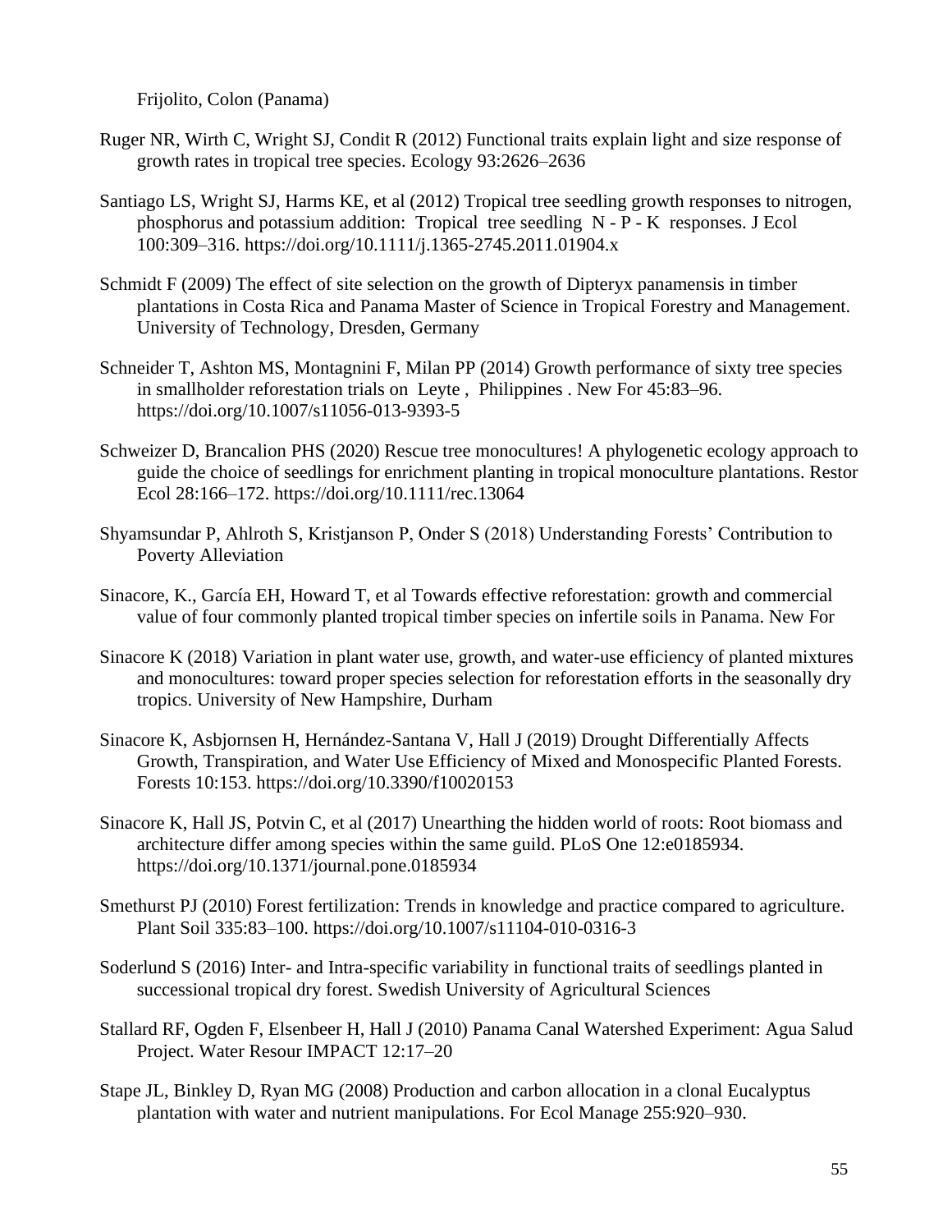Frijolito, Colon (Panama)

Ruger NR, Wirth C, Wright SJ, Condit R (2012) Functional traits explain light and size response of growth rates in tropical tree species. Ecology 93:2626–2636

Santiago LS, Wright SJ, Harms KE, et al (2012) Tropical tree seedling growth responses to nitrogen, phosphorus and potassium addition: Tropical tree seedling N - P - K responses. J Ecol 100:309–316. https://doi.org/10.1111/j.1365-2745.2011.01904.x

Schmidt F (2009) The effect of site selection on the growth of Dipteryx panamensis in timber plantations in Costa Rica and Panama Master of Science in Tropical Forestry and Management. University of Technology, Dresden, Germany

Schneider T, Ashton MS, Montagnini F, Milan PP (2014) Growth performance of sixty tree species in smallholder reforestation trials on Leyte , Philippines . New For 45:83–96. https://doi.org/10.1007/s11056-013-9393-5

Schweizer D, Brancalion PHS (2020) Rescue tree monocultures! A phylogenetic ecology approach to guide the choice of seedlings for enrichment planting in tropical monoculture plantations. Restor Ecol 28:166–172. https://doi.org/10.1111/rec.13064

Shyamsundar P, Ahlroth S, Kristjanson P, Onder S (2018) Understanding Forests' Contribution to Poverty Alleviation

Sinacore, K., García EH, Howard T, et al Towards effective reforestation: growth and commercial value of four commonly planted tropical timber species on infertile soils in Panama. New For

Sinacore K (2018) Variation in plant water use, growth, and water-use efficiency of planted mixtures and monocultures: toward proper species selection for reforestation efforts in the seasonally dry tropics. University of New Hampshire, Durham

Sinacore K, Asbjornsen H, Hernández-Santana V, Hall J (2019) Drought Differentially Affects Growth, Transpiration, and Water Use Efficiency of Mixed and Monospecific Planted Forests. Forests 10:153. https://doi.org/10.3390/f10020153

Sinacore K, Hall JS, Potvin C, et al (2017) Unearthing the hidden world of roots: Root biomass and architecture differ among species within the same guild. PLoS One 12:e0185934. https://doi.org/10.1371/journal.pone.0185934

Smethurst PJ (2010) Forest fertilization: Trends in knowledge and practice compared to agriculture. Plant Soil 335:83–100. https://doi.org/10.1007/s11104-010-0316-3

Soderlund S (2016) Inter- and Intra-specific variability in functional traits of seedlings planted in successional tropical dry forest. Swedish University of Agricultural Sciences

Stallard RF, Ogden F, Elsenbeer H, Hall J (2010) Panama Canal Watershed Experiment: Agua Salud Project. Water Resour IMPACT 12:17–20

Stape JL, Binkley D, Ryan MG (2008) Production and carbon allocation in a clonal Eucalyptus plantation with water and nutrient manipulations. For Ecol Manage 255:920–930.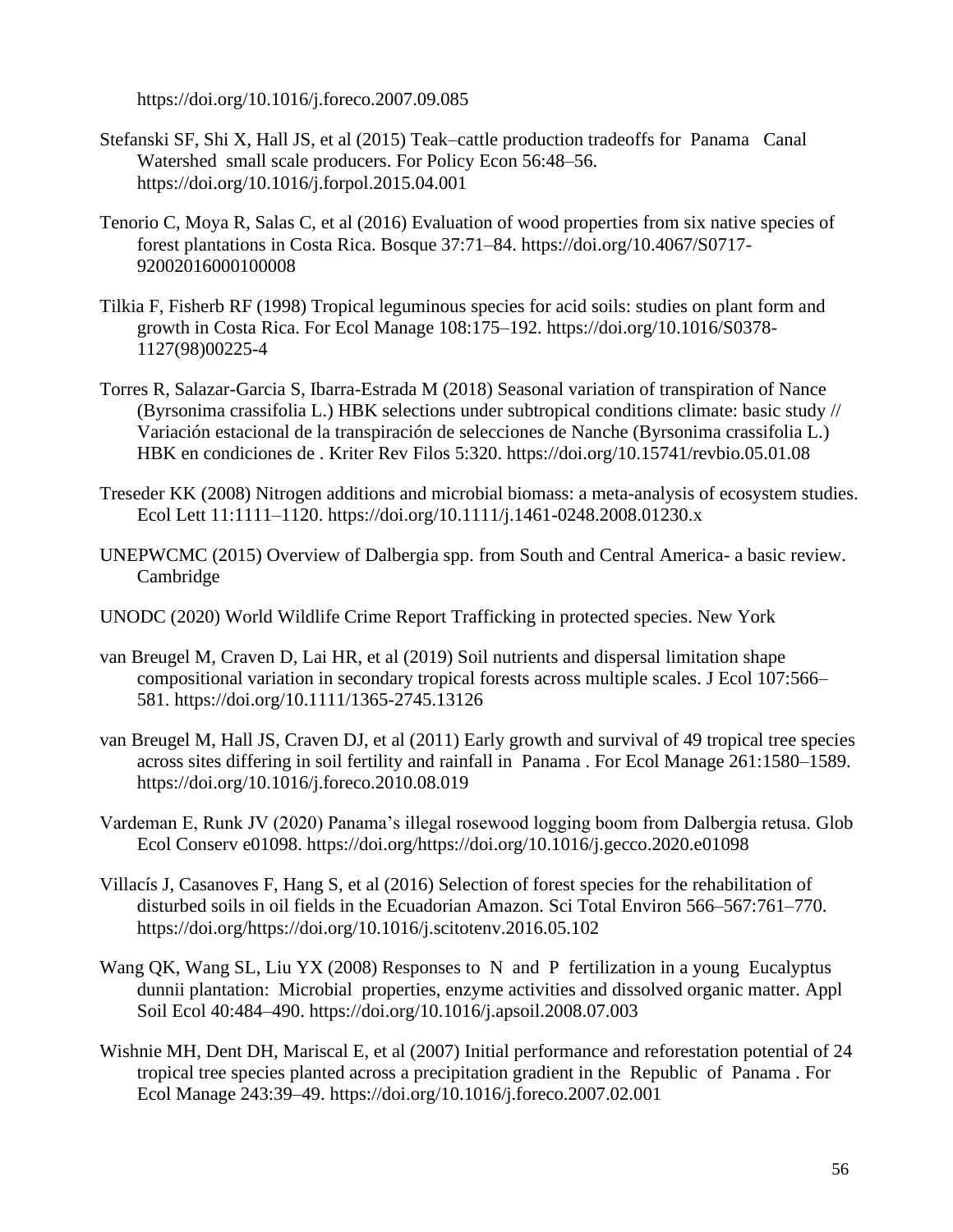https://doi.org/10.1016/j.foreco.2007.09.085

Stefanski SF, Shi X, Hall JS, et al (2015) Teak–cattle production tradeoffs for Panama Canal Watershed small scale producers. For Policy Econ 56:48–56. https://doi.org/10.1016/j.forpol.2015.04.001

Tenorio C, Moya R, Salas C, et al (2016) Evaluation of wood properties from six native species of forest plantations in Costa Rica. Bosque 37:71–84. https://doi.org/10.4067/S0717-92002016000100008

Tilkia F, Fisherb RF (1998) Tropical leguminous species for acid soils: studies on plant form and growth in Costa Rica. For Ecol Manage 108:175–192. https://doi.org/10.1016/S0378-1127(98)00225-4

Torres R, Salazar-Garcia S, Ibarra-Estrada M (2018) Seasonal variation of transpiration of Nance (Byrsonima crassifolia L.) HBK selections under subtropical conditions climate: basic study // Variación estacional de la transpiración de selecciones de Nanche (Byrsonima crassifolia L.) HBK en condiciones de . Kriter Rev Filos 5:320. https://doi.org/10.15741/revbio.05.01.08

Treseder KK (2008) Nitrogen additions and microbial biomass: a meta-analysis of ecosystem studies. Ecol Lett 11:1111–1120. https://doi.org/10.1111/j.1461-0248.2008.01230.x

UNEPWCMC (2015) Overview of Dalbergia spp. from South and Central America- a basic review. Cambridge

UNODC (2020) World Wildlife Crime Report Trafficking in protected species. New York

van Breugel M, Craven D, Lai HR, et al (2019) Soil nutrients and dispersal limitation shape compositional variation in secondary tropical forests across multiple scales. J Ecol 107:566–581. https://doi.org/10.1111/1365-2745.13126

van Breugel M, Hall JS, Craven DJ, et al (2011) Early growth and survival of 49 tropical tree species across sites differing in soil fertility and rainfall in Panama . For Ecol Manage 261:1580–1589. https://doi.org/10.1016/j.foreco.2010.08.019

Vardeman E, Runk JV (2020) Panama's illegal rosewood logging boom from Dalbergia retusa. Glob Ecol Conserv e01098. https://doi.org/https://doi.org/10.1016/j.gecco.2020.e01098

Villacís J, Casanoves F, Hang S, et al (2016) Selection of forest species for the rehabilitation of disturbed soils in oil fields in the Ecuadorian Amazon. Sci Total Environ 566–567:761–770. https://doi.org/https://doi.org/10.1016/j.scitotenv.2016.05.102

Wang QK, Wang SL, Liu YX (2008) Responses to N and P fertilization in a young Eucalyptus dunnii plantation: Microbial properties, enzyme activities and dissolved organic matter. Appl Soil Ecol 40:484–490. https://doi.org/10.1016/j.apsoil.2008.07.003

Wishnie MH, Dent DH, Mariscal E, et al (2007) Initial performance and reforestation potential of 24 tropical tree species planted across a precipitation gradient in the Republic of Panama . For Ecol Manage 243:39–49. https://doi.org/10.1016/j.foreco.2007.02.001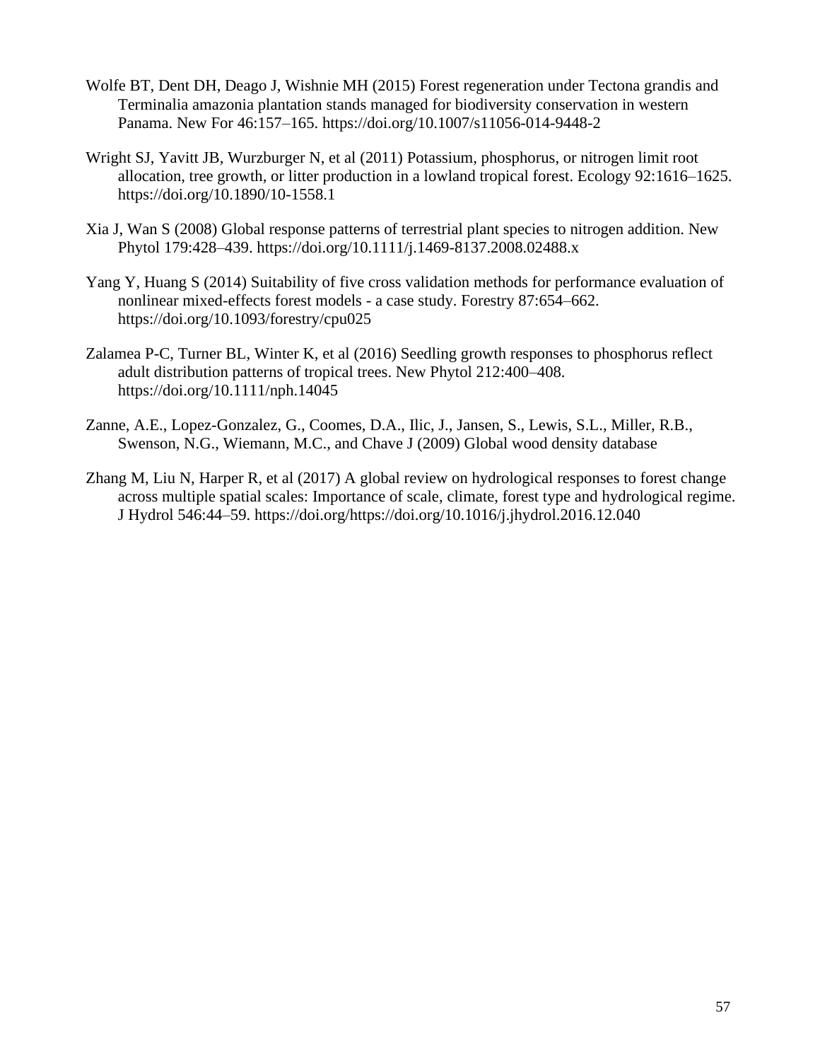Wolfe BT, Dent DH, Deago J, Wishnie MH (2015) Forest regeneration under Tectona grandis and Terminalia amazonia plantation stands managed for biodiversity conservation in western Panama. New For 46:157–165. https://doi.org/10.1007/s11056-014-9448-2

Wright SJ, Yavitt JB, Wurzburger N, et al (2011) Potassium, phosphorus, or nitrogen limit root allocation, tree growth, or litter production in a lowland tropical forest. Ecology 92:1616–1625. https://doi.org/10.1890/10-1558.1

Xia J, Wan S (2008) Global response patterns of terrestrial plant species to nitrogen addition. New Phytol 179:428–439. https://doi.org/10.1111/j.1469-8137.2008.02488.x

Yang Y, Huang S (2014) Suitability of five cross validation methods for performance evaluation of nonlinear mixed-effects forest models - a case study. Forestry 87:654–662. https://doi.org/10.1093/forestry/cpu025

Zalamea P-C, Turner BL, Winter K, et al (2016) Seedling growth responses to phosphorus reflect adult distribution patterns of tropical trees. New Phytol 212:400–408. https://doi.org/10.1111/nph.14045

Zanne, A.E., Lopez-Gonzalez, G., Coomes, D.A., Ilic, J., Jansen, S., Lewis, S.L., Miller, R.B., Swenson, N.G., Wiemann, M.C., and Chave J (2009) Global wood density database

Zhang M, Liu N, Harper R, et al (2017) A global review on hydrological responses to forest change across multiple spatial scales: Importance of scale, climate, forest type and hydrological regime. J Hydrol 546:44–59. https://doi.org/https://doi.org/10.1016/j.jhydrol.2016.12.040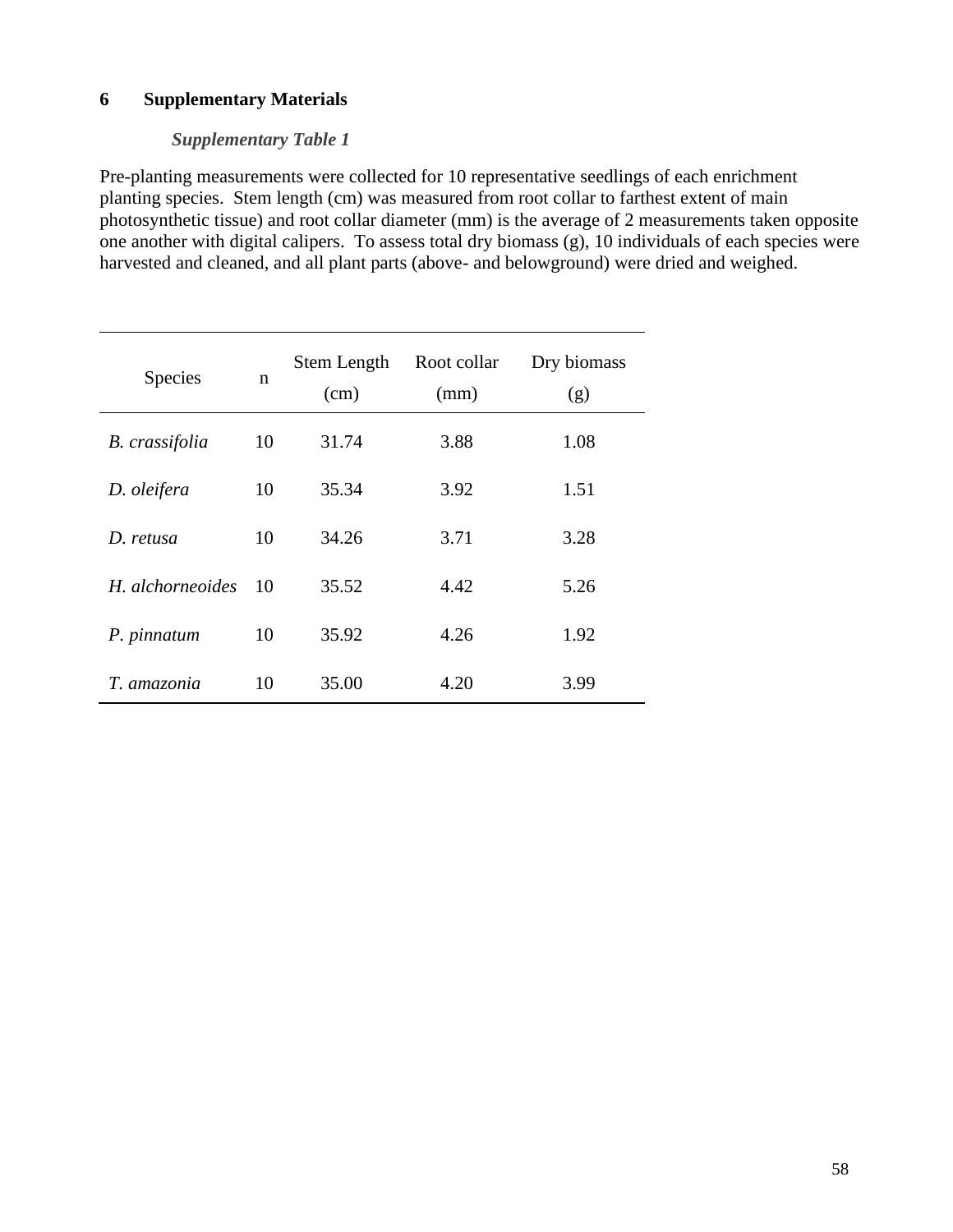# 6 Supplementary Materials

***Supplementary Table 1***

Pre-planting measurements were collected for 10 representative seedlings of each enrichment planting species. Stem length (cm) was measured from root collar to farthest extent of main photosynthetic tissue) and root collar diameter (mm) is the average of 2 measurements taken opposite one another with digital calipers. To assess total dry biomass (g), 10 individuals of each species were harvested and cleaned, and all plant parts (above- and belowground) were dried and weighed.

| Species | n | Stem Length (cm) | Root collar (mm) | Dry biomass (g) |
|---|---|---|---|---|
| *B. crassifolia* | 10 | 31.74 | 3.88 | 1.08 |
| *D. oleifera* | 10 | 35.34 | 3.92 | 1.51 |
| *D. retusa* | 10 | 34.26 | 3.71 | 3.28 |
| *H. alchorneoides* | 10 | 35.52 | 4.42 | 5.26 |
| *P. pinnatum* | 10 | 35.92 | 4.26 | 1.92 |
| *T. amazonia* | 10 | 35.00 | 4.20 | 3.99 |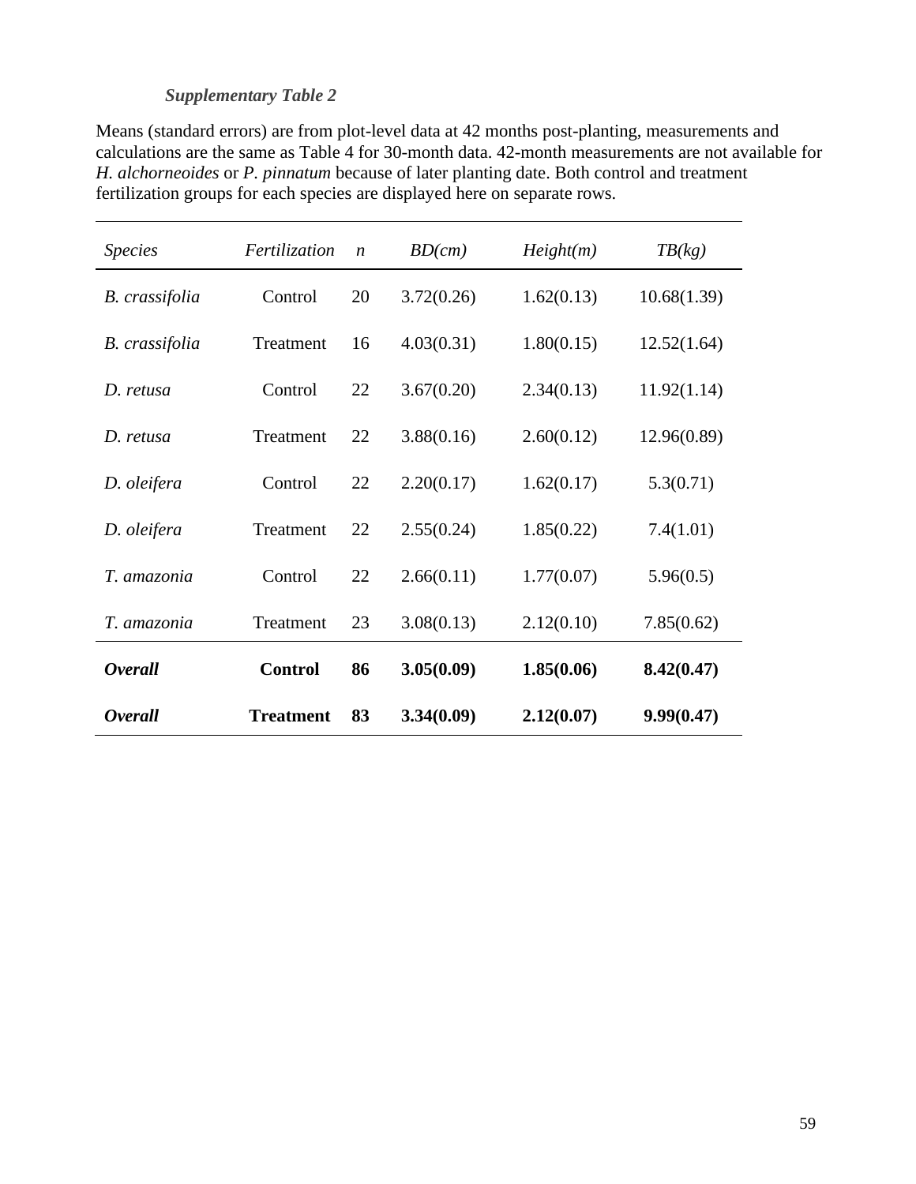***Supplementary Table 2***

Means (standard errors) are from plot-level data at 42 months post-planting, measurements and calculations are the same as Table 4 for 30-month data. 42-month measurements are not available for *H. alchorneoides* or *P. pinnatum* because of later planting date. Both control and treatment fertilization groups for each species are displayed here on separate rows.

| *Species* | *Fertilization* | *n* | *BD(cm)* | *Height(m)* | *TB(kg)* |
|---|---|---|---|---|---|
| *B. crassifolia* | Control | 20 | 3.72(0.26) | 1.62(0.13) | 10.68(1.39) |
| *B. crassifolia* | Treatment | 16 | 4.03(0.31) | 1.80(0.15) | 12.52(1.64) |
| *D. retusa* | Control | 22 | 3.67(0.20) | 2.34(0.13) | 11.92(1.14) |
| *D. retusa* | Treatment | 22 | 3.88(0.16) | 2.60(0.12) | 12.96(0.89) |
| *D. oleifera* | Control | 22 | 2.20(0.17) | 1.62(0.17) | 5.3(0.71) |
| *D. oleifera* | Treatment | 22 | 2.55(0.24) | 1.85(0.22) | 7.4(1.01) |
| *T. amazonia* | Control | 22 | 2.66(0.11) | 1.77(0.07) | 5.96(0.5) |
| *T. amazonia* | Treatment | 23 | 3.08(0.13) | 2.12(0.10) | 7.85(0.62) |
| ***Overall*** | **Control** | **86** | **3.05(0.09)** | **1.85(0.06)** | **8.42(0.47)** |
| ***Overall*** | **Treatment** | **83** | **3.34(0.09)** | **2.12(0.07)** | **9.99(0.47)** |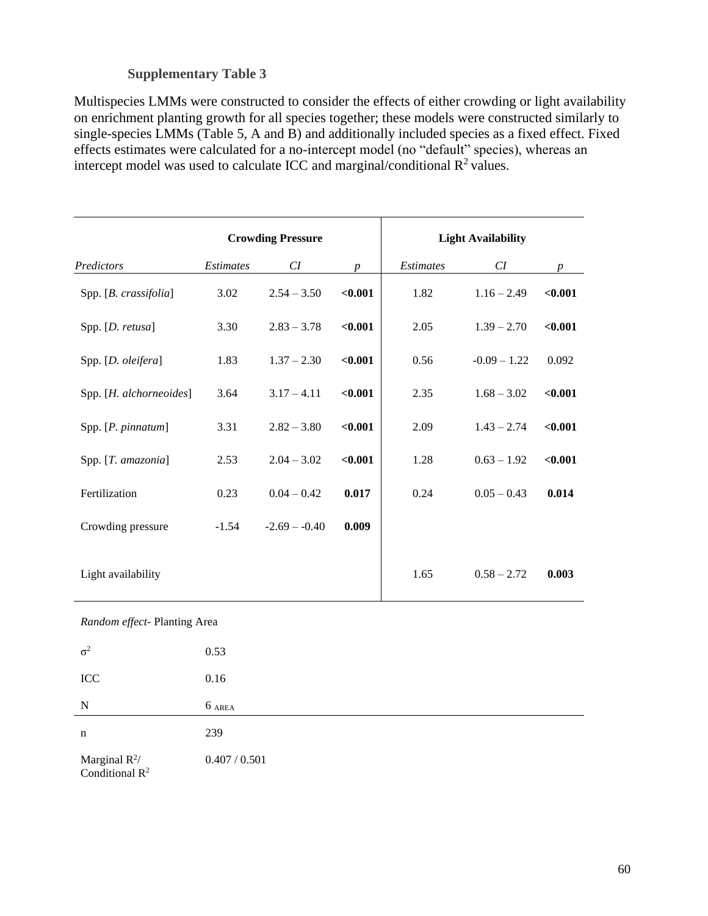**Supplementary Table 3**

Multispecies LMMs were constructed to consider the effects of either crowding or light availability on enrichment planting growth for all species together; these models were constructed similarly to single-species LMMs (Table 5, A and B) and additionally included species as a fixed effect. Fixed effects estimates were calculated for a no-intercept model (no "default" species), whereas an intercept model was used to calculate ICC and marginal/conditional $R^2$ values.

| | Crowding Pressure | | | Light Availability | | |
|---|---|---|---|---|---|---|
| *Predictors* | *Estimates* | *CI* | *p* | *Estimates* | *CI* | *p* |
| Spp. [*B. crassifolia*] | 3.02 | 2.54 – 3.50 | **<0.001** | 1.82 | 1.16 – 2.49 | **<0.001** |
| Spp. [*D. retusa*] | 3.30 | 2.83 – 3.78 | **<0.001** | 2.05 | 1.39 – 2.70 | **<0.001** |
| Spp. [*D. oleifera*] | 1.83 | 1.37 – 2.30 | **<0.001** | 0.56 | -0.09 – 1.22 | 0.092 |
| Spp. [*H. alchorneoides*] | 3.64 | 3.17 – 4.11 | **<0.001** | 2.35 | 1.68 – 3.02 | **<0.001** |
| Spp. [*P. pinnatum*] | 3.31 | 2.82 – 3.80 | **<0.001** | 2.09 | 1.43 – 2.74 | **<0.001** |
| Spp. [*T. amazonia*] | 2.53 | 2.04 – 3.02 | **<0.001** | 1.28 | 0.63 – 1.92 | **<0.001** |
| Fertilization | 0.23 | 0.04 – 0.42 | **0.017** | 0.24 | 0.05 – 0.43 | **0.014** |
| Crowding pressure | -1.54 | -2.69 – -0.40 | **0.009** | | | |
| Light availability | | | | 1.65 | 0.58 – 2.72 | **0.003** |
| *Random effect*- Planting Area | | | | | | |
| $\sigma^2$ | 0.53 | | | | | |
| ICC | 0.16 | | | | | |
| N | 6 AREA | | | | | |
| n | 239 | | | | | |
| Marginal $R^2$/ Conditional $R^2$ | 0.407 / 0.501 | | | | | |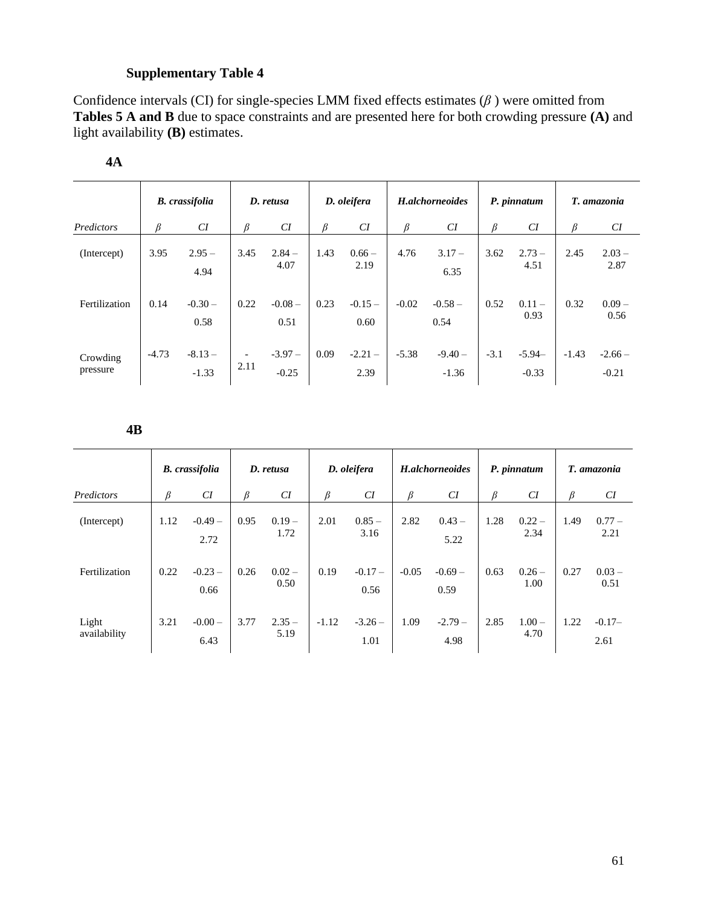### Supplementary Table 4

Confidence intervals (CI) for single-species LMM fixed effects estimates ($\beta$) were omitted from **Tables 5 A and B** due to space constraints and are presented here for both crowding pressure **(A)** and light availability **(B)** estimates.

**4A**

| | ***B. crassifolia*** | | ***D. retusa*** | | ***D. oleifera*** | | ***H.alchorneoides*** | | ***P. pinnatum*** | | ***T. amazonia*** | |
|---|---|---|---|---|---|---|---|---|---|---|---|---|
| *Predictors* | $\beta$ | *CI* | $\beta$ | *CI* | $\beta$ | *CI* | $\beta$ | *CI* | $\beta$ | *CI* | $\beta$ | *CI* |
| (Intercept) | 3.95 | 2.95 – 4.94 | 3.45 | 2.84 – 4.07 | 1.43 | 0.66 – 2.19 | 4.76 | 3.17 – 6.35 | 3.62 | 2.73 – 4.51 | 2.45 | 2.03 – 2.87 |
| Fertilization | 0.14 | -0.30 – 0.58 | 0.22 | -0.08 – 0.51 | 0.23 | -0.15 – 0.60 | -0.02 | -0.58 – 0.54 | 0.52 | 0.11 – 0.93 | 0.32 | 0.09 – 0.56 |
| Crowding pressure | -4.73 | -8.13 – -1.33 | - 2.11 | -3.97 – -0.25 | 0.09 | -2.21 – 2.39 | -5.38 | -9.40 – -1.36 | -3.1 | -5.94– -0.33 | -1.43 | -2.66 – -0.21 |

**4B**

| | ***B. crassifolia*** | | ***D. retusa*** | | ***D. oleifera*** | | ***H.alchorneoides*** | | ***P. pinnatum*** | | ***T. amazonia*** | |
|---|---|---|---|---|---|---|---|---|---|---|---|---|
| *Predictors* | $\beta$ | *CI* | $\beta$ | *CI* | $\beta$ | *CI* | $\beta$ | *CI* | $\beta$ | *CI* | $\beta$ | *CI* |
| (Intercept) | 1.12 | -0.49 – 2.72 | 0.95 | 0.19 – 1.72 | 2.01 | 0.85 – 3.16 | 2.82 | 0.43 – 5.22 | 1.28 | 0.22 – 2.34 | 1.49 | 0.77 – 2.21 |
| Fertilization | 0.22 | -0.23 – 0.66 | 0.26 | 0.02 – 0.50 | 0.19 | -0.17 – 0.56 | -0.05 | -0.69 – 0.59 | 0.63 | 0.26 – 1.00 | 0.27 | 0.03 – 0.51 |
| Light availability | 3.21 | -0.00 – 6.43 | 3.77 | 2.35 – 5.19 | -1.12 | -3.26 – 1.01 | 1.09 | -2.79 – 4.98 | 2.85 | 1.00 – 4.70 | 1.22 | -0.17– 2.61 |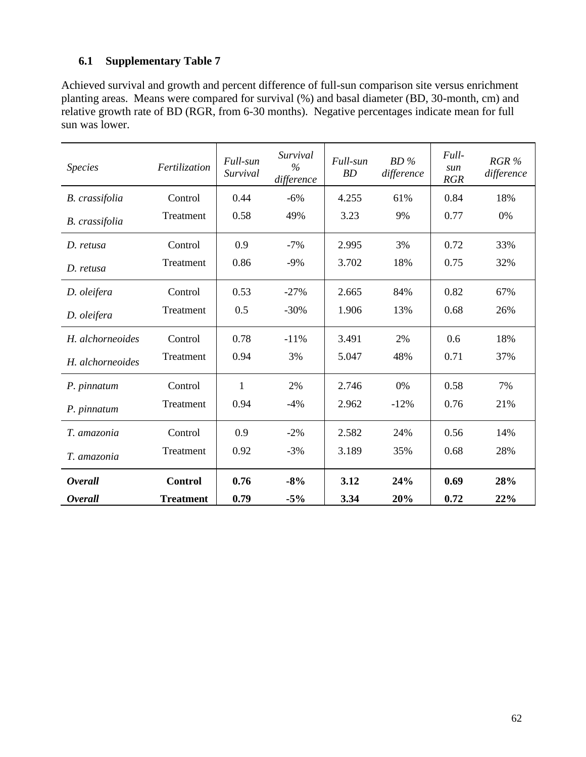### 6.1 Supplementary Table 7

Achieved survival and growth and percent difference of full-sun comparison site versus enrichment planting areas. Means were compared for survival (%) and basal diameter (BD, 30-month, cm) and relative growth rate of BD (RGR, from 6-30 months). Negative percentages indicate mean for full sun was lower.

| *Species* | *Fertilization* | *Full-sun Survival* | *Survival % difference* | *Full-sun BD* | *BD % difference* | *Full-sun RGR* | *RGR % difference* |
|---|---|---|---|---|---|---|---|
| *B. crassifolia* | Control | 0.44 | -6% | 4.255 | 61% | 0.84 | 18% |
| *B. crassifolia* | Treatment | 0.58 | 49% | 3.23 | 9% | 0.77 | 0% |
| *D. retusa* | Control | 0.9 | -7% | 2.995 | 3% | 0.72 | 33% |
| *D. retusa* | Treatment | 0.86 | -9% | 3.702 | 18% | 0.75 | 32% |
| *D. oleifera* | Control | 0.53 | -27% | 2.665 | 84% | 0.82 | 67% |
| *D. oleifera* | Treatment | 0.5 | -30% | 1.906 | 13% | 0.68 | 26% |
| *H. alchorneoides* | Control | 0.78 | -11% | 3.491 | 2% | 0.6 | 18% |
| *H. alchorneoides* | Treatment | 0.94 | 3% | 5.047 | 48% | 0.71 | 37% |
| *P. pinnatum* | Control | 1 | 2% | 2.746 | 0% | 0.58 | 7% |
| *P. pinnatum* | Treatment | 0.94 | -4% | 2.962 | -12% | 0.76 | 21% |
| *T. amazonia* | Control | 0.9 | -2% | 2.582 | 24% | 0.56 | 14% |
| *T. amazonia* | Treatment | 0.92 | -3% | 3.189 | 35% | 0.68 | 28% |
| ***Overall*** | **Control** | **0.76** | **-8%** | **3.12** | **24%** | **0.69** | **28%** |
| ***Overall*** | **Treatment** | **0.79** | **-5%** | **3.34** | **20%** | **0.72** | **22%** |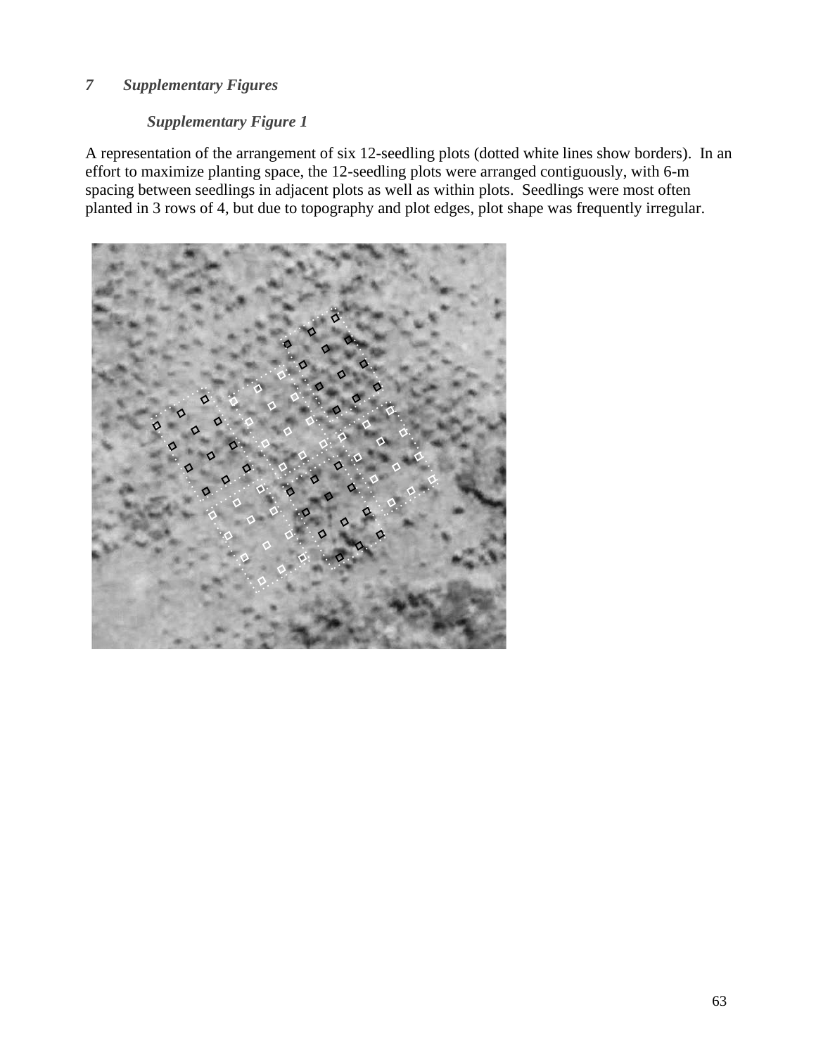## *7 Supplementary Figures*

### *Supplementary Figure 1*

A representation of the arrangement of six 12-seedling plots (dotted white lines show borders). In an effort to maximize planting space, the 12-seedling plots were arranged contiguously, with 6-m spacing between seedlings in adjacent plots as well as within plots. Seedlings were most often planted in 3 rows of 4, but due to topography and plot edges, plot shape was frequently irregular.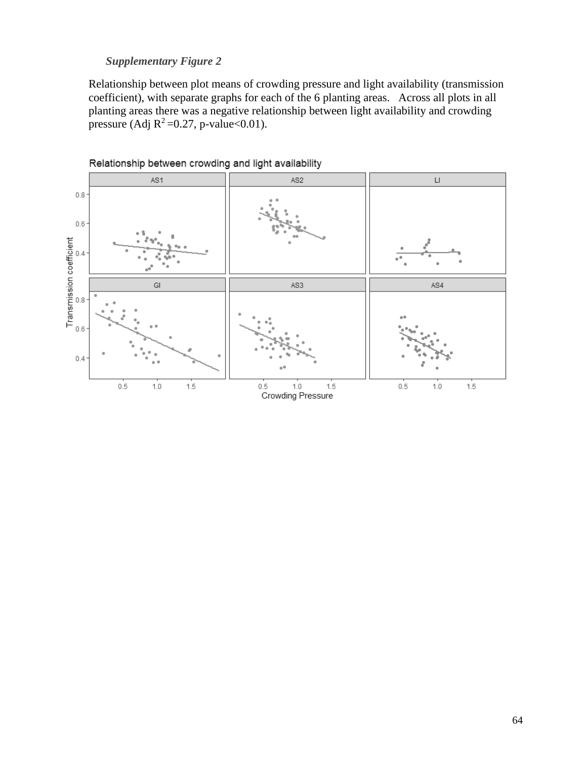*Supplementary Figure 2*

Relationship between plot means of crowding pressure and light availability (transmission coefficient), with separate graphs for each of the 6 planting areas. Across all plots in all planting areas there was a negative relationship between light availability and crowding pressure (Adj $R^2$ =0.27, p-value<0.01).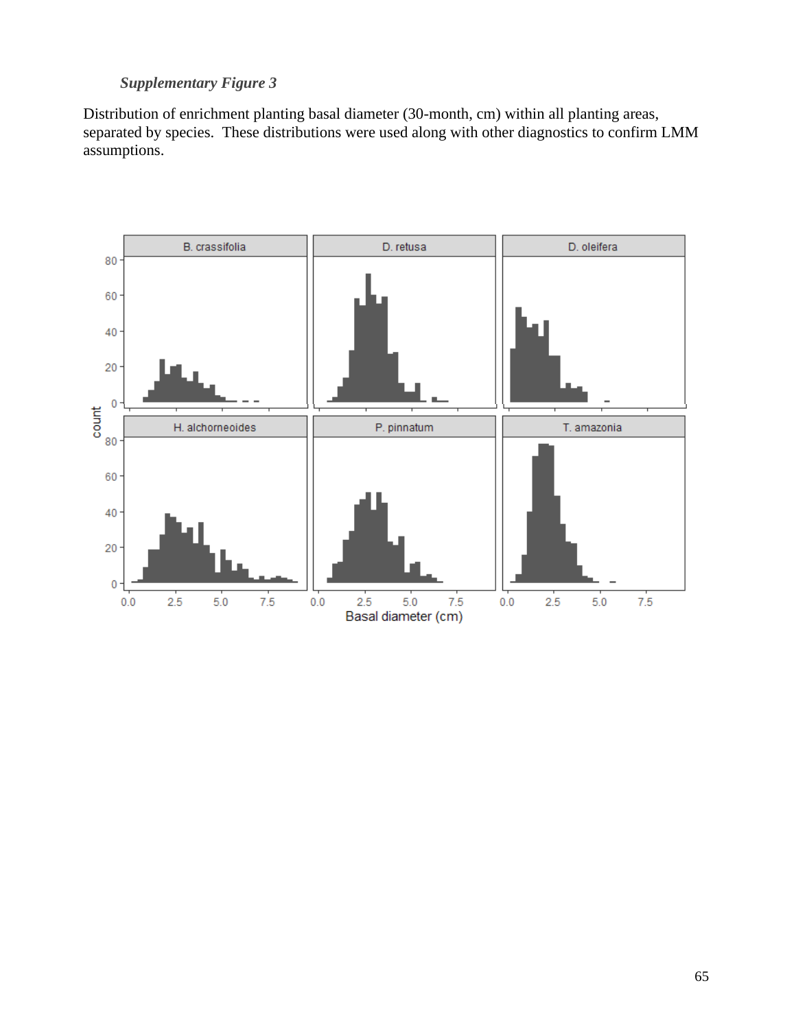*Supplementary Figure 3*

Distribution of enrichment planting basal diameter (30-month, cm) within all planting areas, separated by species. These distributions were used along with other diagnostics to confirm LMM assumptions.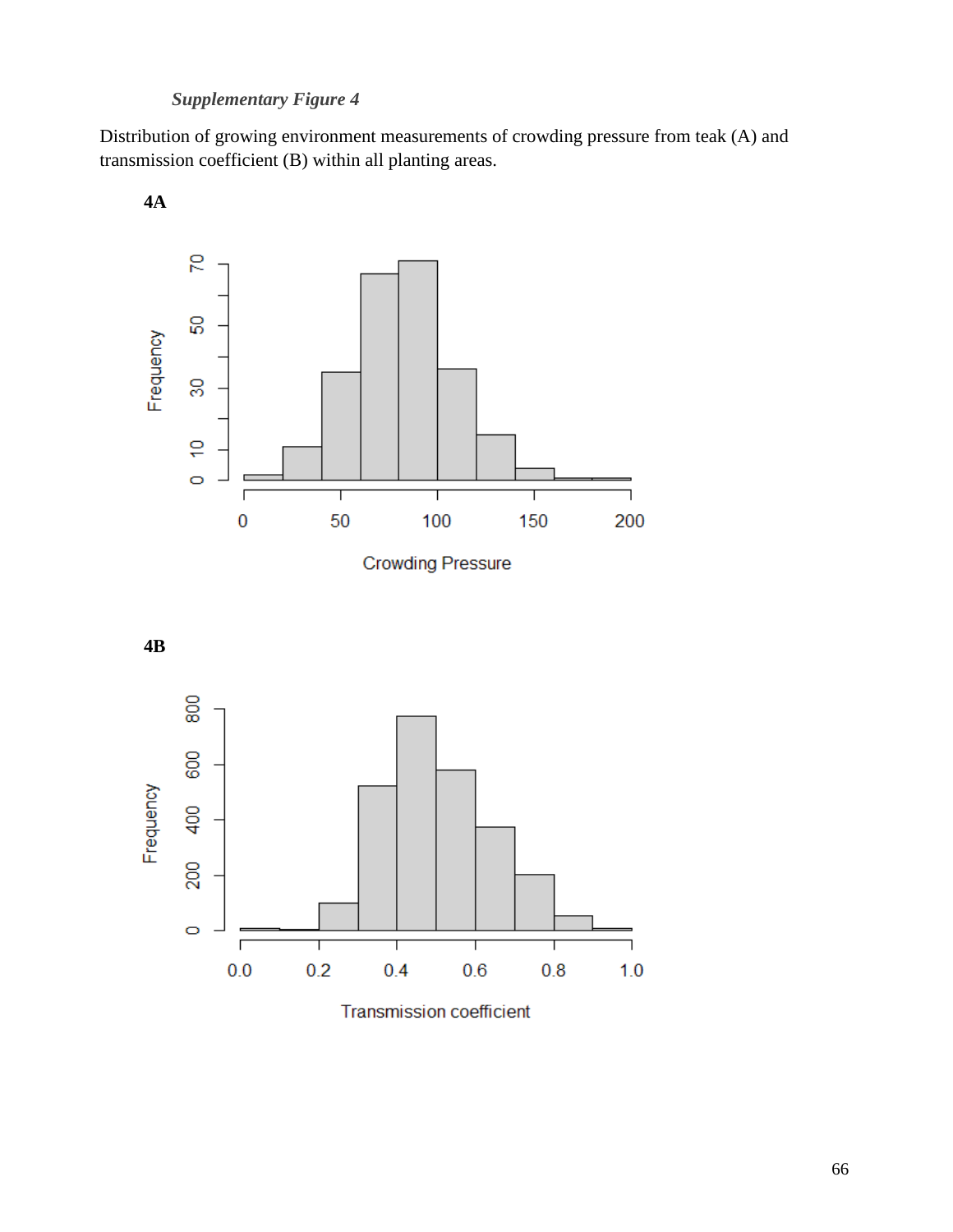*Supplementary Figure 4*

Distribution of growing environment measurements of crowding pressure from teak (A) and transmission coefficient (B) within all planting areas.

**4A**

**4B**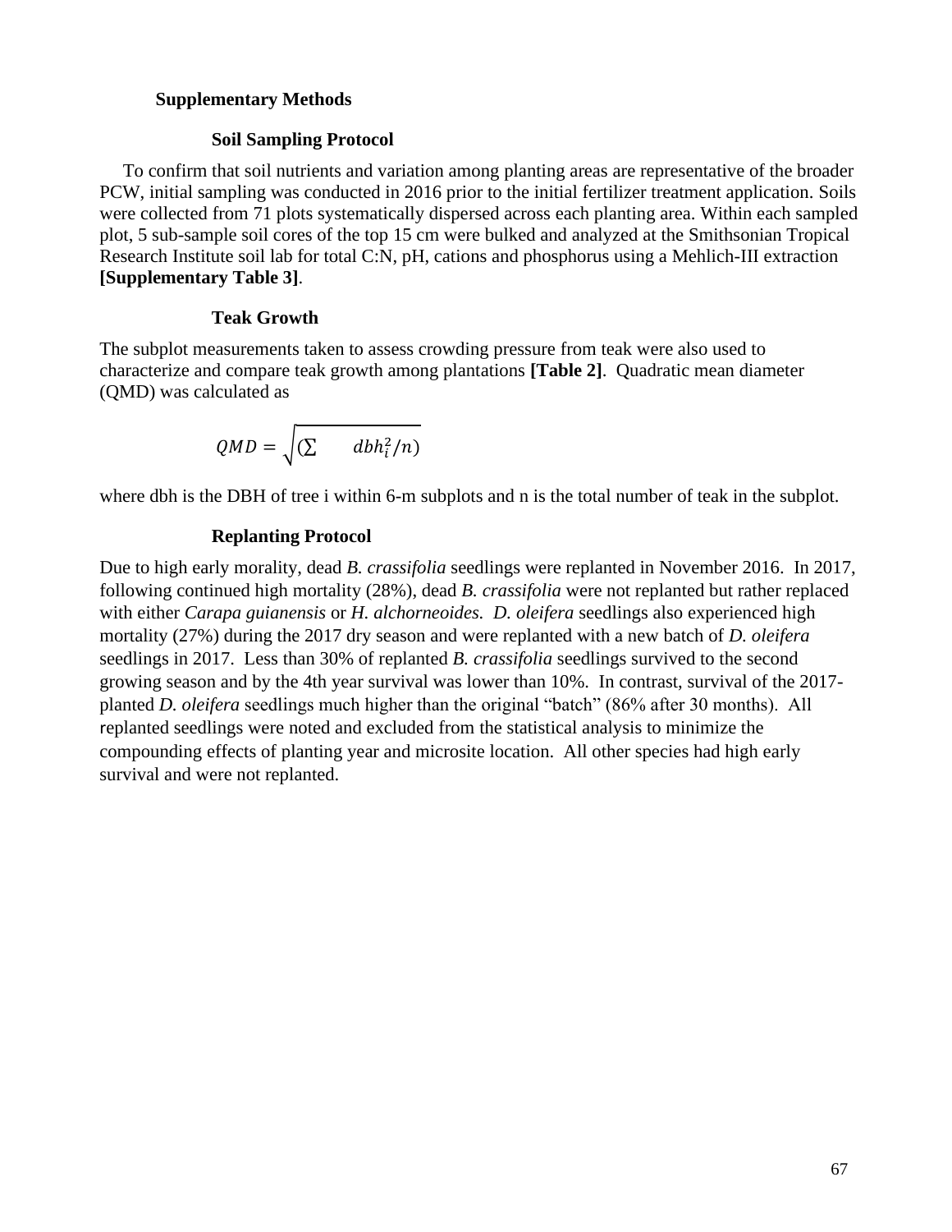## Supplementary Methods

### Soil Sampling Protocol

To confirm that soil nutrients and variation among planting areas are representative of the broader PCW, initial sampling was conducted in 2016 prior to the initial fertilizer treatment application. Soils were collected from 71 plots systematically dispersed across each planting area. Within each sampled plot, 5 sub-sample soil cores of the top 15 cm were bulked and analyzed at the Smithsonian Tropical Research Institute soil lab for total C:N, pH, cations and phosphorus using a Mehlich-III extraction **[Supplementary Table 3]**.

### Teak Growth

The subplot measurements taken to assess crowding pressure from teak were also used to characterize and compare teak growth among plantations **[Table 2]**. Quadratic mean diameter (QMD) was calculated as

$$QMD = \sqrt{(\sum \quad dbh_i^2/n)}$$

where dbh is the DBH of tree i within 6-m subplots and n is the total number of teak in the subplot.

### Replanting Protocol

Due to high early morality, dead *B. crassifolia* seedlings were replanted in November 2016. In 2017, following continued high mortality (28%), dead *B. crassifolia* were not replanted but rather replaced with either *Carapa guianensis* or *H. alchorneoides*. *D. oleifera* seedlings also experienced high mortality (27%) during the 2017 dry season and were replanted with a new batch of *D. oleifera* seedlings in 2017. Less than 30% of replanted *B. crassifolia* seedlings survived to the second growing season and by the 4th year survival was lower than 10%. In contrast, survival of the 2017-planted *D. oleifera* seedlings much higher than the original “batch” (86% after 30 months). All replanted seedlings were noted and excluded from the statistical analysis to minimize the compounding effects of planting year and microsite location. All other species had high early survival and were not replanted.